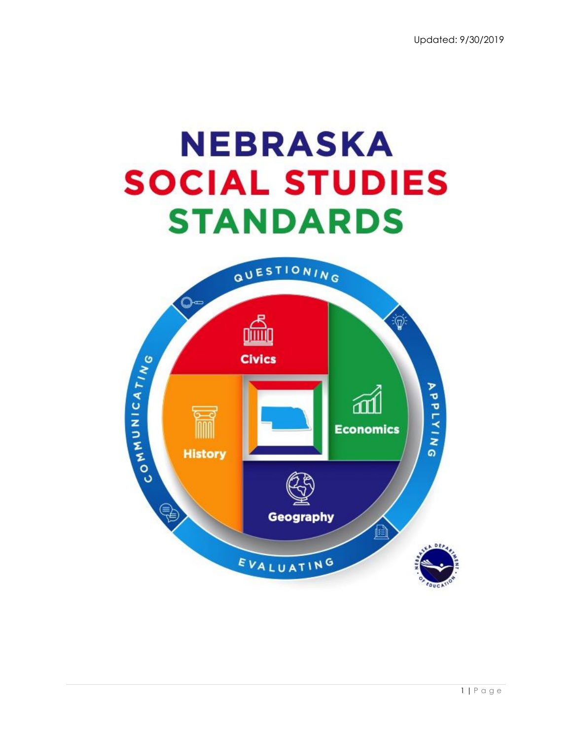Updated: 9/30/2019

# NEBRASKA SOCIAL STUDIES STANDARDS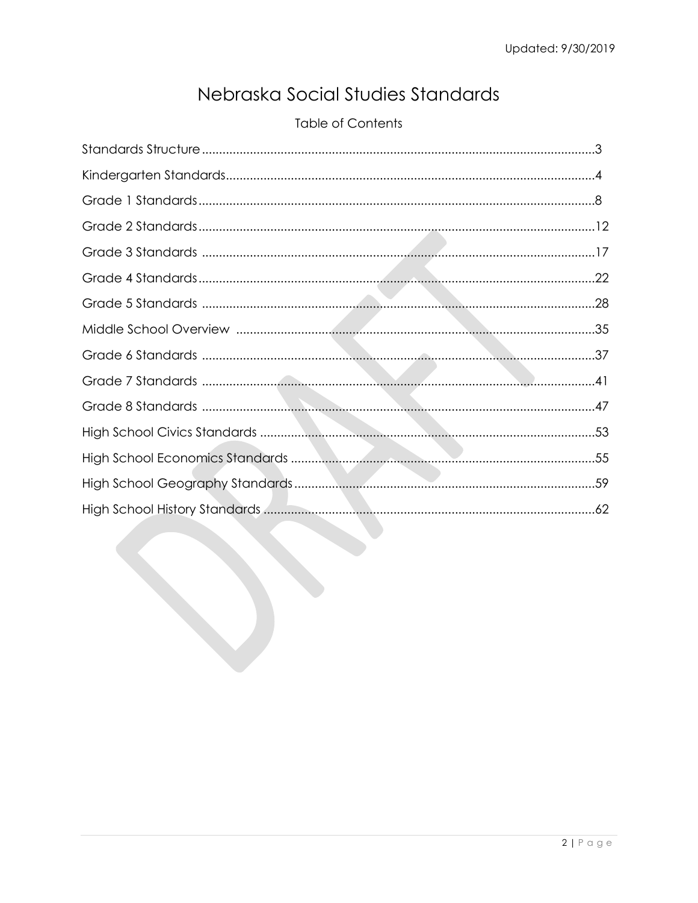# Nebraska Social Studies Standards

## Table of Contents

| Section | Page |
| --- | --- |
| Standards Structure | 3 |
| Kindergarten Standards | 4 |
| Grade 1 Standards | 8 |
| Grade 2 Standards | 12 |
| Grade 3 Standards | 17 |
| Grade 4 Standards | 22 |
| Grade 5 Standards | 28 |
| Middle School Overview | 35 |
| Grade 6 Standards | 37 |
| Grade 7 Standards | 41 |
| Grade 8 Standards | 47 |
| High School Civics Standards | 53 |
| High School Economics Standards | 55 |
| High School Geography Standards | 59 |
| High School History Standards | 62 |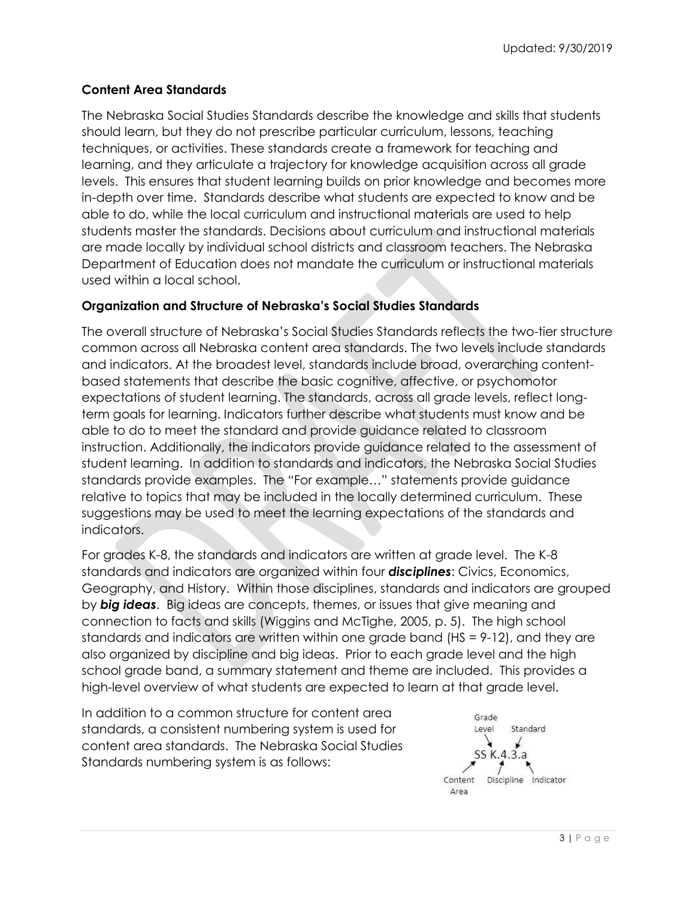## Content Area Standards

The Nebraska Social Studies Standards describe the knowledge and skills that students should learn, but they do not prescribe particular curriculum, lessons, teaching techniques, or activities. These standards create a framework for teaching and learning, and they articulate a trajectory for knowledge acquisition across all grade levels. This ensures that student learning builds on prior knowledge and becomes more in-depth over time. Standards describe what students are expected to know and be able to do, while the local curriculum and instructional materials are used to help students master the standards. Decisions about curriculum and instructional materials are made locally by individual school districts and classroom teachers. The Nebraska Department of Education does not mandate the curriculum or instructional materials used within a local school.

## Organization and Structure of Nebraska's Social Studies Standards

The overall structure of Nebraska's Social Studies Standards reflects the two-tier structure common across all Nebraska content area standards. The two levels include standards and indicators. At the broadest level, standards include broad, overarching content-based statements that describe the basic cognitive, affective, or psychomotor expectations of student learning. The standards, across all grade levels, reflect long-term goals for learning. Indicators further describe what students must know and be able to do to meet the standard and provide guidance related to classroom instruction. Additionally, the indicators provide guidance related to the assessment of student learning. In addition to standards and indicators, the Nebraska Social Studies standards provide examples. The "For example…" statements provide guidance relative to topics that may be included in the locally determined curriculum. These suggestions may be used to meet the learning expectations of the standards and indicators.

For grades K-8, the standards and indicators are written at grade level. The K-8 standards and indicators are organized within four ***disciplines***: Civics, Economics, Geography, and History. Within those disciplines, standards and indicators are grouped by ***big ideas***. Big ideas are concepts, themes, or issues that give meaning and connection to facts and skills (Wiggins and McTighe, 2005, p. 5). The high school standards and indicators are written within one grade band (HS = 9-12), and they are also organized by discipline and big ideas. Prior to each grade level and the high school grade band, a summary statement and theme are included. This provides a high-level overview of what students are expected to learn at that grade level.

In addition to a common structure for content area standards, a consistent numbering system is used for content area standards. The Nebraska Social Studies Standards numbering system is as follows:

SS K.4.3.a

- SS — Content Area
- K — Grade Level
- 4 — Discipline
- 3 — Standard
- a — Indicator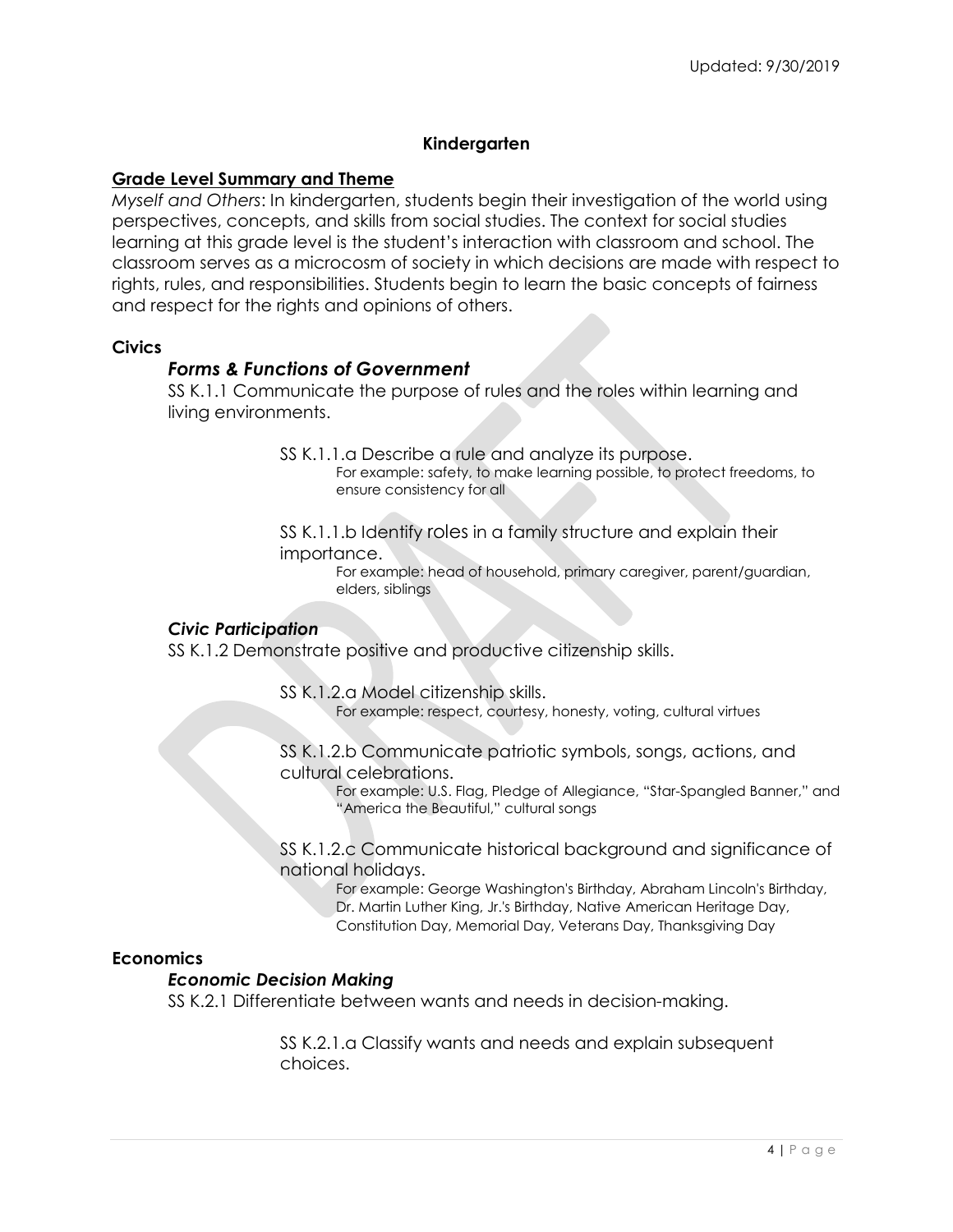## Kindergarten

**Grade Level Summary and Theme**

*Myself and Others*: In kindergarten, students begin their investigation of the world using perspectives, concepts, and skills from social studies. The context for social studies learning at this grade level is the student's interaction with classroom and school. The classroom serves as a microcosm of society in which decisions are made with respect to rights, rules, and responsibilities. Students begin to learn the basic concepts of fairness and respect for the rights and opinions of others.

### Civics

#### *Forms & Functions of Government*

SS K.1.1 Communicate the purpose of rules and the roles within learning and living environments.

SS K.1.1.a Describe a rule and analyze its purpose.
For example: safety, to make learning possible, to protect freedoms, to ensure consistency for all

SS K.1.1.b Identify roles in a family structure and explain their importance.
For example: head of household, primary caregiver, parent/guardian, elders, siblings

#### *Civic Participation*

SS K.1.2 Demonstrate positive and productive citizenship skills.

SS K.1.2.a Model citizenship skills.
For example: respect, courtesy, honesty, voting, cultural virtues

SS K.1.2.b Communicate patriotic symbols, songs, actions, and cultural celebrations.
For example: U.S. Flag, Pledge of Allegiance, "Star-Spangled Banner," and "America the Beautiful," cultural songs

SS K.1.2.c Communicate historical background and significance of national holidays.
For example: George Washington's Birthday, Abraham Lincoln's Birthday, Dr. Martin Luther King, Jr.'s Birthday, Native American Heritage Day, Constitution Day, Memorial Day, Veterans Day, Thanksgiving Day

### Economics

#### *Economic Decision Making*

SS K.2.1 Differentiate between wants and needs in decision-making.

SS K.2.1.a Classify wants and needs and explain subsequent choices.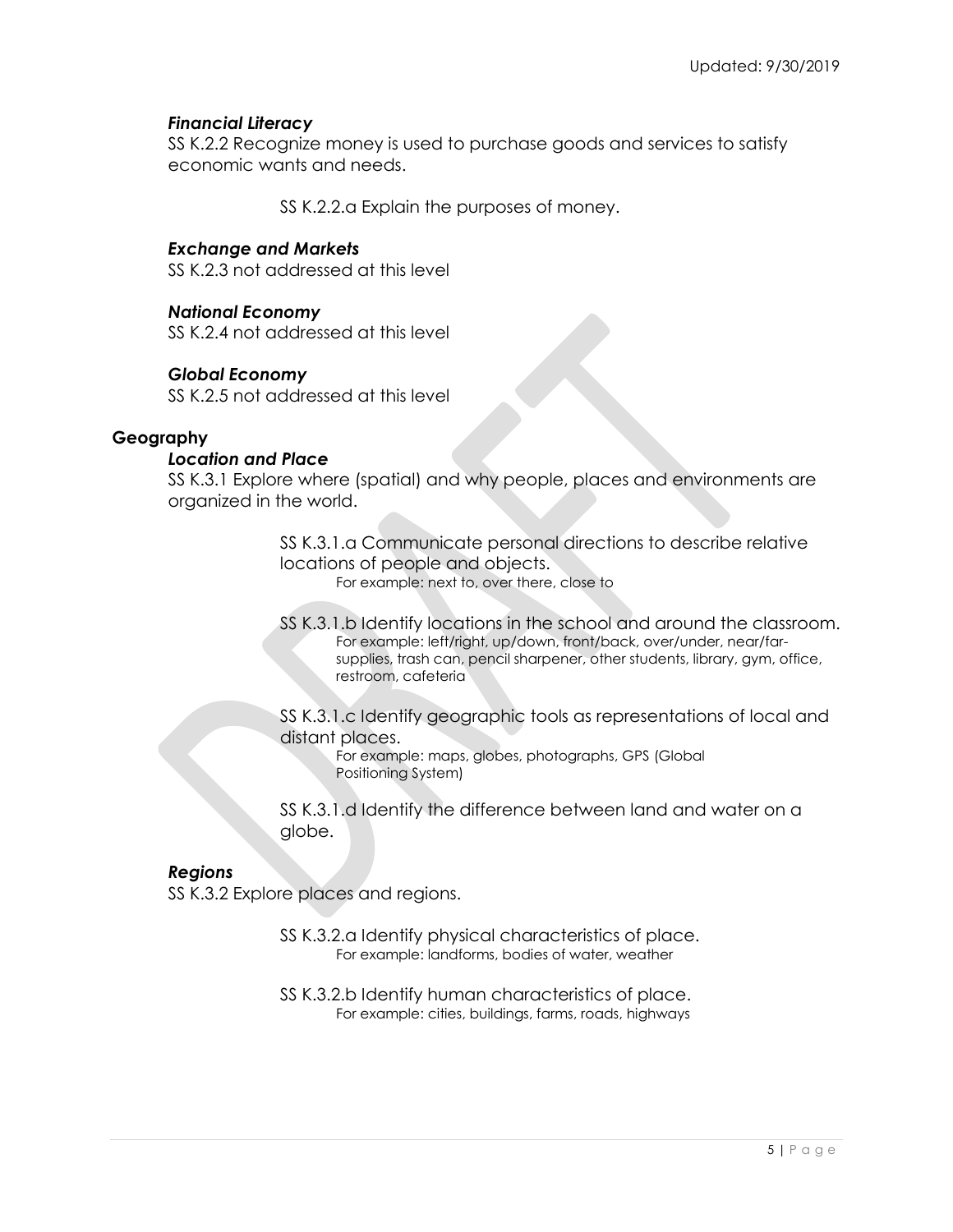### *Financial Literacy*

SS K.2.2 Recognize money is used to purchase goods and services to satisfy economic wants and needs.

> SS K.2.2.a Explain the purposes of money.

### *Exchange and Markets*

SS K.2.3 not addressed at this level

### *National Economy*

SS K.2.4 not addressed at this level

### *Global Economy*

SS K.2.5 not addressed at this level

## Geography

### *Location and Place*

SS K.3.1 Explore where (spatial) and why people, places and environments are organized in the world.

> SS K.3.1.a Communicate personal directions to describe relative locations of people and objects.
> For example: next to, over there, close to
>
> SS K.3.1.b Identify locations in the school and around the classroom.
> For example: left/right, up/down, front/back, over/under, near/far- supplies, trash can, pencil sharpener, other students, library, gym, office, restroom, cafeteria
>
> SS K.3.1.c Identify geographic tools as representations of local and distant places.
> For example: maps, globes, photographs, GPS (Global Positioning System)
>
> SS K.3.1.d Identify the difference between land and water on a globe.

### *Regions*

SS K.3.2 Explore places and regions.

> SS K.3.2.a Identify physical characteristics of place.
> For example: landforms, bodies of water, weather
>
> SS K.3.2.b Identify human characteristics of place.
> For example: cities, buildings, farms, roads, highways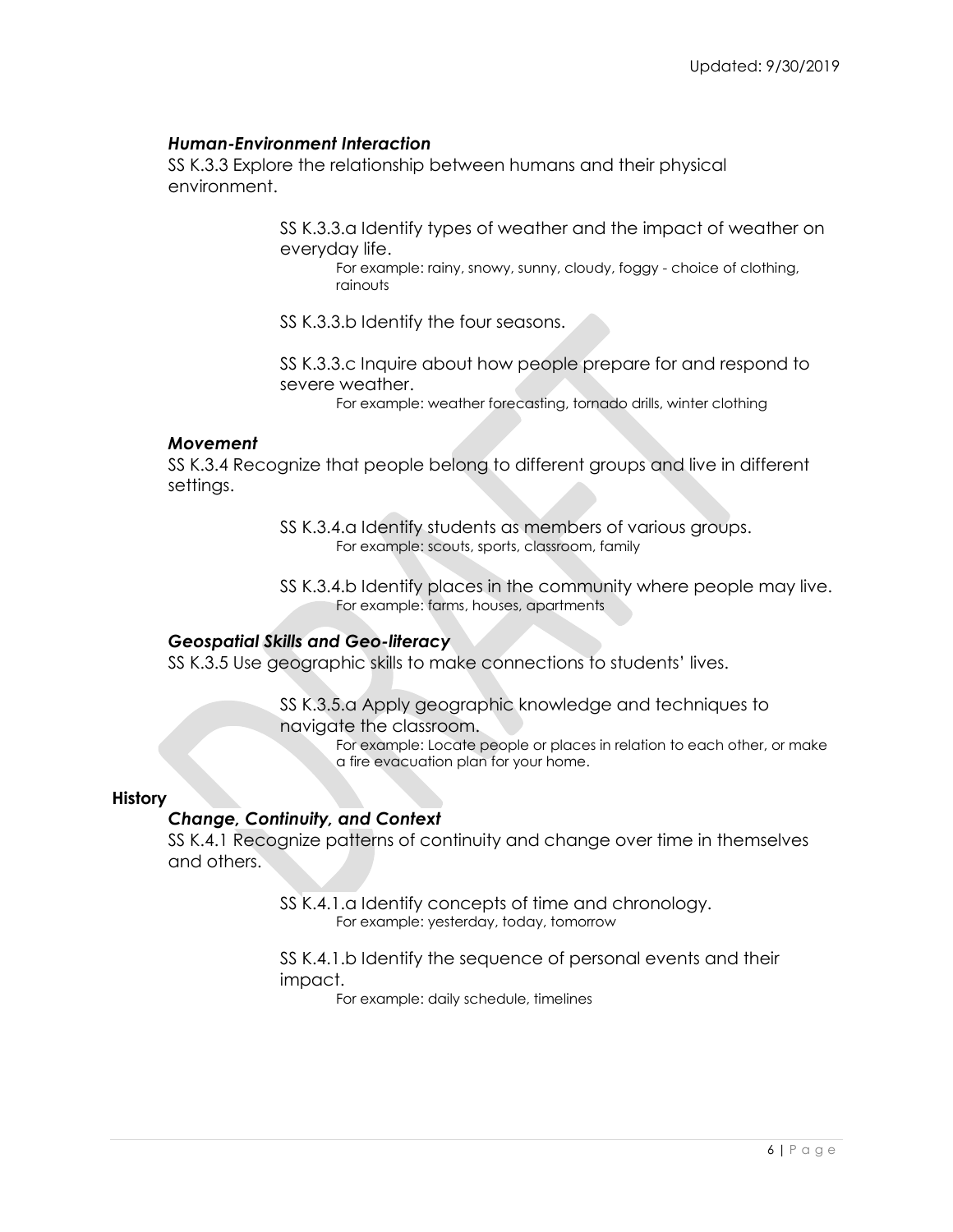### *Human-Environment Interaction*

SS K.3.3 Explore the relationship between humans and their physical environment.

SS K.3.3.a Identify types of weather and the impact of weather on everyday life.
For example: rainy, snowy, sunny, cloudy, foggy - choice of clothing, rainouts

SS K.3.3.b Identify the four seasons.

SS K.3.3.c Inquire about how people prepare for and respond to severe weather.
For example: weather forecasting, tornado drills, winter clothing

### *Movement*

SS K.3.4 Recognize that people belong to different groups and live in different settings.

SS K.3.4.a Identify students as members of various groups.
For example: scouts, sports, classroom, family

SS K.3.4.b Identify places in the community where people may live.
For example: farms, houses, apartments

### *Geospatial Skills and Geo-literacy*

SS K.3.5 Use geographic skills to make connections to students' lives.

SS K.3.5.a Apply geographic knowledge and techniques to navigate the classroom.
For example: Locate people or places in relation to each other, or make a fire evacuation plan for your home.

## **History**

### *Change, Continuity, and Context*

SS K.4.1 Recognize patterns of continuity and change over time in themselves and others.

SS K.4.1.a Identify concepts of time and chronology.
For example: yesterday, today, tomorrow

SS K.4.1.b Identify the sequence of personal events and their impact.
For example: daily schedule, timelines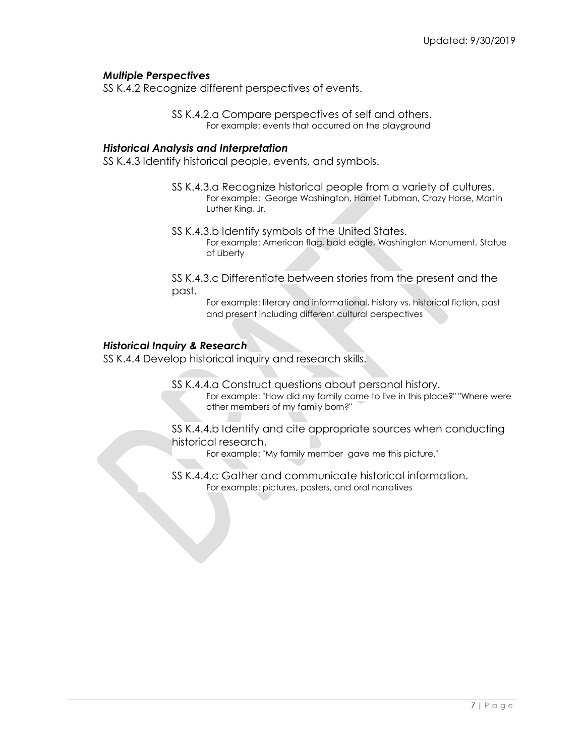### *Multiple Perspectives*

SS K.4.2 Recognize different perspectives of events.

SS K.4.2.a Compare perspectives of self and others.
For example: events that occurred on the playground

### *Historical Analysis and Interpretation*

SS K.4.3 Identify historical people, events, and symbols.

SS K.4.3.a Recognize historical people from a variety of cultures.
For example: George Washington, Harriet Tubman, Crazy Horse, Martin Luther King, Jr.

SS K.4.3.b Identify symbols of the United States.
For example: American flag, bald eagle, Washington Monument, Statue of Liberty

SS K.4.3.c Differentiate between stories from the present and the past.
For example: literary and informational, history vs. historical fiction, past and present including different cultural perspectives

### *Historical Inquiry & Research*

SS K.4.4 Develop historical inquiry and research skills.

SS K.4.4.a Construct questions about personal history.
For example: "How did my family come to live in this place?" "Where were other members of my family born?"

SS K.4.4.b Identify and cite appropriate sources when conducting historical research.
For example: "My family member gave me this picture."

SS K.4.4.c Gather and communicate historical information.
For example: pictures, posters, and oral narratives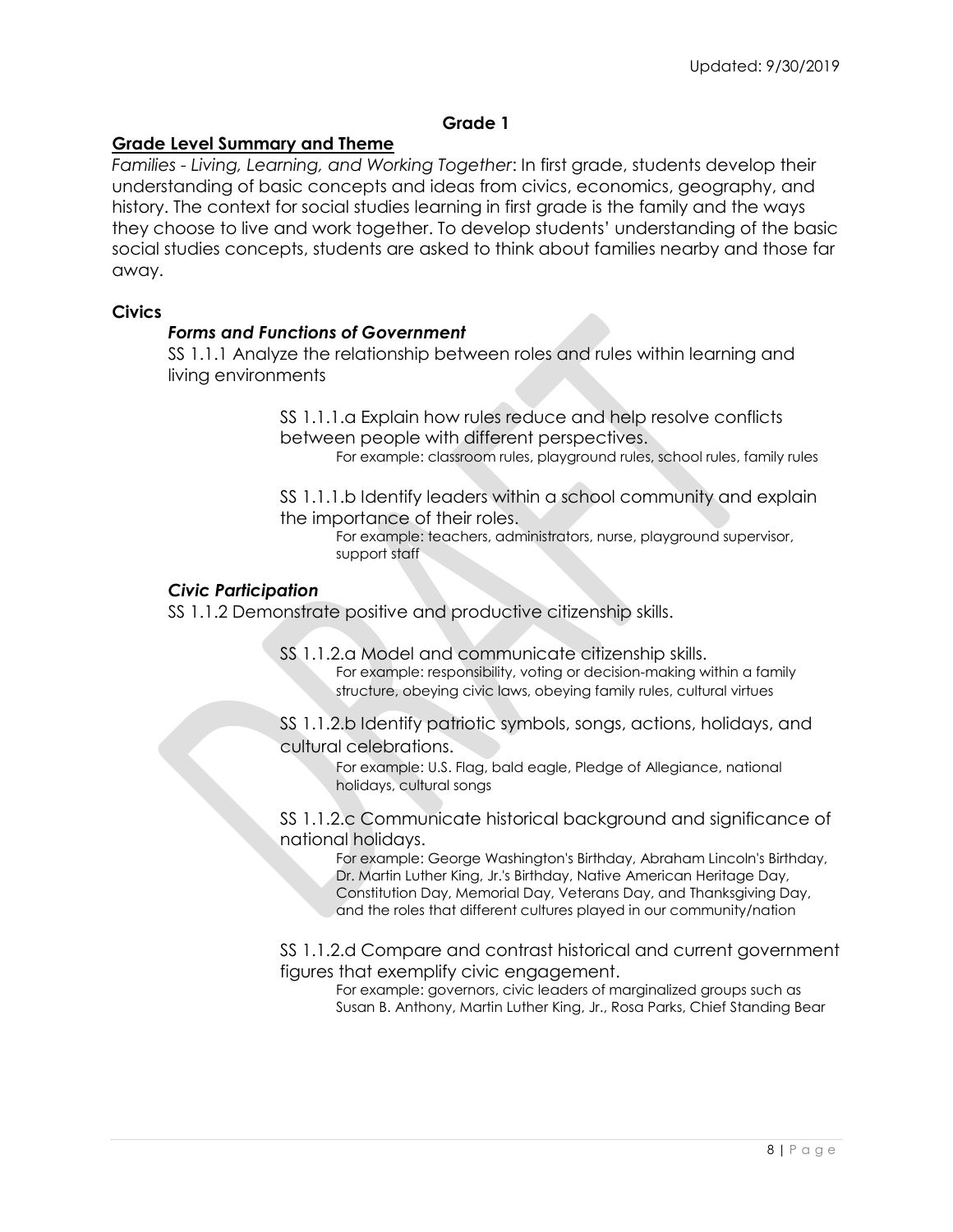# Grade 1

## Grade Level Summary and Theme

*Families - Living, Learning, and Working Together*: In first grade, students develop their understanding of basic concepts and ideas from civics, economics, geography, and history. The context for social studies learning in first grade is the family and the ways they choose to live and work together. To develop students' understanding of the basic social studies concepts, students are asked to think about families nearby and those far away.

### Civics

#### *Forms and Functions of Government*

SS 1.1.1 Analyze the relationship between roles and rules within learning and living environments

SS 1.1.1.a Explain how rules reduce and help resolve conflicts between people with different perspectives.

For example: classroom rules, playground rules, school rules, family rules

SS 1.1.1.b Identify leaders within a school community and explain the importance of their roles.

For example: teachers, administrators, nurse, playground supervisor, support staff

#### *Civic Participation*

SS 1.1.2 Demonstrate positive and productive citizenship skills.

SS 1.1.2.a Model and communicate citizenship skills.

For example: responsibility, voting or decision-making within a family structure, obeying civic laws, obeying family rules, cultural virtues

SS 1.1.2.b Identify patriotic symbols, songs, actions, holidays, and cultural celebrations.

For example: U.S. Flag, bald eagle, Pledge of Allegiance, national holidays, cultural songs

SS 1.1.2.c Communicate historical background and significance of national holidays.

For example: George Washington's Birthday, Abraham Lincoln's Birthday, Dr. Martin Luther King, Jr.'s Birthday, Native American Heritage Day, Constitution Day, Memorial Day, Veterans Day, and Thanksgiving Day, and the roles that different cultures played in our community/nation

SS 1.1.2.d Compare and contrast historical and current government figures that exemplify civic engagement.

For example: governors, civic leaders of marginalized groups such as Susan B. Anthony, Martin Luther King, Jr., Rosa Parks, Chief Standing Bear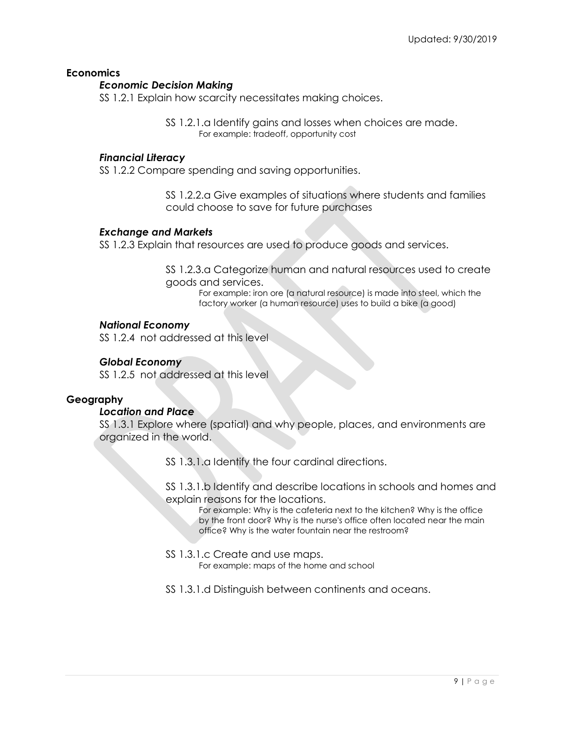## Economics

### *Economic Decision Making*

SS 1.2.1 Explain how scarcity necessitates making choices.

> SS 1.2.1.a Identify gains and losses when choices are made.
> For example: tradeoff, opportunity cost

### *Financial Literacy*

SS 1.2.2 Compare spending and saving opportunities.

> SS 1.2.2.a Give examples of situations where students and families could choose to save for future purchases

### *Exchange and Markets*

SS 1.2.3 Explain that resources are used to produce goods and services.

> SS 1.2.3.a Categorize human and natural resources used to create goods and services.
> For example: iron ore (a natural resource) is made into steel, which the factory worker (a human resource) uses to build a bike (a good)

### *National Economy*

SS 1.2.4 not addressed at this level

### *Global Economy*

SS 1.2.5 not addressed at this level

## Geography

### *Location and Place*

SS 1.3.1 Explore where (spatial) and why people, places, and environments are organized in the world.

> SS 1.3.1.a Identify the four cardinal directions.
>
> SS 1.3.1.b Identify and describe locations in schools and homes and explain reasons for the locations.
> For example: Why is the cafeteria next to the kitchen? Why is the office by the front door? Why is the nurse's office often located near the main office? Why is the water fountain near the restroom?
>
> SS 1.3.1.c Create and use maps.
> For example: maps of the home and school
>
> SS 1.3.1.d Distinguish between continents and oceans.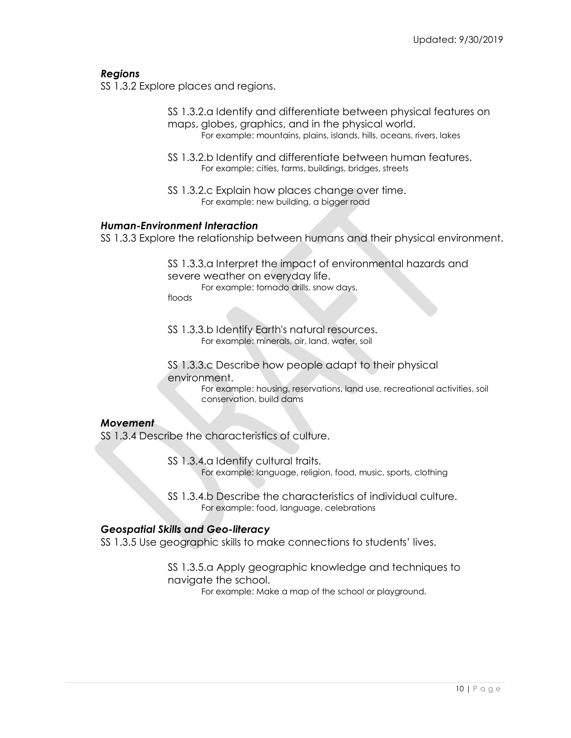### *Regions*

SS 1.3.2 Explore places and regions.

- SS 1.3.2.a Identify and differentiate between physical features on maps, globes, graphics, and in the physical world.
  - For example: mountains, plains, islands, hills, oceans, rivers, lakes
- SS 1.3.2.b Identify and differentiate between human features.
  - For example: cities, farms, buildings, bridges, streets
- SS 1.3.2.c Explain how places change over time.
  - For example: new building, a bigger road

### *Human-Environment Interaction*

SS 1.3.3 Explore the relationship between humans and their physical environment.

- SS 1.3.3.a Interpret the impact of environmental hazards and severe weather on everyday life.
  - For example: tornado drills, snow days, floods
- SS 1.3.3.b Identify Earth's natural resources.
  - For example: minerals, air, land, water, soil
- SS 1.3.3.c Describe how people adapt to their physical environment.
  - For example: housing, reservations, land use, recreational activities, soil conservation, build dams

### *Movement*

SS 1.3.4 Describe the characteristics of culture.

- SS 1.3.4.a Identify cultural traits.
  - For example: language, religion, food, music, sports, clothing
- SS 1.3.4.b Describe the characteristics of individual culture.
  - For example: food, language, celebrations

### *Geospatial Skills and Geo-literacy*

SS 1.3.5 Use geographic skills to make connections to students' lives.

- SS 1.3.5.a Apply geographic knowledge and techniques to navigate the school.
  - For example: Make a map of the school or playground.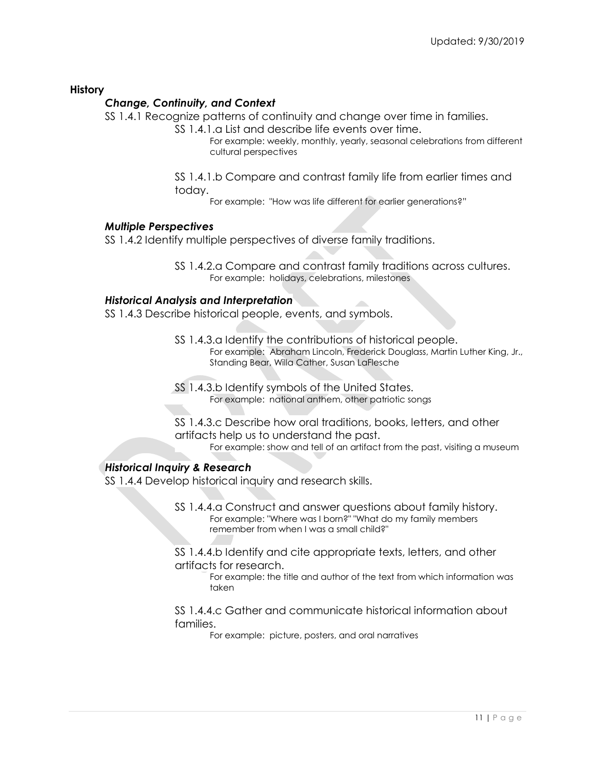## History

### *Change, Continuity, and Context*

SS 1.4.1 Recognize patterns of continuity and change over time in families.

- SS 1.4.1.a List and describe life events over time.
  - For example: weekly, monthly, yearly, seasonal celebrations from different cultural perspectives
- SS 1.4.1.b Compare and contrast family life from earlier times and today.
  - For example: "How was life different for earlier generations?"

### *Multiple Perspectives*

SS 1.4.2 Identify multiple perspectives of diverse family traditions.

- SS 1.4.2.a Compare and contrast family traditions across cultures.
  - For example: holidays, celebrations, milestones

### *Historical Analysis and Interpretation*

SS 1.4.3 Describe historical people, events, and symbols.

- SS 1.4.3.a Identify the contributions of historical people.
  - For example: Abraham Lincoln, Frederick Douglass, Martin Luther King, Jr., Standing Bear, Willa Cather, Susan LaFlesche
- SS 1.4.3.b Identify symbols of the United States.
  - For example: national anthem, other patriotic songs
- SS 1.4.3.c Describe how oral traditions, books, letters, and other artifacts help us to understand the past.
  - For example: show and tell of an artifact from the past, visiting a museum

### *Historical Inquiry & Research*

SS 1.4.4 Develop historical inquiry and research skills.

- SS 1.4.4.a Construct and answer questions about family history.
  - For example: "Where was I born?" "What do my family members remember from when I was a small child?"
- SS 1.4.4.b Identify and cite appropriate texts, letters, and other artifacts for research.
  - For example: the title and author of the text from which information was taken
- SS 1.4.4.c Gather and communicate historical information about families.
  - For example: picture, posters, and oral narratives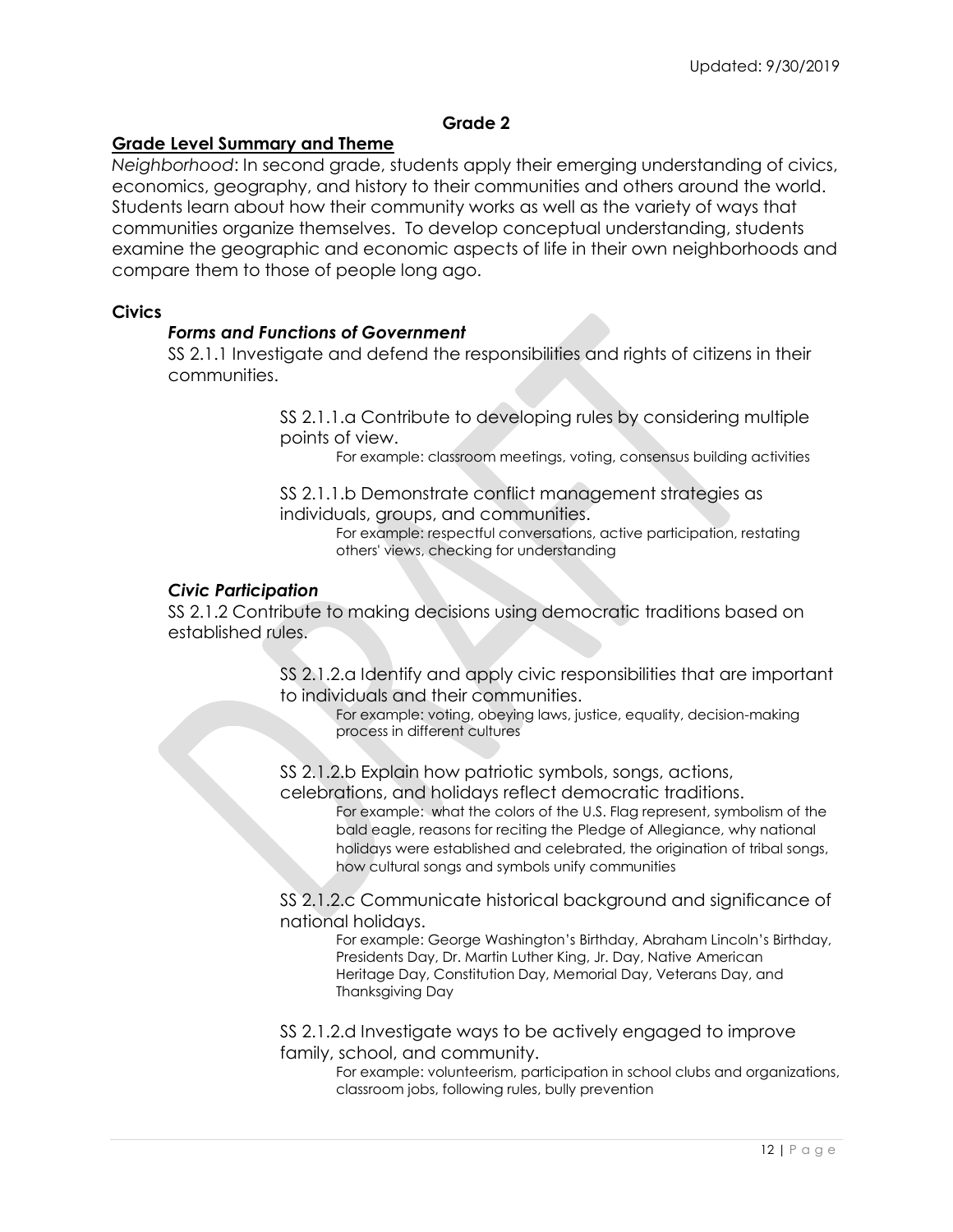Updated: 9/30/2019

# Grade 2

## Grade Level Summary and Theme

*Neighborhood*: In second grade, students apply their emerging understanding of civics, economics, geography, and history to their communities and others around the world. Students learn about how their community works as well as the variety of ways that communities organize themselves. To develop conceptual understanding, students examine the geographic and economic aspects of life in their own neighborhoods and compare them to those of people long ago.

### Civics

#### *Forms and Functions of Government*

SS 2.1.1 Investigate and defend the responsibilities and rights of citizens in their communities.

SS 2.1.1.a Contribute to developing rules by considering multiple points of view.

For example: classroom meetings, voting, consensus building activities

SS 2.1.1.b Demonstrate conflict management strategies as individuals, groups, and communities.

For example: respectful conversations, active participation, restating others' views, checking for understanding

#### *Civic Participation*

SS 2.1.2 Contribute to making decisions using democratic traditions based on established rules.

SS 2.1.2.a Identify and apply civic responsibilities that are important to individuals and their communities.

For example: voting, obeying laws, justice, equality, decision-making process in different cultures

SS 2.1.2.b Explain how patriotic symbols, songs, actions, celebrations, and holidays reflect democratic traditions.

For example: what the colors of the U.S. Flag represent, symbolism of the bald eagle, reasons for reciting the Pledge of Allegiance, why national holidays were established and celebrated, the origination of tribal songs, how cultural songs and symbols unify communities

SS 2.1.2.c Communicate historical background and significance of national holidays.

For example: George Washington's Birthday, Abraham Lincoln's Birthday, Presidents Day, Dr. Martin Luther King, Jr. Day, Native American Heritage Day, Constitution Day, Memorial Day, Veterans Day, and Thanksgiving Day

SS 2.1.2.d Investigate ways to be actively engaged to improve family, school, and community.

For example: volunteerism, participation in school clubs and organizations, classroom jobs, following rules, bully prevention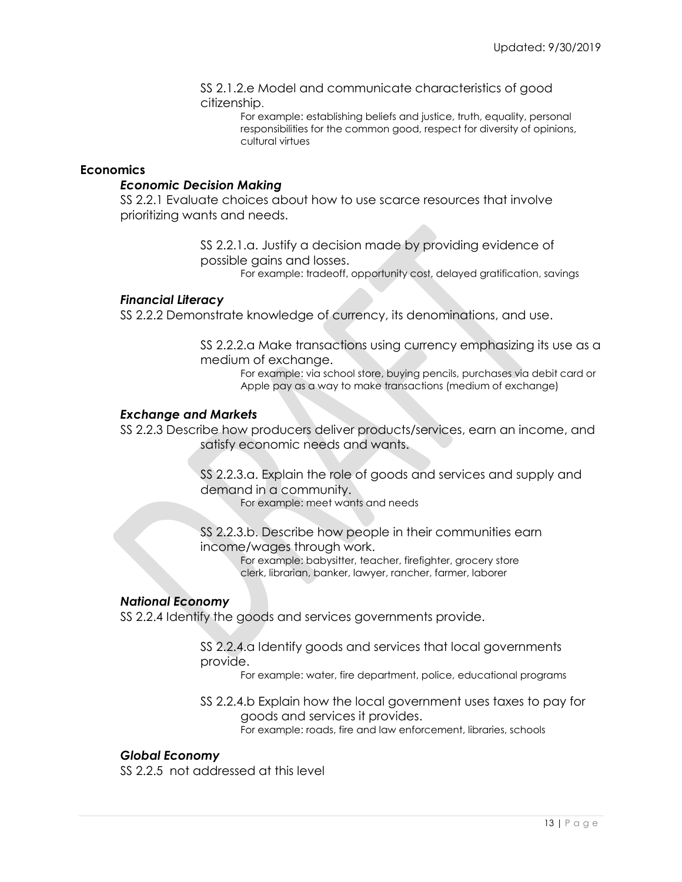SS 2.1.2.e Model and communicate characteristics of good citizenship.

For example: establishing beliefs and justice, truth, equality, personal responsibilities for the common good, respect for diversity of opinions, cultural virtues

## Economics

### *Economic Decision Making*

SS 2.2.1 Evaluate choices about how to use scarce resources that involve prioritizing wants and needs.

SS 2.2.1.a. Justify a decision made by providing evidence of possible gains and losses.

For example: tradeoff, opportunity cost, delayed gratification, savings

### *Financial Literacy*

SS 2.2.2 Demonstrate knowledge of currency, its denominations, and use.

SS 2.2.2.a Make transactions using currency emphasizing its use as a medium of exchange.

For example: via school store, buying pencils, purchases via debit card or Apple pay as a way to make transactions (medium of exchange)

### *Exchange and Markets*

SS 2.2.3 Describe how producers deliver products/services, earn an income, and satisfy economic needs and wants.

SS 2.2.3.a. Explain the role of goods and services and supply and demand in a community.

For example: meet wants and needs

SS 2.2.3.b. Describe how people in their communities earn income/wages through work.

For example: babysitter, teacher, firefighter, grocery store clerk, librarian, banker, lawyer, rancher, farmer, laborer

### *National Economy*

SS 2.2.4 Identify the goods and services governments provide.

SS 2.2.4.a Identify goods and services that local governments provide.

For example: water, fire department, police, educational programs

SS 2.2.4.b Explain how the local government uses taxes to pay for goods and services it provides.

For example: roads, fire and law enforcement, libraries, schools

### *Global Economy*

SS 2.2.5 not addressed at this level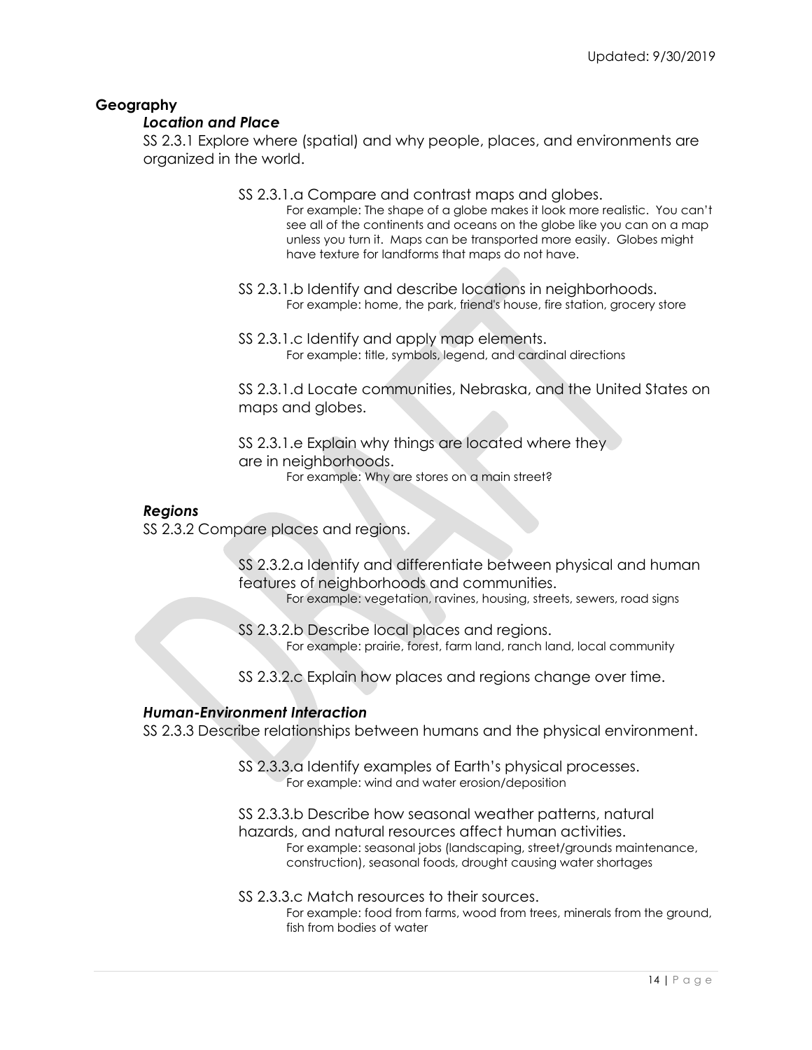## Geography

### *Location and Place*

SS 2.3.1 Explore where (spatial) and why people, places, and environments are organized in the world.

SS 2.3.1.a Compare and contrast maps and globes.

For example: The shape of a globe makes it look more realistic. You can't see all of the continents and oceans on the globe like you can on a map unless you turn it. Maps can be transported more easily. Globes might have texture for landforms that maps do not have.

SS 2.3.1.b Identify and describe locations in neighborhoods.

For example: home, the park, friend's house, fire station, grocery store

SS 2.3.1.c Identify and apply map elements.

For example: title, symbols, legend, and cardinal directions

SS 2.3.1.d Locate communities, Nebraska, and the United States on maps and globes.

SS 2.3.1.e Explain why things are located where they are in neighborhoods.

For example: Why are stores on a main street?

### *Regions*

SS 2.3.2 Compare places and regions.

SS 2.3.2.a Identify and differentiate between physical and human features of neighborhoods and communities.

For example: vegetation, ravines, housing, streets, sewers, road signs

SS 2.3.2.b Describe local places and regions.

For example: prairie, forest, farm land, ranch land, local community

SS 2.3.2.c Explain how places and regions change over time.

### *Human-Environment Interaction*

SS 2.3.3 Describe relationships between humans and the physical environment.

SS 2.3.3.a Identify examples of Earth's physical processes.

For example: wind and water erosion/deposition

SS 2.3.3.b Describe how seasonal weather patterns, natural hazards, and natural resources affect human activities.

For example: seasonal jobs (landscaping, street/grounds maintenance, construction), seasonal foods, drought causing water shortages

SS 2.3.3.c Match resources to their sources.

For example: food from farms, wood from trees, minerals from the ground, fish from bodies of water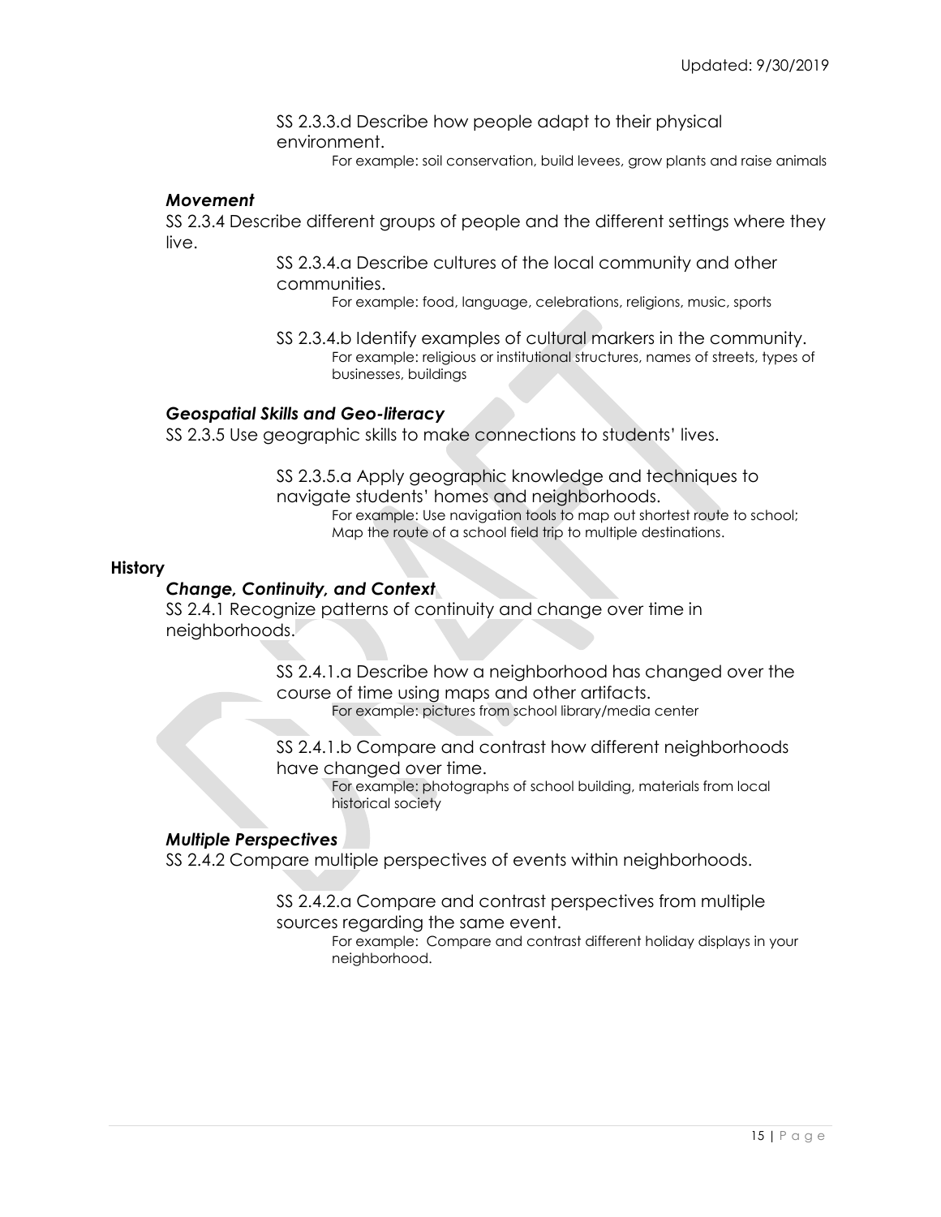SS 2.3.3.d Describe how people adapt to their physical environment.

For example: soil conservation, build levees, grow plants and raise animals

### *Movement*

SS 2.3.4 Describe different groups of people and the different settings where they live.

SS 2.3.4.a Describe cultures of the local community and other communities.

For example: food, language, celebrations, religions, music, sports

SS 2.3.4.b Identify examples of cultural markers in the community.

For example: religious or institutional structures, names of streets, types of businesses, buildings

### *Geospatial Skills and Geo-literacy*

SS 2.3.5 Use geographic skills to make connections to students' lives.

SS 2.3.5.a Apply geographic knowledge and techniques to navigate students' homes and neighborhoods.

For example: Use navigation tools to map out shortest route to school; Map the route of a school field trip to multiple destinations.

## History

### *Change, Continuity, and Context*

SS 2.4.1 Recognize patterns of continuity and change over time in neighborhoods.

SS 2.4.1.a Describe how a neighborhood has changed over the course of time using maps and other artifacts.

For example: pictures from school library/media center

SS 2.4.1.b Compare and contrast how different neighborhoods have changed over time.

For example: photographs of school building, materials from local historical society

### *Multiple Perspectives*

SS 2.4.2 Compare multiple perspectives of events within neighborhoods.

SS 2.4.2.a Compare and contrast perspectives from multiple sources regarding the same event.

For example: Compare and contrast different holiday displays in your neighborhood.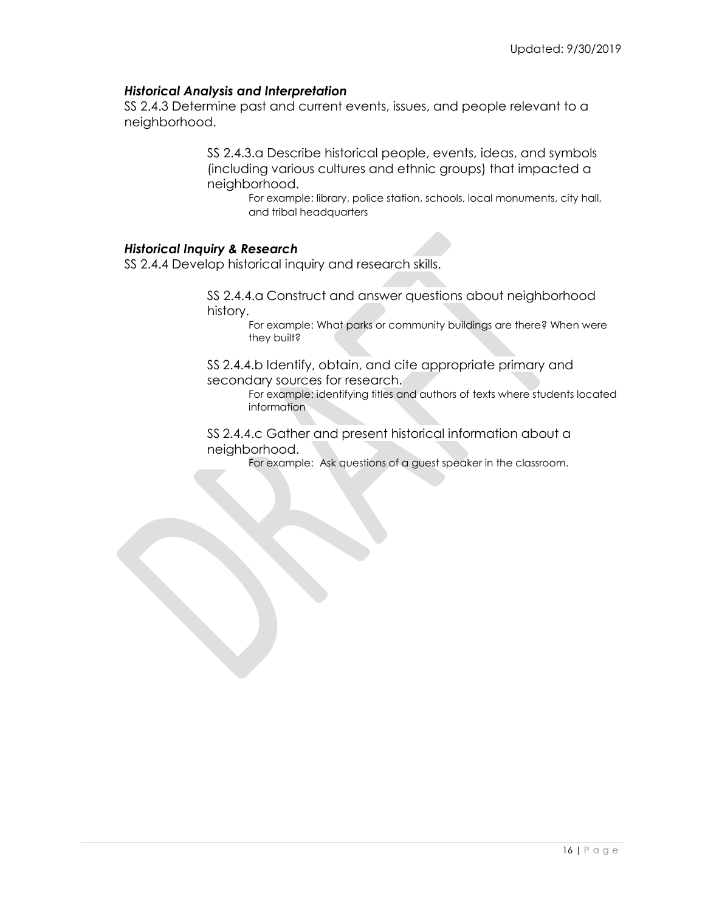### *Historical Analysis and Interpretation*

SS 2.4.3 Determine past and current events, issues, and people relevant to a neighborhood.

> SS 2.4.3.a Describe historical people, events, ideas, and symbols (including various cultures and ethnic groups) that impacted a neighborhood.
>
> For example: library, police station, schools, local monuments, city hall, and tribal headquarters

### *Historical Inquiry & Research*

SS 2.4.4 Develop historical inquiry and research skills.

> SS 2.4.4.a Construct and answer questions about neighborhood history.
>
> For example: What parks or community buildings are there? When were they built?
>
> SS 2.4.4.b Identify, obtain, and cite appropriate primary and secondary sources for research.
>
> For example: identifying titles and authors of texts where students located information
>
> SS 2.4.4.c Gather and present historical information about a neighborhood.
>
> For example: Ask questions of a guest speaker in the classroom.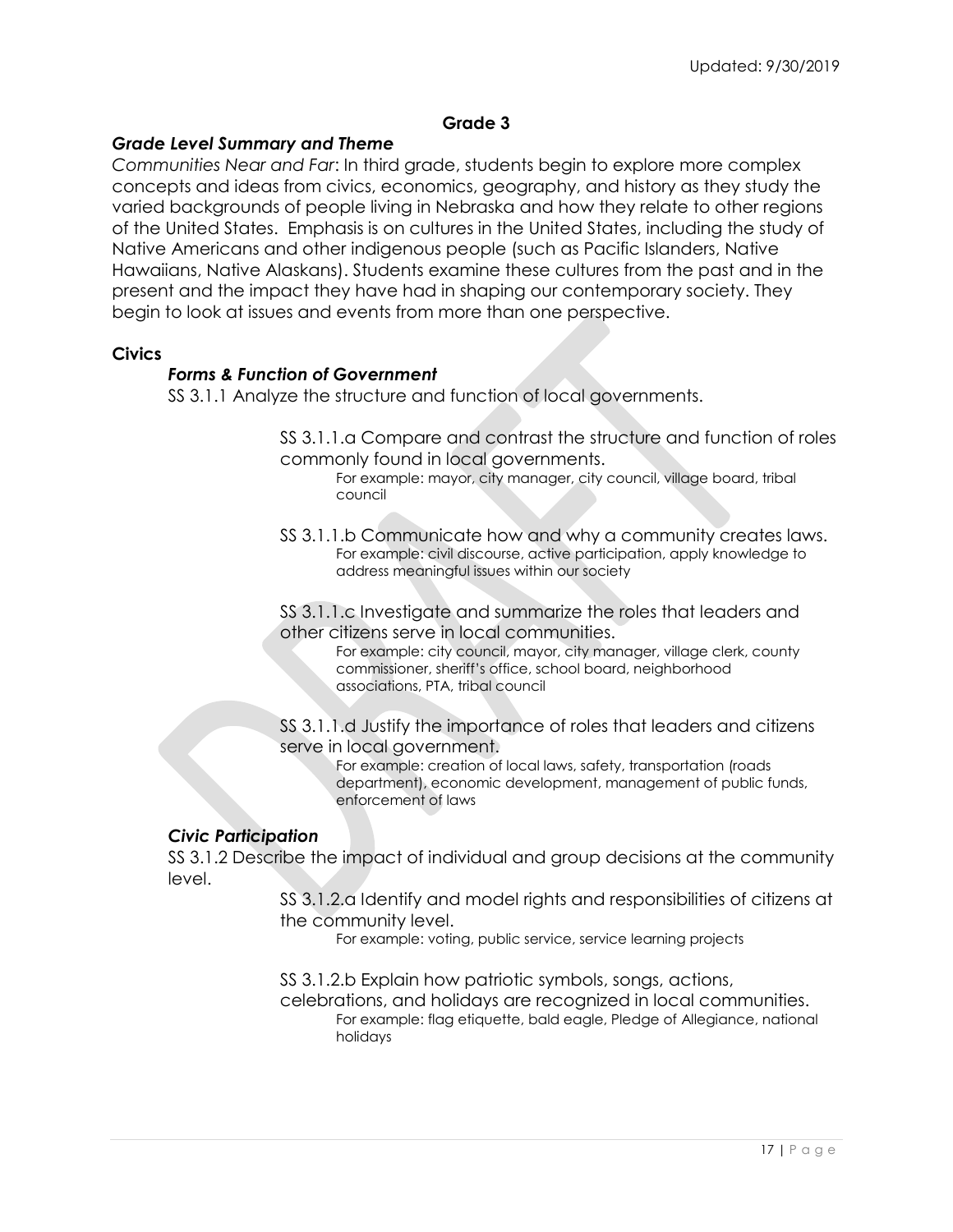## Grade 3

### *Grade Level Summary and Theme*

*Communities Near and Far*: In third grade, students begin to explore more complex concepts and ideas from civics, economics, geography, and history as they study the varied backgrounds of people living in Nebraska and how they relate to other regions of the United States. Emphasis is on cultures in the United States, including the study of Native Americans and other indigenous people (such as Pacific Islanders, Native Hawaiians, Native Alaskans). Students examine these cultures from the past and in the present and the impact they have had in shaping our contemporary society. They begin to look at issues and events from more than one perspective.

### Civics

#### *Forms & Function of Government*

SS 3.1.1 Analyze the structure and function of local governments.

SS 3.1.1.a Compare and contrast the structure and function of roles commonly found in local governments.
For example: mayor, city manager, city council, village board, tribal council

SS 3.1.1.b Communicate how and why a community creates laws.
For example: civil discourse, active participation, apply knowledge to address meaningful issues within our society

SS 3.1.1.c Investigate and summarize the roles that leaders and other citizens serve in local communities.
For example: city council, mayor, city manager, village clerk, county commissioner, sheriff's office, school board, neighborhood associations, PTA, tribal council

SS 3.1.1.d Justify the importance of roles that leaders and citizens serve in local government.
For example: creation of local laws, safety, transportation (roads department), economic development, management of public funds, enforcement of laws

#### *Civic Participation*

SS 3.1.2 Describe the impact of individual and group decisions at the community level.

SS 3.1.2.a Identify and model rights and responsibilities of citizens at the community level.
For example: voting, public service, service learning projects

SS 3.1.2.b Explain how patriotic symbols, songs, actions, celebrations, and holidays are recognized in local communities.
For example: flag etiquette, bald eagle, Pledge of Allegiance, national holidays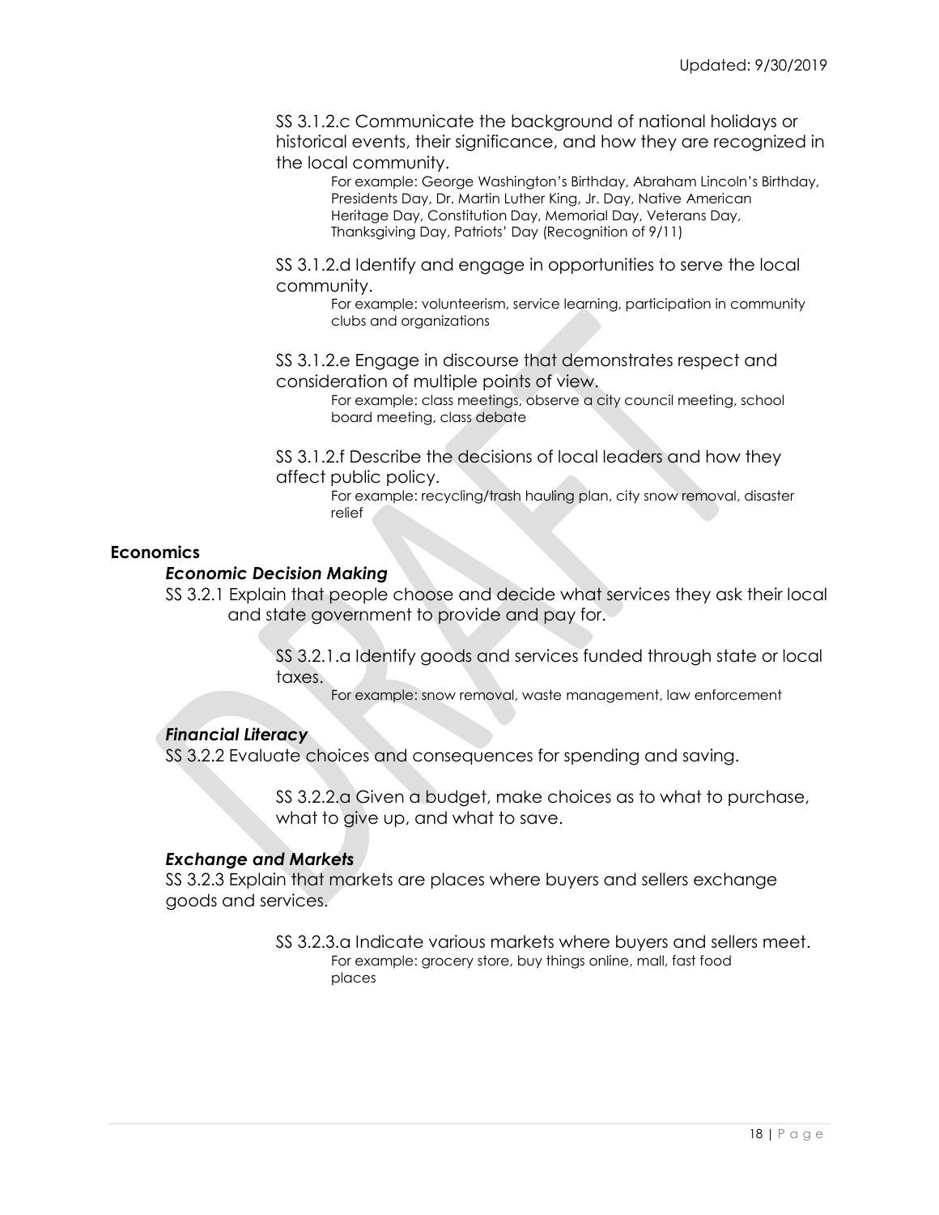SS 3.1.2.c Communicate the background of national holidays or historical events, their significance, and how they are recognized in the local community.

For example: George Washington's Birthday, Abraham Lincoln's Birthday, Presidents Day, Dr. Martin Luther King, Jr. Day, Native American Heritage Day, Constitution Day, Memorial Day, Veterans Day, Thanksgiving Day, Patriots' Day (Recognition of 9/11)

SS 3.1.2.d Identify and engage in opportunities to serve the local community.

For example: volunteerism, service learning, participation in community clubs and organizations

SS 3.1.2.e Engage in discourse that demonstrates respect and consideration of multiple points of view.

For example: class meetings, observe a city council meeting, school board meeting, class debate

SS 3.1.2.f Describe the decisions of local leaders and how they affect public policy.

For example: recycling/trash hauling plan, city snow removal, disaster relief

**Economics**

***Economic Decision Making***

SS 3.2.1 Explain that people choose and decide what services they ask their local and state government to provide and pay for.

SS 3.2.1.a Identify goods and services funded through state or local taxes.

For example: snow removal, waste management, law enforcement

***Financial Literacy***

SS 3.2.2 Evaluate choices and consequences for spending and saving.

SS 3.2.2.a Given a budget, make choices as to what to purchase, what to give up, and what to save.

***Exchange and Markets***

SS 3.2.3 Explain that markets are places where buyers and sellers exchange goods and services.

SS 3.2.3.a Indicate various markets where buyers and sellers meet.

For example: grocery store, buy things online, mall, fast food places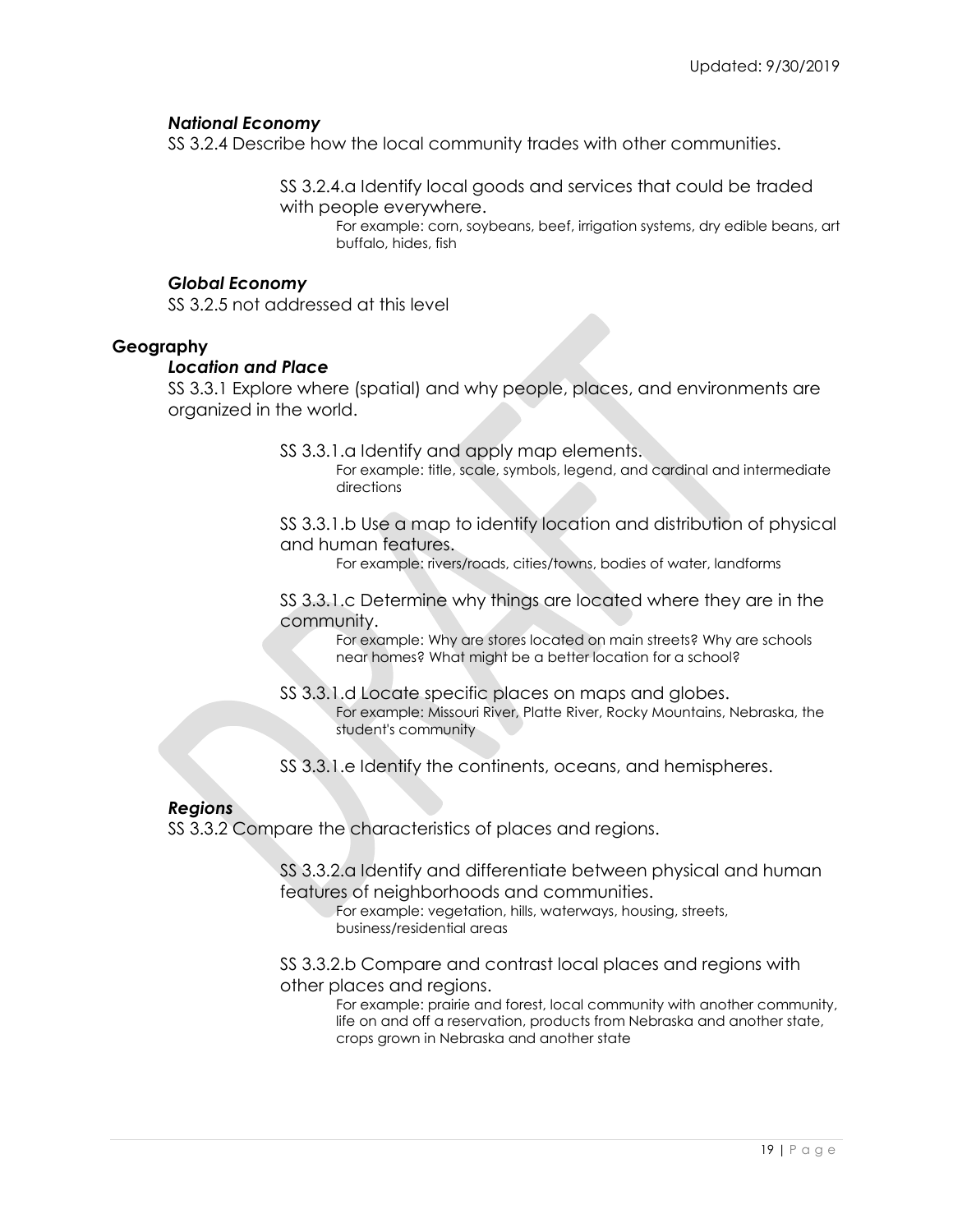### *National Economy*

SS 3.2.4 Describe how the local community trades with other communities.

SS 3.2.4.a Identify local goods and services that could be traded with people everywhere.

For example: corn, soybeans, beef, irrigation systems, dry edible beans, art buffalo, hides, fish

### *Global Economy*

SS 3.2.5 not addressed at this level

## Geography

### *Location and Place*

SS 3.3.1 Explore where (spatial) and why people, places, and environments are organized in the world.

SS 3.3.1.a Identify and apply map elements.

For example: title, scale, symbols, legend, and cardinal and intermediate directions

SS 3.3.1.b Use a map to identify location and distribution of physical and human features.

For example: rivers/roads, cities/towns, bodies of water, landforms

SS 3.3.1.c Determine why things are located where they are in the community.

For example: Why are stores located on main streets? Why are schools near homes? What might be a better location for a school?

SS 3.3.1.d Locate specific places on maps and globes.

For example: Missouri River, Platte River, Rocky Mountains, Nebraska, the student's community

SS 3.3.1.e Identify the continents, oceans, and hemispheres.

### *Regions*

SS 3.3.2 Compare the characteristics of places and regions.

SS 3.3.2.a Identify and differentiate between physical and human features of neighborhoods and communities.

For example: vegetation, hills, waterways, housing, streets, business/residential areas

SS 3.3.2.b Compare and contrast local places and regions with other places and regions.

For example: prairie and forest, local community with another community, life on and off a reservation, products from Nebraska and another state, crops grown in Nebraska and another state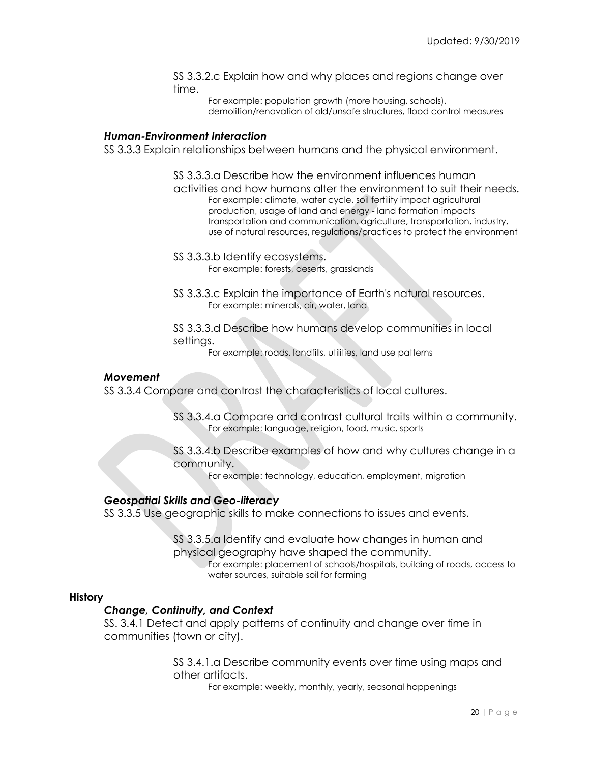SS 3.3.2.c Explain how and why places and regions change over time.

For example: population growth (more housing, schools), demolition/renovation of old/unsafe structures, flood control measures

### *Human-Environment Interaction*

SS 3.3.3 Explain relationships between humans and the physical environment.

SS 3.3.3.a Describe how the environment influences human activities and how humans alter the environment to suit their needs.

For example: climate, water cycle, soil fertility impact agricultural production, usage of land and energy - land formation impacts transportation and communication, agriculture, transportation, industry, use of natural resources, regulations/practices to protect the environment

SS 3.3.3.b Identify ecosystems.

For example: forests, deserts, grasslands

SS 3.3.3.c Explain the importance of Earth's natural resources.

For example: minerals, air, water, land

SS 3.3.3.d Describe how humans develop communities in local settings.

For example: roads, landfills, utilities, land use patterns

### *Movement*

SS 3.3.4 Compare and contrast the characteristics of local cultures.

SS 3.3.4.a Compare and contrast cultural traits within a community.

For example: language, religion, food, music, sports

SS 3.3.4.b Describe examples of how and why cultures change in a community.

For example: technology, education, employment, migration

### *Geospatial Skills and Geo-literacy*

SS 3.3.5 Use geographic skills to make connections to issues and events.

SS 3.3.5.a Identify and evaluate how changes in human and physical geography have shaped the community.

For example: placement of schools/hospitals, building of roads, access to water sources, suitable soil for farming

## **History**

### *Change, Continuity, and Context*

SS. 3.4.1 Detect and apply patterns of continuity and change over time in communities (town or city).

SS 3.4.1.a Describe community events over time using maps and other artifacts.

For example: weekly, monthly, yearly, seasonal happenings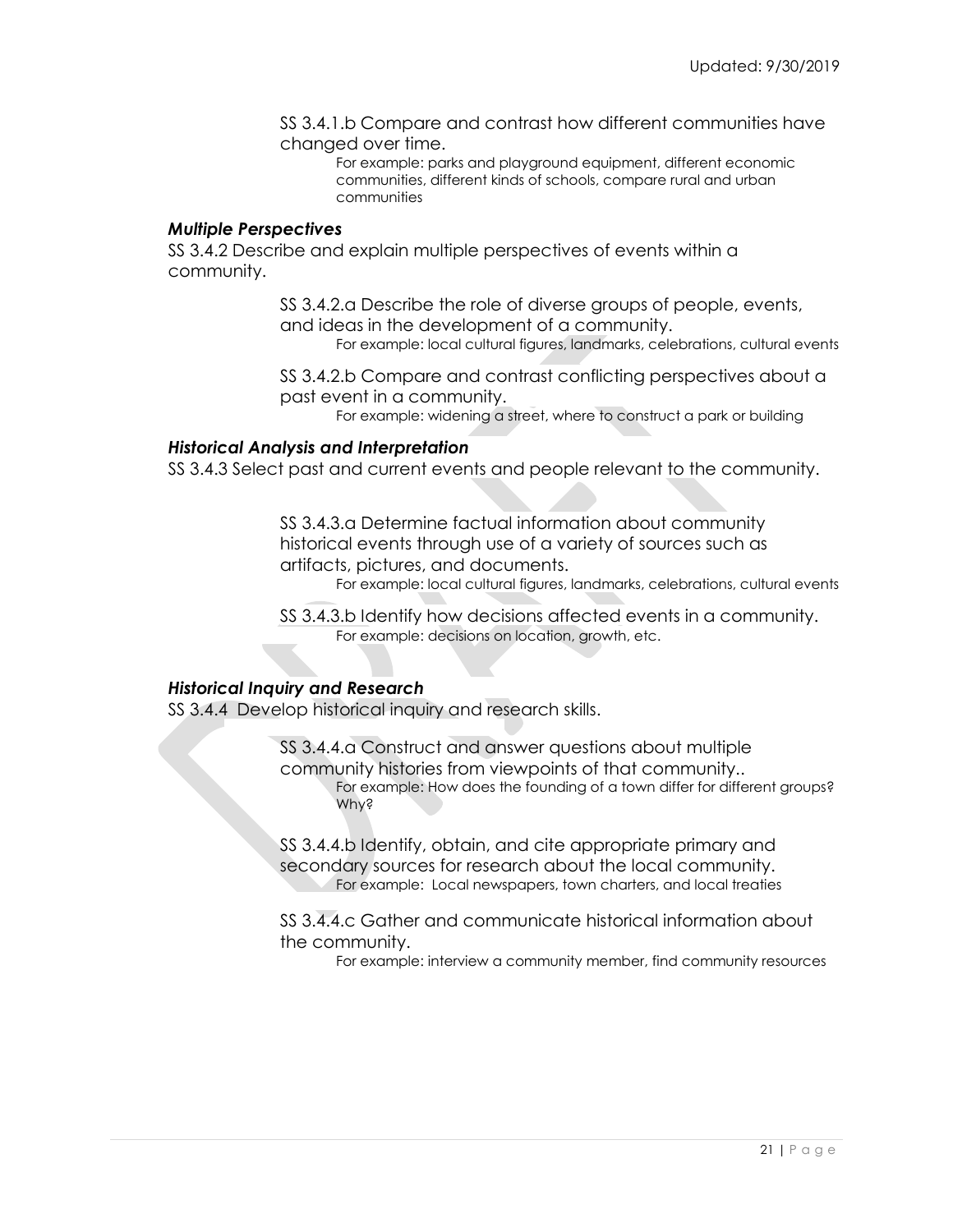SS 3.4.1.b Compare and contrast how different communities have changed over time.

For example: parks and playground equipment, different economic communities, different kinds of schools, compare rural and urban communities

### *Multiple Perspectives*

SS 3.4.2 Describe and explain multiple perspectives of events within a community.

SS 3.4.2.a Describe the role of diverse groups of people, events, and ideas in the development of a community.

For example: local cultural figures, landmarks, celebrations, cultural events

SS 3.4.2.b Compare and contrast conflicting perspectives about a past event in a community.

For example: widening a street, where to construct a park or building

### *Historical Analysis and Interpretation*

SS 3.4.3 Select past and current events and people relevant to the community.

SS 3.4.3.a Determine factual information about community historical events through use of a variety of sources such as artifacts, pictures, and documents.

For example: local cultural figures, landmarks, celebrations, cultural events

SS 3.4.3.b Identify how decisions affected events in a community.

For example: decisions on location, growth, etc.

### *Historical Inquiry and Research*

SS 3.4.4 Develop historical inquiry and research skills.

SS 3.4.4.a Construct and answer questions about multiple community histories from viewpoints of that community..

For example: How does the founding of a town differ for different groups? Why?

SS 3.4.4.b Identify, obtain, and cite appropriate primary and secondary sources for research about the local community.

For example: Local newspapers, town charters, and local treaties

SS 3.4.4.c Gather and communicate historical information about the community.

For example: interview a community member, find community resources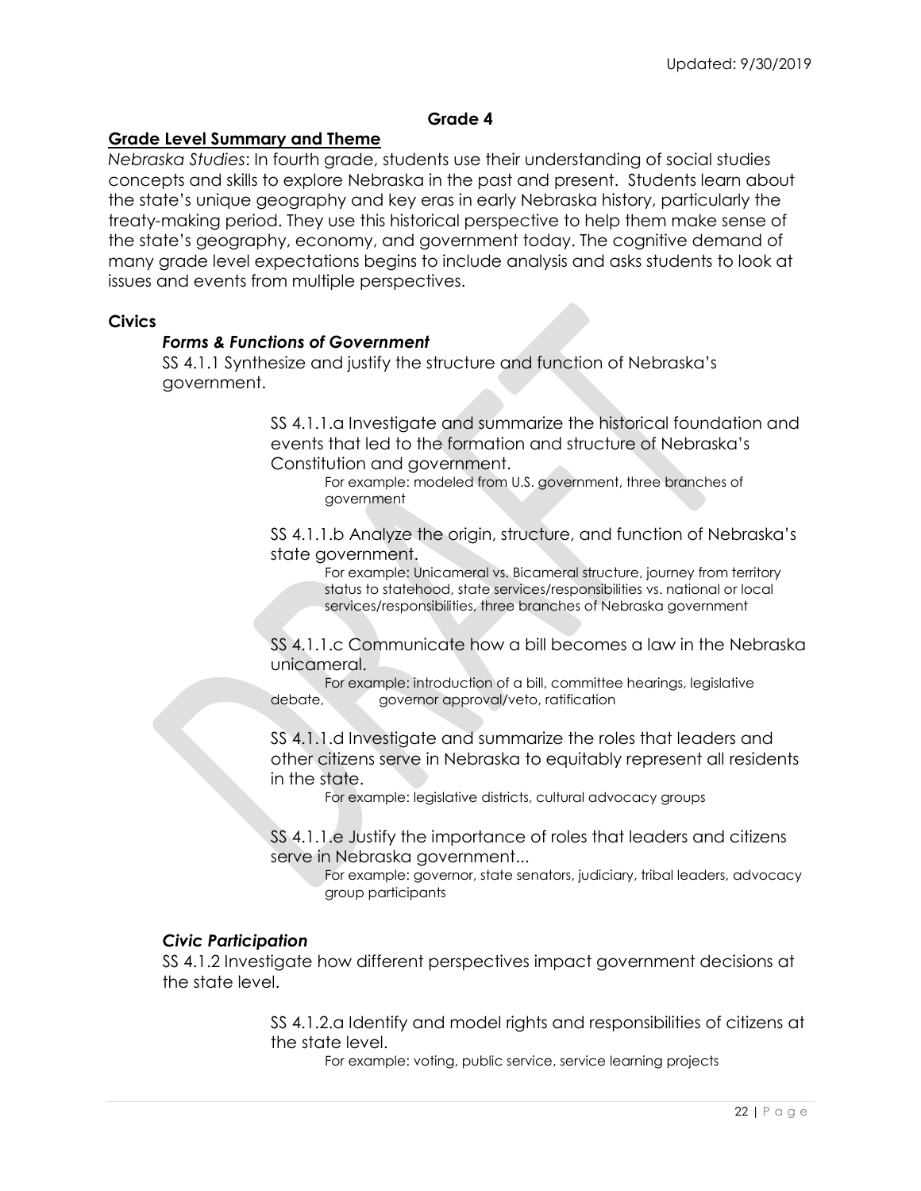## Grade 4

### Grade Level Summary and Theme

*Nebraska Studies*: In fourth grade, students use their understanding of social studies concepts and skills to explore Nebraska in the past and present. Students learn about the state's unique geography and key eras in early Nebraska history, particularly the treaty-making period. They use this historical perspective to help them make sense of the state's geography, economy, and government today. The cognitive demand of many grade level expectations begins to include analysis and asks students to look at issues and events from multiple perspectives.

### Civics

#### *Forms & Functions of Government*

SS 4.1.1 Synthesize and justify the structure and function of Nebraska's government.

SS 4.1.1.a Investigate and summarize the historical foundation and events that led to the formation and structure of Nebraska's Constitution and government.

For example: modeled from U.S. government, three branches of government

SS 4.1.1.b Analyze the origin, structure, and function of Nebraska's state government.

For example: Unicameral vs. Bicameral structure, journey from territory status to statehood, state services/responsibilities vs. national or local services/responsibilities, three branches of Nebraska government

SS 4.1.1.c Communicate how a bill becomes a law in the Nebraska unicameral.

For example: introduction of a bill, committee hearings, legislative debate, governor approval/veto, ratification

SS 4.1.1.d Investigate and summarize the roles that leaders and other citizens serve in Nebraska to equitably represent all residents in the state.

For example: legislative districts, cultural advocacy groups

SS 4.1.1.e Justify the importance of roles that leaders and citizens serve in Nebraska government...

For example: governor, state senators, judiciary, tribal leaders, advocacy group participants

#### *Civic Participation*

SS 4.1.2 Investigate how different perspectives impact government decisions at the state level.

SS 4.1.2.a Identify and model rights and responsibilities of citizens at the state level.

For example: voting, public service, service learning projects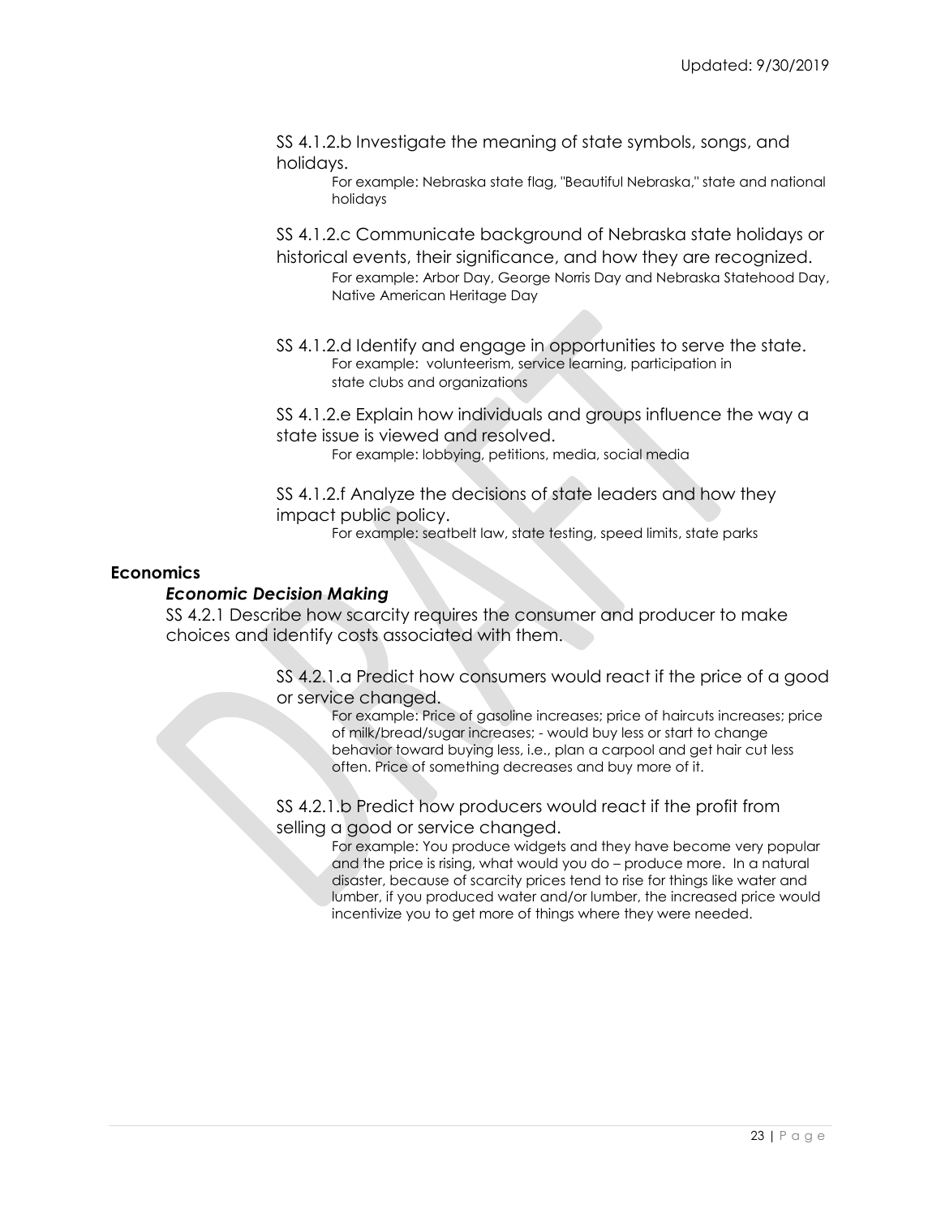SS 4.1.2.b Investigate the meaning of state symbols, songs, and holidays.

For example: Nebraska state flag, "Beautiful Nebraska," state and national holidays

SS 4.1.2.c Communicate background of Nebraska state holidays or historical events, their significance, and how they are recognized.

For example: Arbor Day, George Norris Day and Nebraska Statehood Day, Native American Heritage Day

SS 4.1.2.d Identify and engage in opportunities to serve the state.

For example: volunteerism, service learning, participation in state clubs and organizations

SS 4.1.2.e Explain how individuals and groups influence the way a state issue is viewed and resolved.

For example: lobbying, petitions, media, social media

SS 4.1.2.f Analyze the decisions of state leaders and how they impact public policy.

For example: seatbelt law, state testing, speed limits, state parks

## Economics

### *Economic Decision Making*

SS 4.2.1 Describe how scarcity requires the consumer and producer to make choices and identify costs associated with them.

SS 4.2.1.a Predict how consumers would react if the price of a good or service changed.

For example: Price of gasoline increases; price of haircuts increases; price of milk/bread/sugar increases; - would buy less or start to change behavior toward buying less, i.e., plan a carpool and get hair cut less often. Price of something decreases and buy more of it.

SS 4.2.1.b Predict how producers would react if the profit from selling a good or service changed.

For example: You produce widgets and they have become very popular and the price is rising, what would you do – produce more. In a natural disaster, because of scarcity prices tend to rise for things like water and lumber, if you produced water and/or lumber, the increased price would incentivize you to get more of things where they were needed.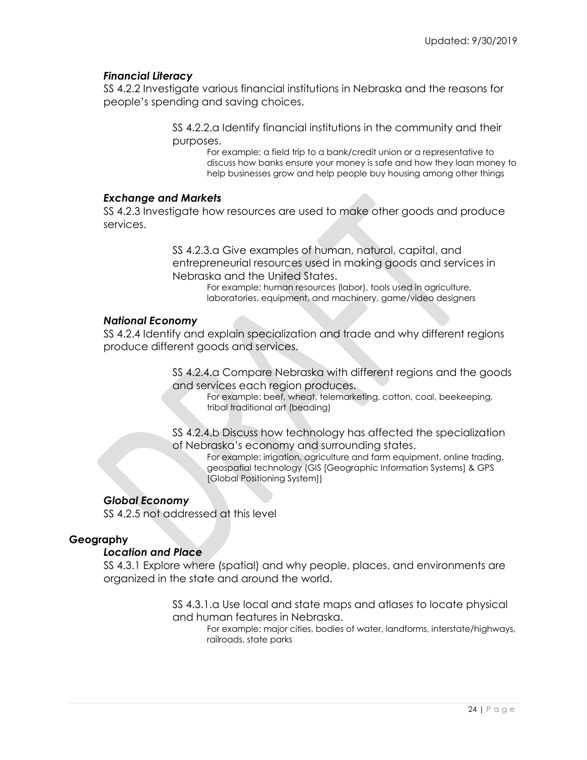### *Financial Literacy*

SS 4.2.2 Investigate various financial institutions in Nebraska and the reasons for people's spending and saving choices.

> SS 4.2.2.a Identify financial institutions in the community and their purposes.
>
> > For example: a field trip to a bank/credit union or a representative to discuss how banks ensure your money is safe and how they loan money to help businesses grow and help people buy housing among other things

### *Exchange and Markets*

SS 4.2.3 Investigate how resources are used to make other goods and produce services.

> SS 4.2.3.a Give examples of human, natural, capital, and entrepreneurial resources used in making goods and services in Nebraska and the United States.
>
> > For example: human resources (labor), tools used in agriculture, laboratories, equipment, and machinery, game/video designers

### *National Economy*

SS 4.2.4 Identify and explain specialization and trade and why different regions produce different goods and services.

> SS 4.2.4.a Compare Nebraska with different regions and the goods and services each region produces.
>
> > For example: beef, wheat, telemarketing, cotton, coal, beekeeping, tribal traditional art (beading)
>
> SS 4.2.4.b Discuss how technology has affected the specialization of Nebraska's economy and surrounding states.
>
> > For example: irrigation, agriculture and farm equipment, online trading, geospatial technology (GIS [Geographic Information Systems] & GPS [Global Positioning System])

### *Global Economy*

SS 4.2.5 not addressed at this level

## Geography

### *Location and Place*

SS 4.3.1 Explore where (spatial) and why people, places, and environments are organized in the state and around the world.

> SS 4.3.1.a Use local and state maps and atlases to locate physical and human features in Nebraska.
>
> > For example: major cities, bodies of water, landforms, interstate/highways, railroads, state parks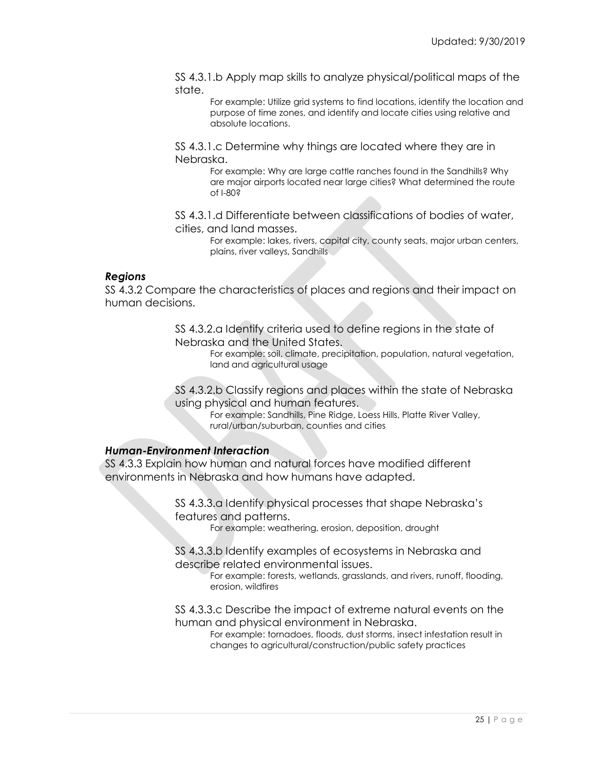SS 4.3.1.b Apply map skills to analyze physical/political maps of the state.

For example: Utilize grid systems to find locations, identify the location and purpose of time zones, and identify and locate cities using relative and absolute locations.

SS 4.3.1.c Determine why things are located where they are in Nebraska.

For example: Why are large cattle ranches found in the Sandhills? Why are major airports located near large cities? What determined the route of I-80?

SS 4.3.1.d Differentiate between classifications of bodies of water, cities, and land masses.

For example: lakes, rivers, capital city, county seats, major urban centers, plains, river valleys, Sandhills

### *Regions*

SS 4.3.2 Compare the characteristics of places and regions and their impact on human decisions.

SS 4.3.2.a Identify criteria used to define regions in the state of Nebraska and the United States.

For example: soil, climate, precipitation, population, natural vegetation, land and agricultural usage

SS 4.3.2.b Classify regions and places within the state of Nebraska using physical and human features.

For example: Sandhills, Pine Ridge, Loess Hills, Platte River Valley, rural/urban/suburban, counties and cities

### *Human-Environment Interaction*

SS 4.3.3 Explain how human and natural forces have modified different environments in Nebraska and how humans have adapted.

SS 4.3.3.a Identify physical processes that shape Nebraska's features and patterns.

For example: weathering, erosion, deposition, drought

SS 4.3.3.b Identify examples of ecosystems in Nebraska and describe related environmental issues.

For example: forests, wetlands, grasslands, and rivers, runoff, flooding, erosion, wildfires

SS 4.3.3.c Describe the impact of extreme natural events on the human and physical environment in Nebraska.

For example: tornadoes, floods, dust storms, insect infestation result in changes to agricultural/construction/public safety practices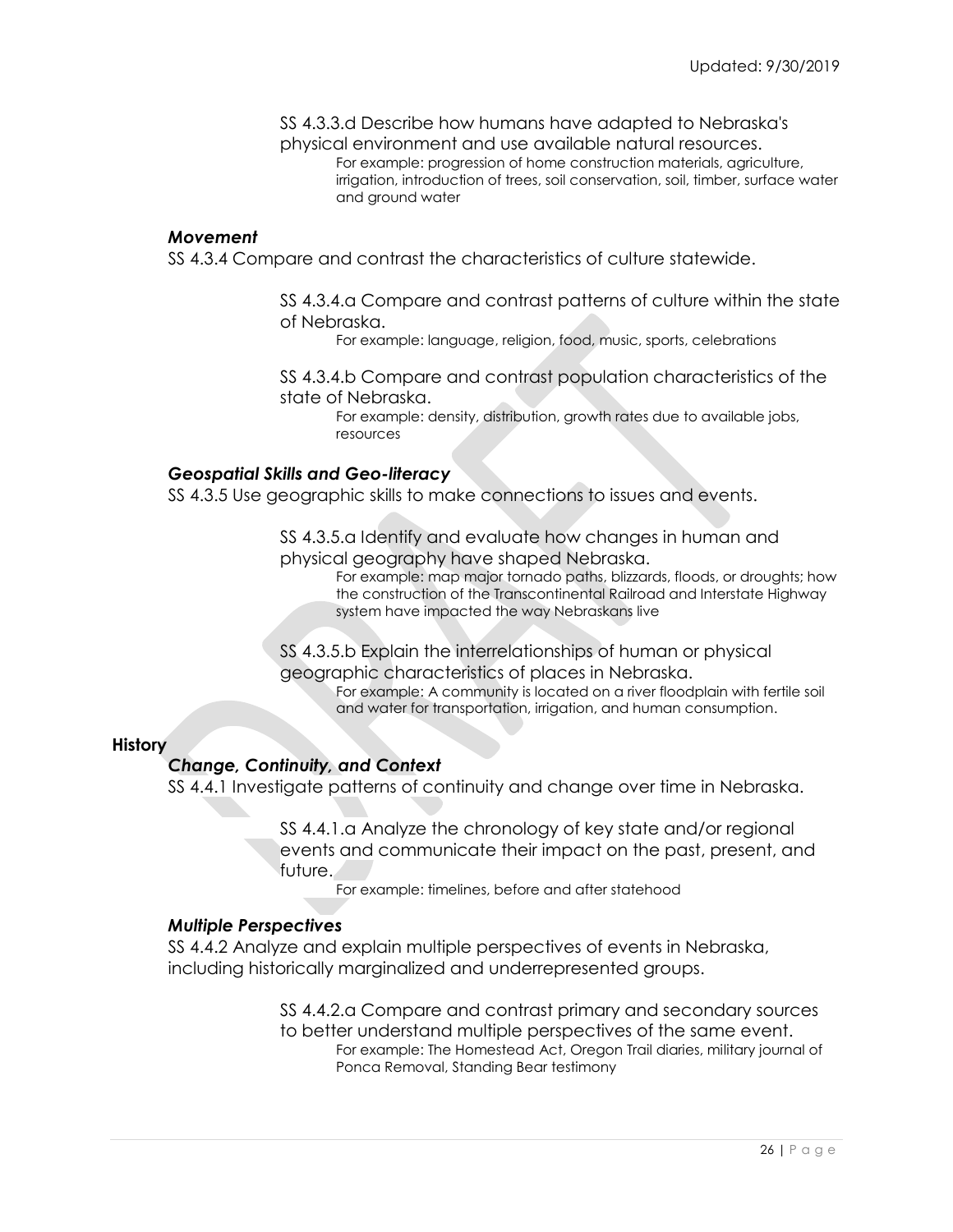SS 4.3.3.d Describe how humans have adapted to Nebraska's physical environment and use available natural resources.

For example: progression of home construction materials, agriculture, irrigation, introduction of trees, soil conservation, soil, timber, surface water and ground water

### *Movement*

SS 4.3.4 Compare and contrast the characteristics of culture statewide.

SS 4.3.4.a Compare and contrast patterns of culture within the state of Nebraska.

For example: language, religion, food, music, sports, celebrations

SS 4.3.4.b Compare and contrast population characteristics of the state of Nebraska.

For example: density, distribution, growth rates due to available jobs, resources

### *Geospatial Skills and Geo-literacy*

SS 4.3.5 Use geographic skills to make connections to issues and events.

SS 4.3.5.a Identify and evaluate how changes in human and physical geography have shaped Nebraska.

For example: map major tornado paths, blizzards, floods, or droughts; how the construction of the Transcontinental Railroad and Interstate Highway system have impacted the way Nebraskans live

SS 4.3.5.b Explain the interrelationships of human or physical geographic characteristics of places in Nebraska.

For example: A community is located on a river floodplain with fertile soil and water for transportation, irrigation, and human consumption.

## History

### *Change, Continuity, and Context*

SS 4.4.1 Investigate patterns of continuity and change over time in Nebraska.

SS 4.4.1.a Analyze the chronology of key state and/or regional events and communicate their impact on the past, present, and future.

For example: timelines, before and after statehood

### *Multiple Perspectives*

SS 4.4.2 Analyze and explain multiple perspectives of events in Nebraska, including historically marginalized and underrepresented groups.

SS 4.4.2.a Compare and contrast primary and secondary sources to better understand multiple perspectives of the same event.

For example: The Homestead Act, Oregon Trail diaries, military journal of Ponca Removal, Standing Bear testimony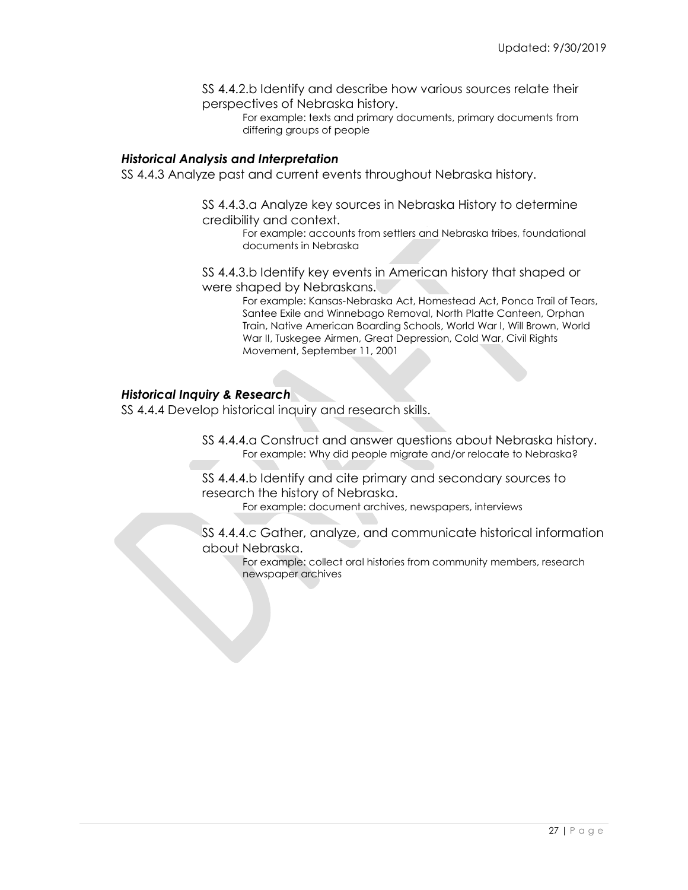SS 4.4.2.b Identify and describe how various sources relate their perspectives of Nebraska history.

For example: texts and primary documents, primary documents from differing groups of people

### *Historical Analysis and Interpretation*

SS 4.4.3 Analyze past and current events throughout Nebraska history.

SS 4.4.3.a Analyze key sources in Nebraska History to determine credibility and context.

For example: accounts from settlers and Nebraska tribes, foundational documents in Nebraska

SS 4.4.3.b Identify key events in American history that shaped or were shaped by Nebraskans.

For example: Kansas-Nebraska Act, Homestead Act, Ponca Trail of Tears, Santee Exile and Winnebago Removal, North Platte Canteen, Orphan Train, Native American Boarding Schools, World War I, Will Brown, World War II, Tuskegee Airmen, Great Depression, Cold War, Civil Rights Movement, September 11, 2001

### *Historical Inquiry & Research*

SS 4.4.4 Develop historical inquiry and research skills.

SS 4.4.4.a Construct and answer questions about Nebraska history.

For example: Why did people migrate and/or relocate to Nebraska?

SS 4.4.4.b Identify and cite primary and secondary sources to research the history of Nebraska.

For example: document archives, newspapers, interviews

SS 4.4.4.c Gather, analyze, and communicate historical information about Nebraska.

For example: collect oral histories from community members, research newspaper archives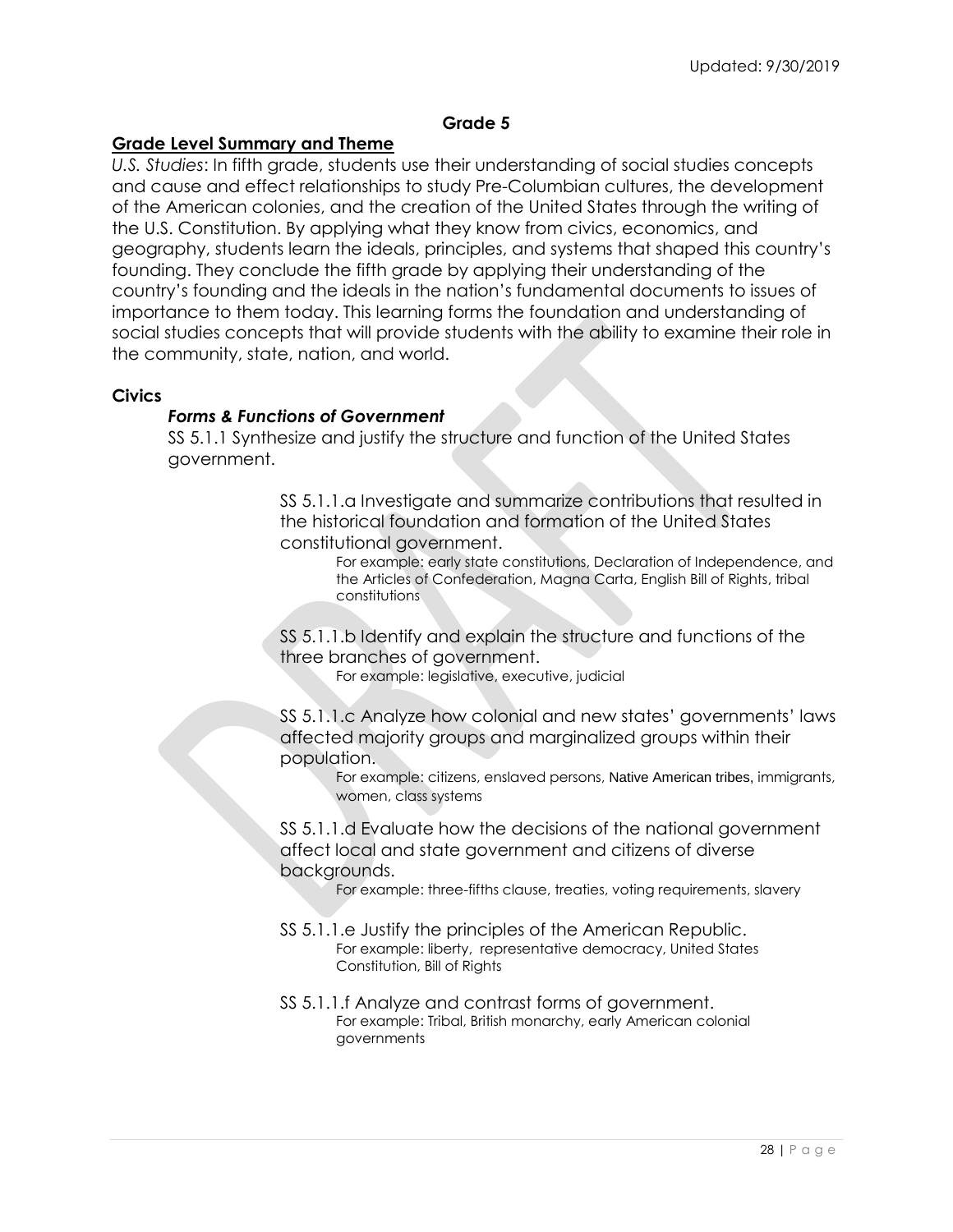## Grade 5

### Grade Level Summary and Theme

*U.S. Studies*: In fifth grade, students use their understanding of social studies concepts and cause and effect relationships to study Pre-Columbian cultures, the development of the American colonies, and the creation of the United States through the writing of the U.S. Constitution. By applying what they know from civics, economics, and geography, students learn the ideals, principles, and systems that shaped this country's founding. They conclude the fifth grade by applying their understanding of the country's founding and the ideals in the nation's fundamental documents to issues of importance to them today. This learning forms the foundation and understanding of social studies concepts that will provide students with the ability to examine their role in the community, state, nation, and world.

### Civics

#### *Forms & Functions of Government*

SS 5.1.1 Synthesize and justify the structure and function of the United States government.

SS 5.1.1.a Investigate and summarize contributions that resulted in the historical foundation and formation of the United States constitutional government.
For example: early state constitutions, Declaration of Independence, and the Articles of Confederation, Magna Carta, English Bill of Rights, tribal constitutions

SS 5.1.1.b Identify and explain the structure and functions of the three branches of government.
For example: legislative, executive, judicial

SS 5.1.1.c Analyze how colonial and new states' governments' laws affected majority groups and marginalized groups within their population.
For example: citizens, enslaved persons, Native American tribes, immigrants, women, class systems

SS 5.1.1.d Evaluate how the decisions of the national government affect local and state government and citizens of diverse backgrounds.
For example: three-fifths clause, treaties, voting requirements, slavery

SS 5.1.1.e Justify the principles of the American Republic.
For example: liberty, representative democracy, United States Constitution, Bill of Rights

SS 5.1.1.f Analyze and contrast forms of government.
For example: Tribal, British monarchy, early American colonial governments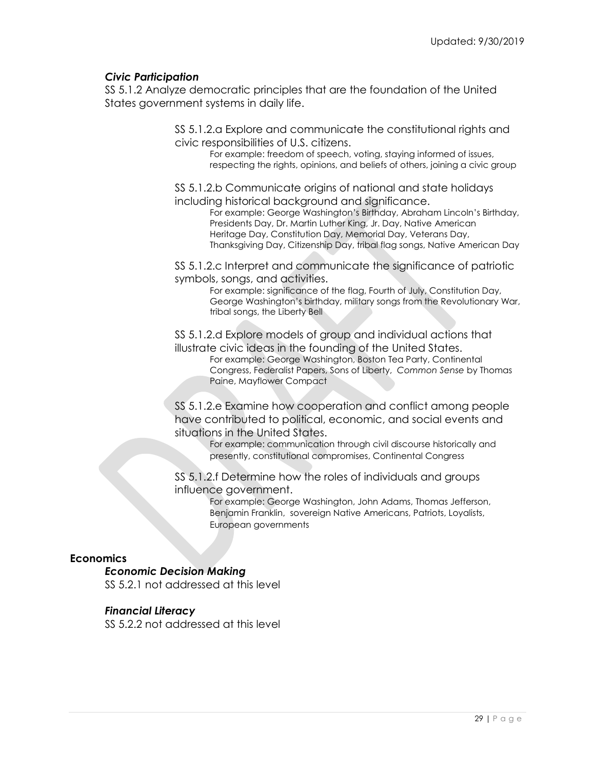### *Civic Participation*

SS 5.1.2 Analyze democratic principles that are the foundation of the United States government systems in daily life.

SS 5.1.2.a Explore and communicate the constitutional rights and civic responsibilities of U.S. citizens.

For example: freedom of speech, voting, staying informed of issues, respecting the rights, opinions, and beliefs of others, joining a civic group

SS 5.1.2.b Communicate origins of national and state holidays including historical background and significance.

For example: George Washington's Birthday, Abraham Lincoln's Birthday, Presidents Day, Dr. Martin Luther King, Jr. Day, Native American Heritage Day, Constitution Day, Memorial Day, Veterans Day, Thanksgiving Day, Citizenship Day, tribal flag songs, Native American Day

SS 5.1.2.c Interpret and communicate the significance of patriotic symbols, songs, and activities.

For example: significance of the flag, Fourth of July, Constitution Day, George Washington's birthday, military songs from the Revolutionary War, tribal songs, the Liberty Bell

SS 5.1.2.d Explore models of group and individual actions that illustrate civic ideas in the founding of the United States.

For example: George Washington, Boston Tea Party, Continental Congress, Federalist Papers, Sons of Liberty, *Common Sense* by Thomas Paine, Mayflower Compact

SS 5.1.2.e Examine how cooperation and conflict among people have contributed to political, economic, and social events and situations in the United States.

For example: communication through civil discourse historically and presently, constitutional compromises, Continental Congress

SS 5.1.2.f Determine how the roles of individuals and groups influence government.

For example: George Washington, John Adams, Thomas Jefferson, Benjamin Franklin, sovereign Native Americans, Patriots, Loyalists, European governments

## Economics

### *Economic Decision Making*

SS 5.2.1 not addressed at this level

### *Financial Literacy*

SS 5.2.2 not addressed at this level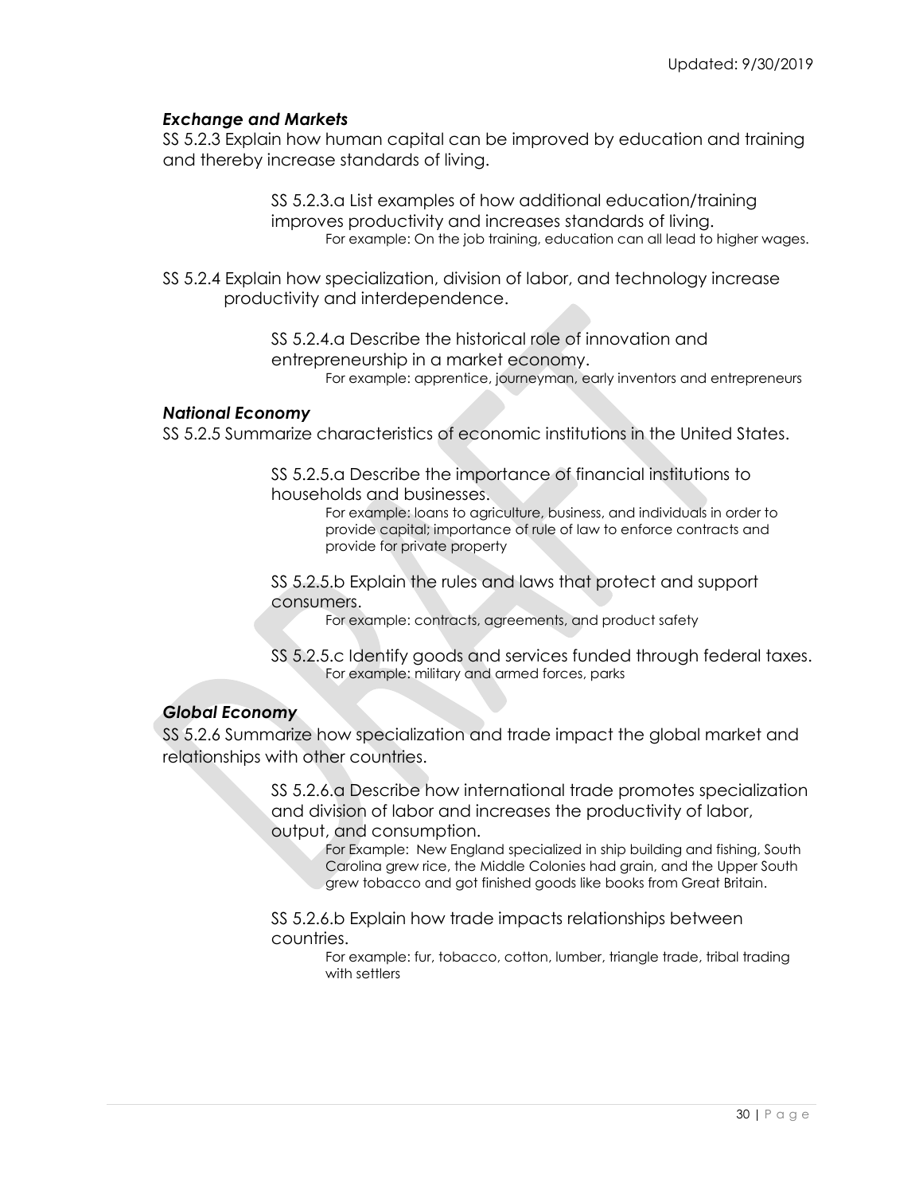### *Exchange and Markets*

SS 5.2.3 Explain how human capital can be improved by education and training and thereby increase standards of living.

> SS 5.2.3.a List examples of how additional education/training improves productivity and increases standards of living.
>
> For example: On the job training, education can all lead to higher wages.

SS 5.2.4 Explain how specialization, division of labor, and technology increase productivity and interdependence.

> SS 5.2.4.a Describe the historical role of innovation and entrepreneurship in a market economy.
>
> For example: apprentice, journeyman, early inventors and entrepreneurs

### *National Economy*

SS 5.2.5 Summarize characteristics of economic institutions in the United States.

> SS 5.2.5.a Describe the importance of financial institutions to households and businesses.
>
> For example: loans to agriculture, business, and individuals in order to provide capital; importance of rule of law to enforce contracts and provide for private property
>
> SS 5.2.5.b Explain the rules and laws that protect and support consumers.
>
> For example: contracts, agreements, and product safety
>
> SS 5.2.5.c Identify goods and services funded through federal taxes.
>
> For example: military and armed forces, parks

### *Global Economy*

SS 5.2.6 Summarize how specialization and trade impact the global market and relationships with other countries.

> SS 5.2.6.a Describe how international trade promotes specialization and division of labor and increases the productivity of labor, output, and consumption.
>
> For Example: New England specialized in ship building and fishing, South Carolina grew rice, the Middle Colonies had grain, and the Upper South grew tobacco and got finished goods like books from Great Britain.
>
> SS 5.2.6.b Explain how trade impacts relationships between countries.
>
> For example: fur, tobacco, cotton, lumber, triangle trade, tribal trading with settlers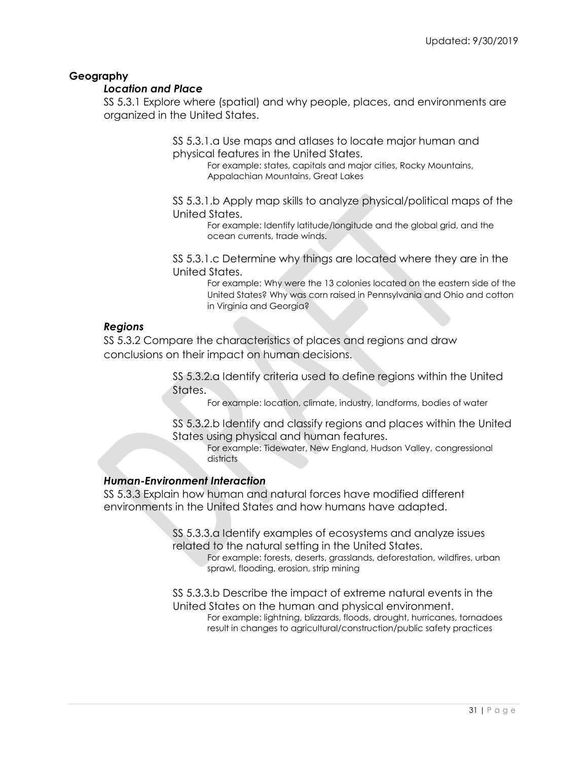## Geography

### *Location and Place*

SS 5.3.1 Explore where (spatial) and why people, places, and environments are organized in the United States.

SS 5.3.1.a Use maps and atlases to locate major human and physical features in the United States.

For example: states, capitals and major cities, Rocky Mountains, Appalachian Mountains, Great Lakes

SS 5.3.1.b Apply map skills to analyze physical/political maps of the United States.

For example: Identify latitude/longitude and the global grid, and the ocean currents, trade winds.

SS 5.3.1.c Determine why things are located where they are in the United States.

For example: Why were the 13 colonies located on the eastern side of the United States? Why was corn raised in Pennsylvania and Ohio and cotton in Virginia and Georgia?

### *Regions*

SS 5.3.2 Compare the characteristics of places and regions and draw conclusions on their impact on human decisions.

SS 5.3.2.a Identify criteria used to define regions within the United States.

For example: location, climate, industry, landforms, bodies of water

SS 5.3.2.b Identify and classify regions and places within the United States using physical and human features.

For example: Tidewater, New England, Hudson Valley, congressional districts

### *Human-Environment Interaction*

SS 5.3.3 Explain how human and natural forces have modified different environments in the United States and how humans have adapted.

SS 5.3.3.a Identify examples of ecosystems and analyze issues related to the natural setting in the United States.

For example: forests, deserts, grasslands, deforestation, wildfires, urban sprawl, flooding, erosion, strip mining

SS 5.3.3.b Describe the impact of extreme natural events in the United States on the human and physical environment.

For example: lightning, blizzards, floods, drought, hurricanes, tornadoes result in changes to agricultural/construction/public safety practices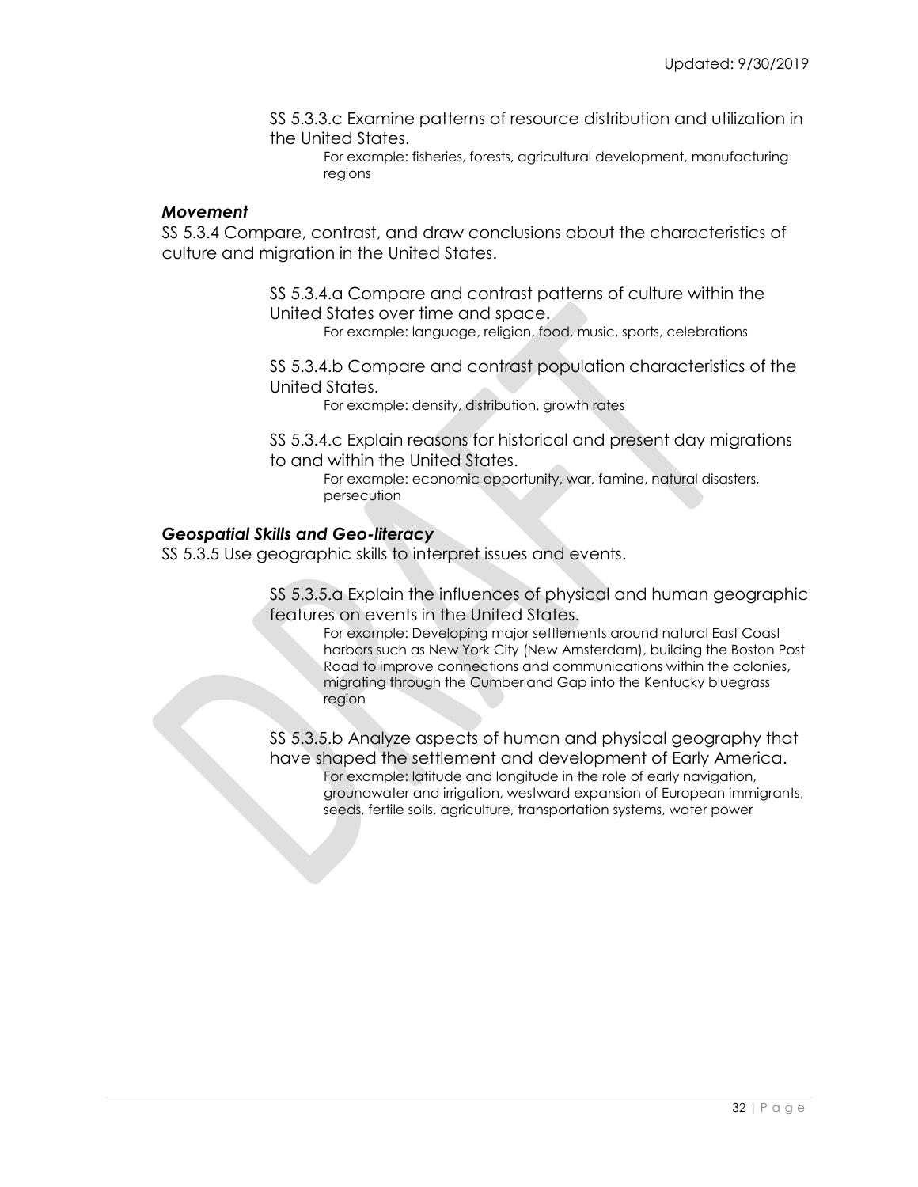SS 5.3.3.c Examine patterns of resource distribution and utilization in the United States.

For example: fisheries, forests, agricultural development, manufacturing regions

### *Movement*

SS 5.3.4 Compare, contrast, and draw conclusions about the characteristics of culture and migration in the United States.

SS 5.3.4.a Compare and contrast patterns of culture within the United States over time and space.

For example: language, religion, food, music, sports, celebrations

SS 5.3.4.b Compare and contrast population characteristics of the United States.

For example: density, distribution, growth rates

SS 5.3.4.c Explain reasons for historical and present day migrations to and within the United States.

For example: economic opportunity, war, famine, natural disasters, persecution

### *Geospatial Skills and Geo-literacy*

SS 5.3.5 Use geographic skills to interpret issues and events.

SS 5.3.5.a Explain the influences of physical and human geographic features on events in the United States.

For example: Developing major settlements around natural East Coast harbors such as New York City (New Amsterdam), building the Boston Post Road to improve connections and communications within the colonies, migrating through the Cumberland Gap into the Kentucky bluegrass region

SS 5.3.5.b Analyze aspects of human and physical geography that have shaped the settlement and development of Early America.

For example: latitude and longitude in the role of early navigation, groundwater and irrigation, westward expansion of European immigrants, seeds, fertile soils, agriculture, transportation systems, water power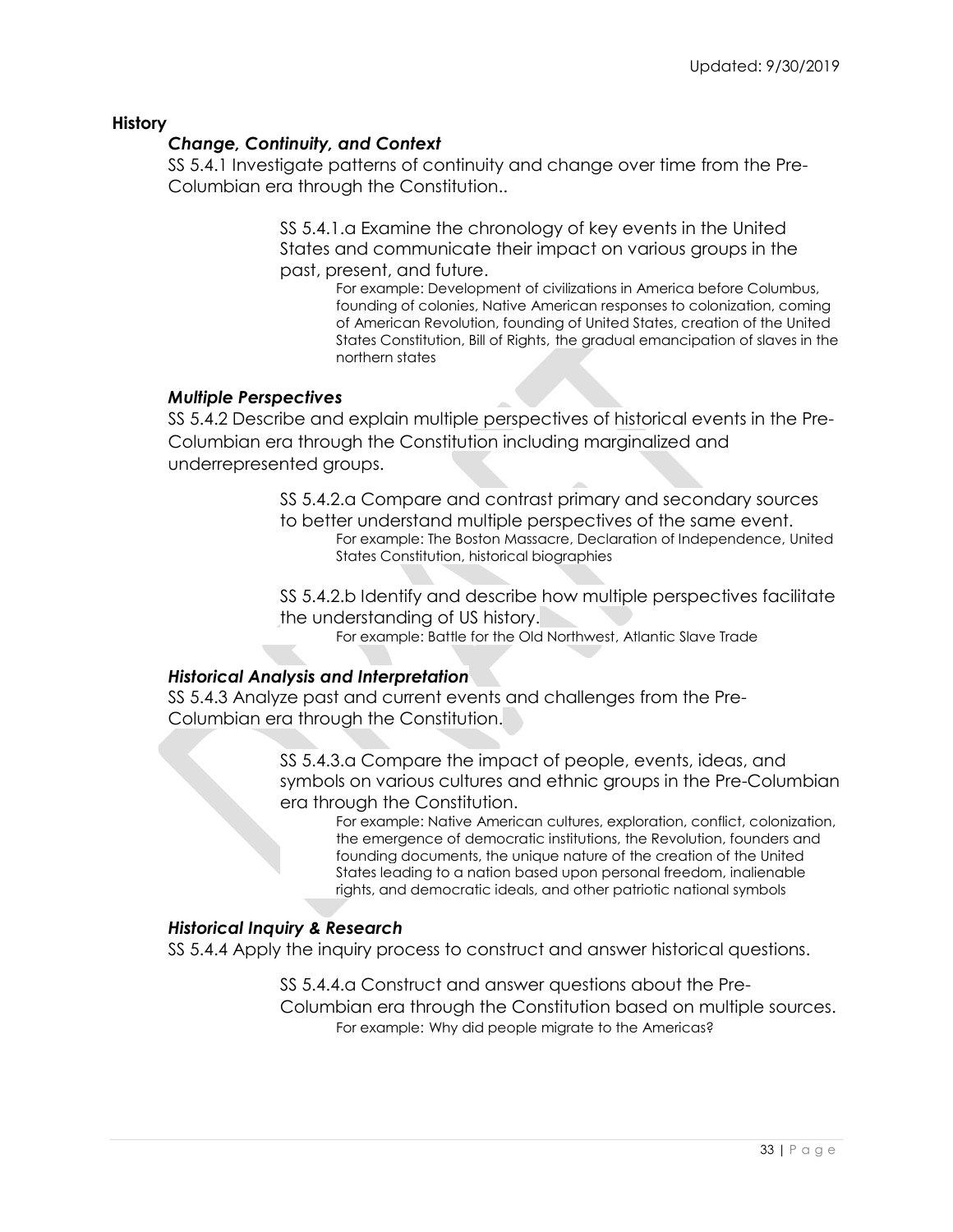**History**

***Change, Continuity, and Context***

SS 5.4.1 Investigate patterns of continuity and change over time from the Pre-Columbian era through the Constitution..

> SS 5.4.1.a Examine the chronology of key events in the United States and communicate their impact on various groups in the past, present, and future.
>
> For example: Development of civilizations in America before Columbus, founding of colonies, Native American responses to colonization, coming of American Revolution, founding of United States, creation of the United States Constitution, Bill of Rights, the gradual emancipation of slaves in the northern states

***Multiple Perspectives***

SS 5.4.2 Describe and explain multiple perspectives of historical events in the Pre-Columbian era through the Constitution including marginalized and underrepresented groups.

> SS 5.4.2.a Compare and contrast primary and secondary sources to better understand multiple perspectives of the same event.
>
> For example: The Boston Massacre, Declaration of Independence, United States Constitution, historical biographies

> SS 5.4.2.b Identify and describe how multiple perspectives facilitate the understanding of US history.
>
> For example: Battle for the Old Northwest, Atlantic Slave Trade

***Historical Analysis and Interpretation***

SS 5.4.3 Analyze past and current events and challenges from the Pre-Columbian era through the Constitution.

> SS 5.4.3.a Compare the impact of people, events, ideas, and symbols on various cultures and ethnic groups in the Pre-Columbian era through the Constitution.
>
> For example: Native American cultures, exploration, conflict, colonization, the emergence of democratic institutions, the Revolution, founders and founding documents, the unique nature of the creation of the United States leading to a nation based upon personal freedom, inalienable rights, and democratic ideals, and other patriotic national symbols

***Historical Inquiry & Research***

SS 5.4.4 Apply the inquiry process to construct and answer historical questions.

> SS 5.4.4.a Construct and answer questions about the Pre-Columbian era through the Constitution based on multiple sources.
>
> For example: Why did people migrate to the Americas?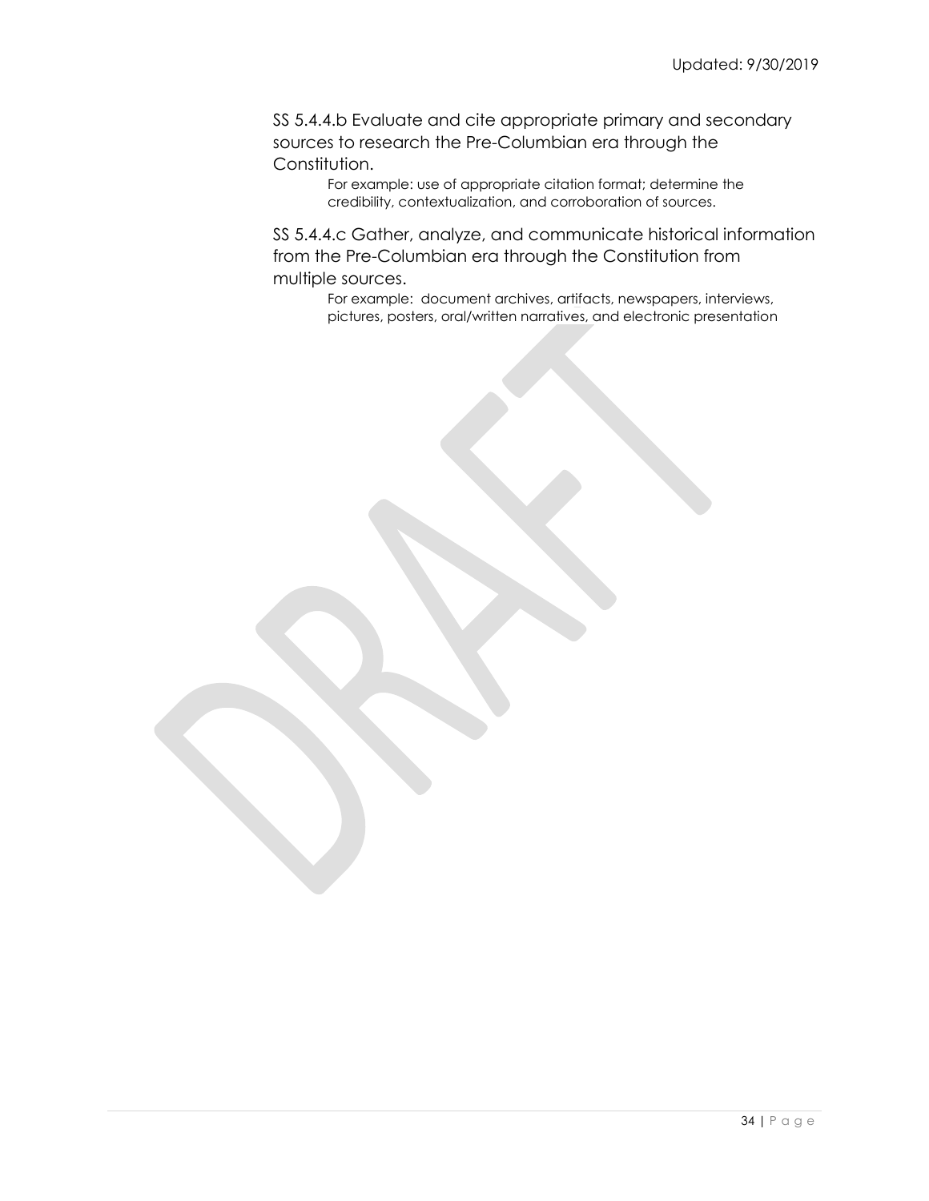SS 5.4.4.b Evaluate and cite appropriate primary and secondary sources to research the Pre-Columbian era through the Constitution.

> For example: use of appropriate citation format; determine the credibility, contextualization, and corroboration of sources.

SS 5.4.4.c Gather, analyze, and communicate historical information from the Pre-Columbian era through the Constitution from multiple sources.

> For example: document archives, artifacts, newspapers, interviews, pictures, posters, oral/written narratives, and electronic presentation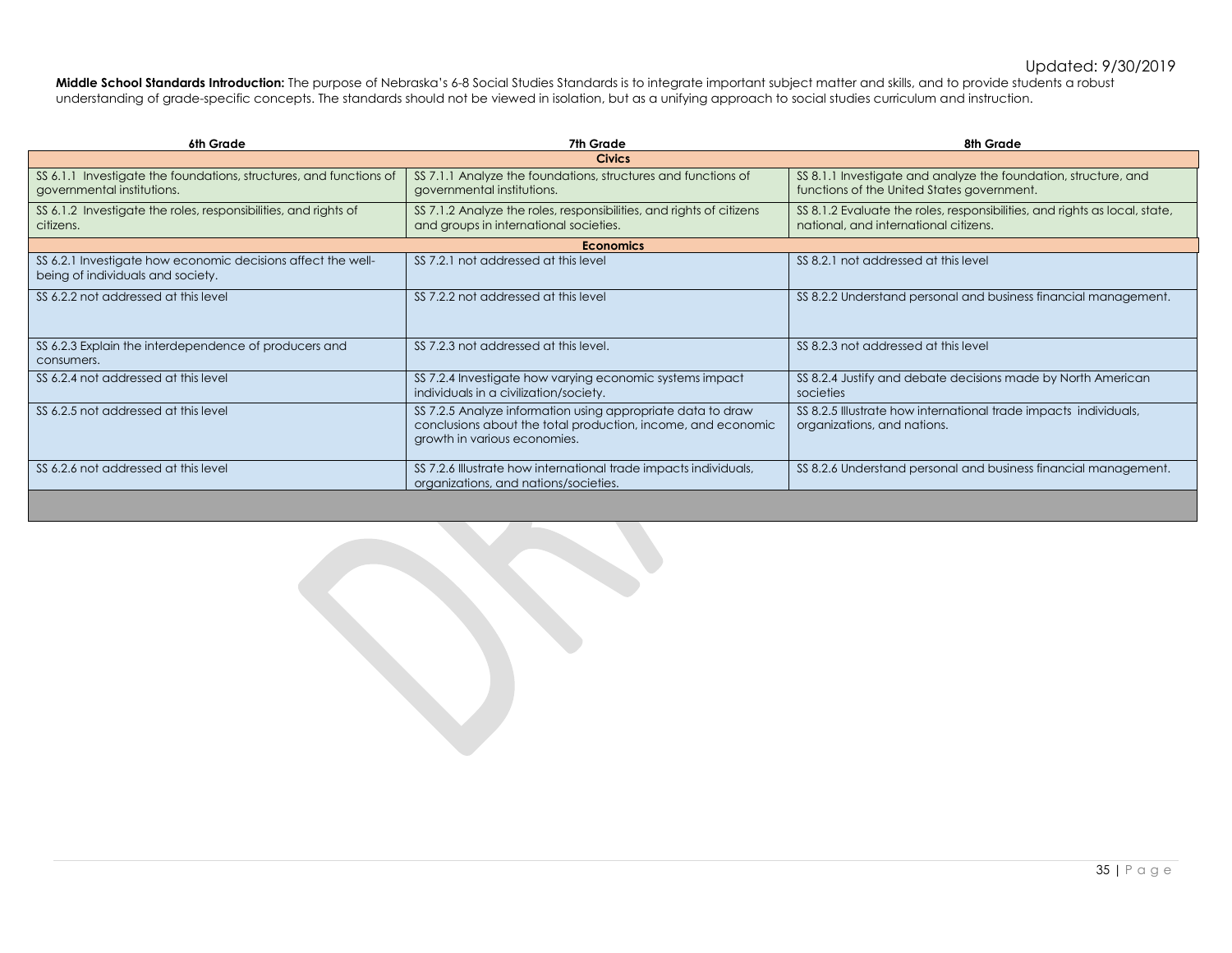Updated: 9/30/2019

**Middle School Standards Introduction:** The purpose of Nebraska's 6-8 Social Studies Standards is to integrate important subject matter and skills, and to provide students a robust understanding of grade-specific concepts. The standards should not be viewed in isolation, but as a unifying approach to social studies curriculum and instruction.

| 6th Grade | 7th Grade | 8th Grade |
|---|---|---|
| | **Civics** | |
| SS 6.1.1 Investigate the foundations, structures, and functions of governmental institutions. | SS 7.1.1 Analyze the foundations, structures and functions of governmental institutions. | SS 8.1.1 Investigate and analyze the foundation, structure, and functions of the United States government. |
| SS 6.1.2 Investigate the roles, responsibilities, and rights of citizens. | SS 7.1.2 Analyze the roles, responsibilities, and rights of citizens and groups in international societies. | SS 8.1.2 Evaluate the roles, responsibilities, and rights as local, state, national, and international citizens. |
| | **Economics** | |
| SS 6.2.1 Investigate how economic decisions affect the well-being of individuals and society. | SS 7.2.1 not addressed at this level | SS 8.2.1 not addressed at this level |
| SS 6.2.2 not addressed at this level | SS 7.2.2 not addressed at this level | SS 8.2.2 Understand personal and business financial management. |
| SS 6.2.3 Explain the interdependence of producers and consumers. | SS 7.2.3 not addressed at this level. | SS 8.2.3 not addressed at this level |
| SS 6.2.4 not addressed at this level | SS 7.2.4 Investigate how varying economic systems impact individuals in a civilization/society. | SS 8.2.4 Justify and debate decisions made by North American societies |
| SS 6.2.5 not addressed at this level | SS 7.2.5 Analyze information using appropriate data to draw conclusions about the total production, income, and economic growth in various economies. | SS 8.2.5 Illustrate how international trade impacts individuals, organizations, and nations. |
| SS 6.2.6 not addressed at this level | SS 7.2.6 Illustrate how international trade impacts individuals, organizations, and nations/societies. | SS 8.2.6 Understand personal and business financial management. |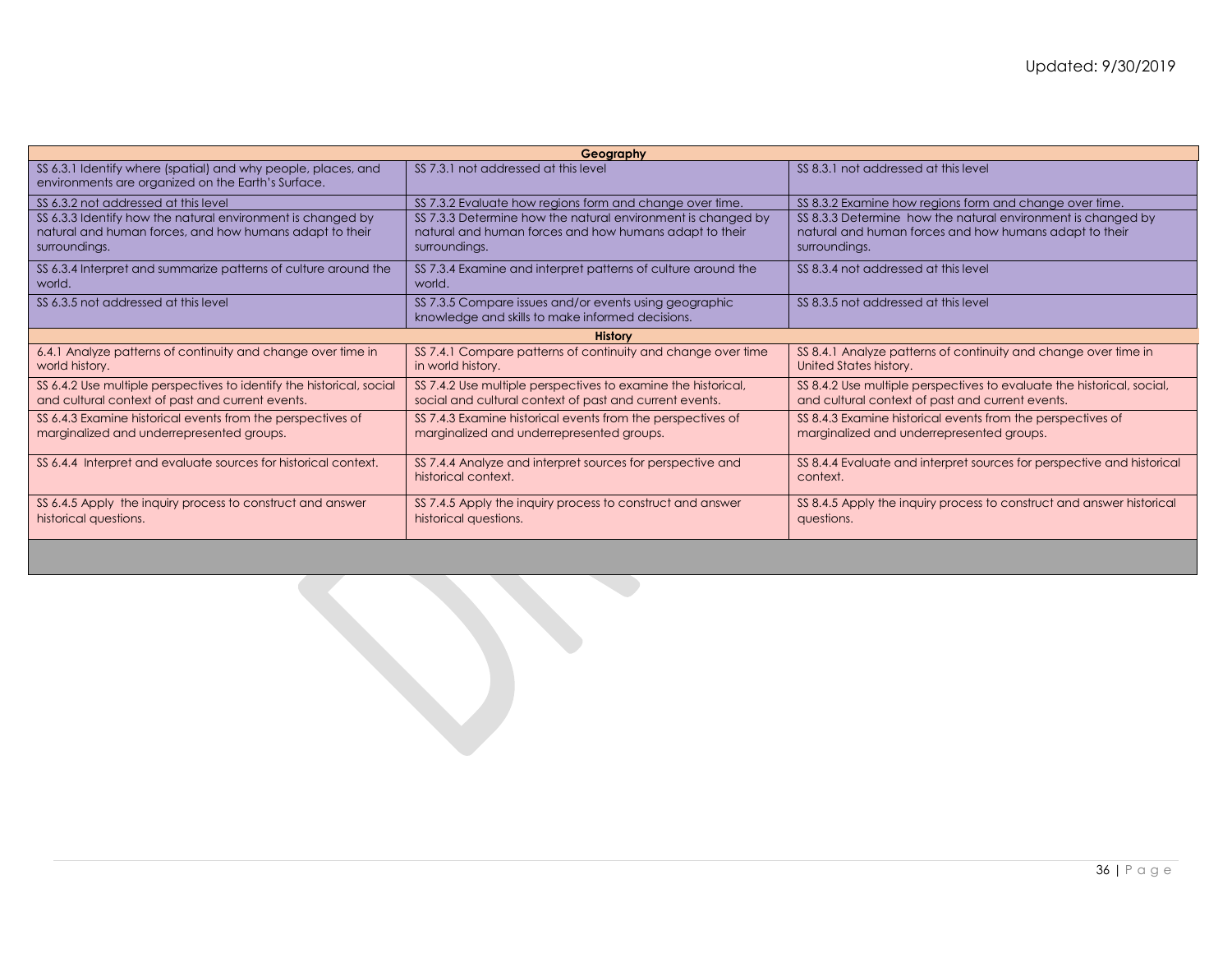| Geography | | |
|---|---|---|
| SS 6.3.1 Identify where (spatial) and why people, places, and environments are organized on the Earth's Surface. | SS 7.3.1 not addressed at this level | SS 8.3.1 not addressed at this level |
| SS 6.3.2 not addressed at this level | SS 7.3.2 Evaluate how regions form and change over time. | SS 8.3.2 Examine how regions form and change over time. |
| SS 6.3.3 Identify how the natural environment is changed by natural and human forces, and how humans adapt to their surroundings. | SS 7.3.3 Determine how the natural environment is changed by natural and human forces and how humans adapt to their surroundings. | SS 8.3.3 Determine how the natural environment is changed by natural and human forces and how humans adapt to their surroundings. |
| SS 6.3.4 Interpret and summarize patterns of culture around the world. | SS 7.3.4 Examine and interpret patterns of culture around the world. | SS 8.3.4 not addressed at this level |
| SS 6.3.5 not addressed at this level | SS 7.3.5 Compare issues and/or events using geographic knowledge and skills to make informed decisions. | SS 8.3.5 not addressed at this level |
| **History** | | |
| 6.4.1 Analyze patterns of continuity and change over time in world history. | SS 7.4.1 Compare patterns of continuity and change over time in world history. | SS 8.4.1 Analyze patterns of continuity and change over time in United States history. |
| SS 6.4.2 Use multiple perspectives to identify the historical, social and cultural context of past and current events. | SS 7.4.2 Use multiple perspectives to examine the historical, social and cultural context of past and current events. | SS 8.4.2 Use multiple perspectives to evaluate the historical, social, and cultural context of past and current events. |
| SS 6.4.3 Examine historical events from the perspectives of marginalized and underrepresented groups. | SS 7.4.3 Examine historical events from the perspectives of marginalized and underrepresented groups. | SS 8.4.3 Examine historical events from the perspectives of marginalized and underrepresented groups. |
| SS 6.4.4 Interpret and evaluate sources for historical context. | SS 7.4.4 Analyze and interpret sources for perspective and historical context. | SS 8.4.4 Evaluate and interpret sources for perspective and historical context. |
| SS 6.4.5 Apply the inquiry process to construct and answer historical questions. | SS 7.4.5 Apply the inquiry process to construct and answer historical questions. | SS 8.4.5 Apply the inquiry process to construct and answer historical questions. |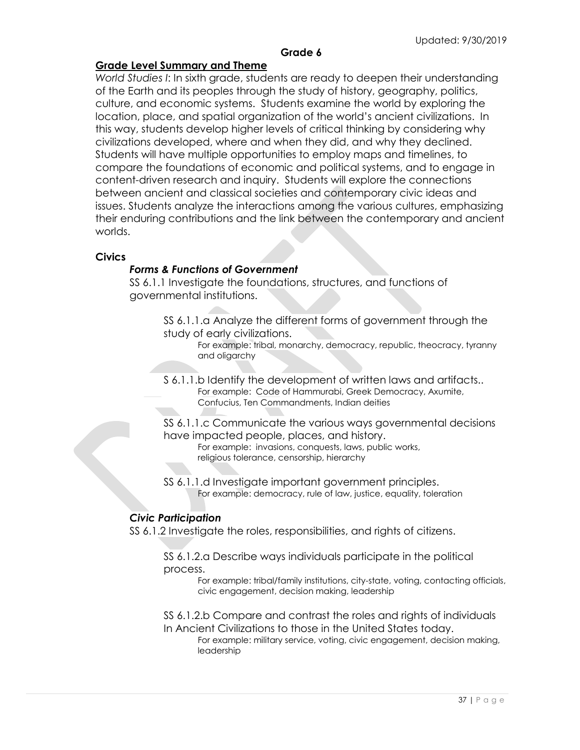Updated: 9/30/2019

## Grade 6

### Grade Level Summary and Theme

*World Studies I*: In sixth grade, students are ready to deepen their understanding of the Earth and its peoples through the study of history, geography, politics, culture, and economic systems. Students examine the world by exploring the location, place, and spatial organization of the world's ancient civilizations. In this way, students develop higher levels of critical thinking by considering why civilizations developed, where and when they did, and why they declined. Students will have multiple opportunities to employ maps and timelines, to compare the foundations of economic and political systems, and to engage in content-driven research and inquiry. Students will explore the connections between ancient and classical societies and contemporary civic ideas and issues. Students analyze the interactions among the various cultures, emphasizing their enduring contributions and the link between the contemporary and ancient worlds.

### Civics

#### *Forms & Functions of Government*

SS 6.1.1 Investigate the foundations, structures, and functions of governmental institutions.

SS 6.1.1.a Analyze the different forms of government through the study of early civilizations.
For example: tribal, monarchy, democracy, republic, theocracy, tyranny and oligarchy

S 6.1.1.b Identify the development of written laws and artifacts..
For example: Code of Hammurabi, Greek Democracy, Axumite, Confucius, Ten Commandments, Indian deities

SS 6.1.1.c Communicate the various ways governmental decisions have impacted people, places, and history.
For example: invasions, conquests, laws, public works, religious tolerance, censorship, hierarchy

SS 6.1.1.d Investigate important government principles.
For example: democracy, rule of law, justice, equality, toleration

#### *Civic Participation*

SS 6.1.2 Investigate the roles, responsibilities, and rights of citizens.

SS 6.1.2.a Describe ways individuals participate in the political process.
For example: tribal/family institutions, city-state, voting, contacting officials, civic engagement, decision making, leadership

SS 6.1.2.b Compare and contrast the roles and rights of individuals In Ancient Civilizations to those in the United States today.
For example: military service, voting, civic engagement, decision making, leadership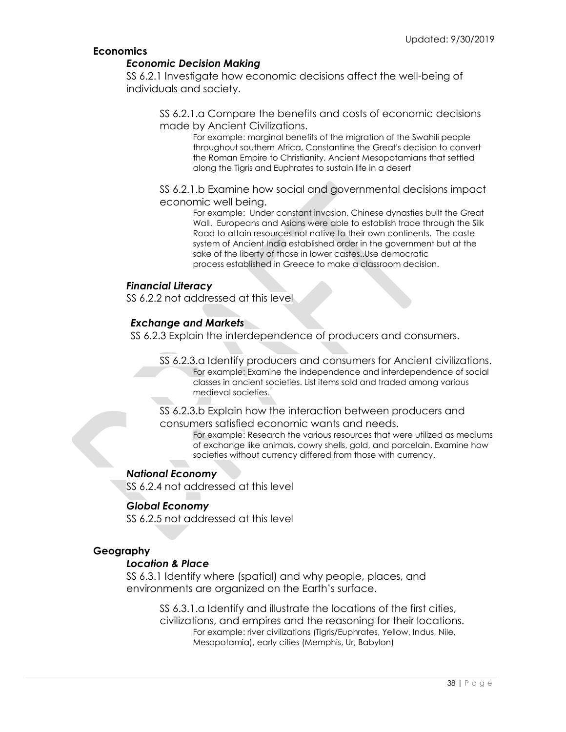## Economics

### *Economic Decision Making*

SS 6.2.1 Investigate how economic decisions affect the well-being of individuals and society.

SS 6.2.1.a Compare the benefits and costs of economic decisions made by Ancient Civilizations.

For example: marginal benefits of the migration of the Swahili people throughout southern Africa, Constantine the Great's decision to convert the Roman Empire to Christianity, Ancient Mesopotamians that settled along the Tigris and Euphrates to sustain life in a desert

SS 6.2.1.b Examine how social and governmental decisions impact economic well being.

For example: Under constant invasion, Chinese dynasties built the Great Wall. Europeans and Asians were able to establish trade through the Silk Road to attain resources not native to their own continents. The caste system of Ancient India established order in the government but at the sake of the liberty of those in lower castes..Use democratic process established in Greece to make a classroom decision.

### *Financial Literacy*

SS 6.2.2 not addressed at this level

### *Exchange and Markets*

SS 6.2.3 Explain the interdependence of producers and consumers.

SS 6.2.3.a Identify producers and consumers for Ancient civilizations.

For example: Examine the independence and interdependence of social classes in ancient societies. List items sold and traded among various medieval societies.

SS 6.2.3.b Explain how the interaction between producers and consumers satisfied economic wants and needs.

For example: Research the various resources that were utilized as mediums of exchange like animals, cowry shells, gold, and porcelain. Examine how societies without currency differed from those with currency.

### *National Economy*

SS 6.2.4 not addressed at this level

### *Global Economy*

SS 6.2.5 not addressed at this level

## Geography

### *Location & Place*

SS 6.3.1 Identify where (spatial) and why people, places, and environments are organized on the Earth's surface.

SS 6.3.1.a Identify and illustrate the locations of the first cities, civilizations, and empires and the reasoning for their locations.

For example: river civilizations (Tigris/Euphrates, Yellow, Indus, Nile, Mesopotamia), early cities (Memphis, Ur, Babylon)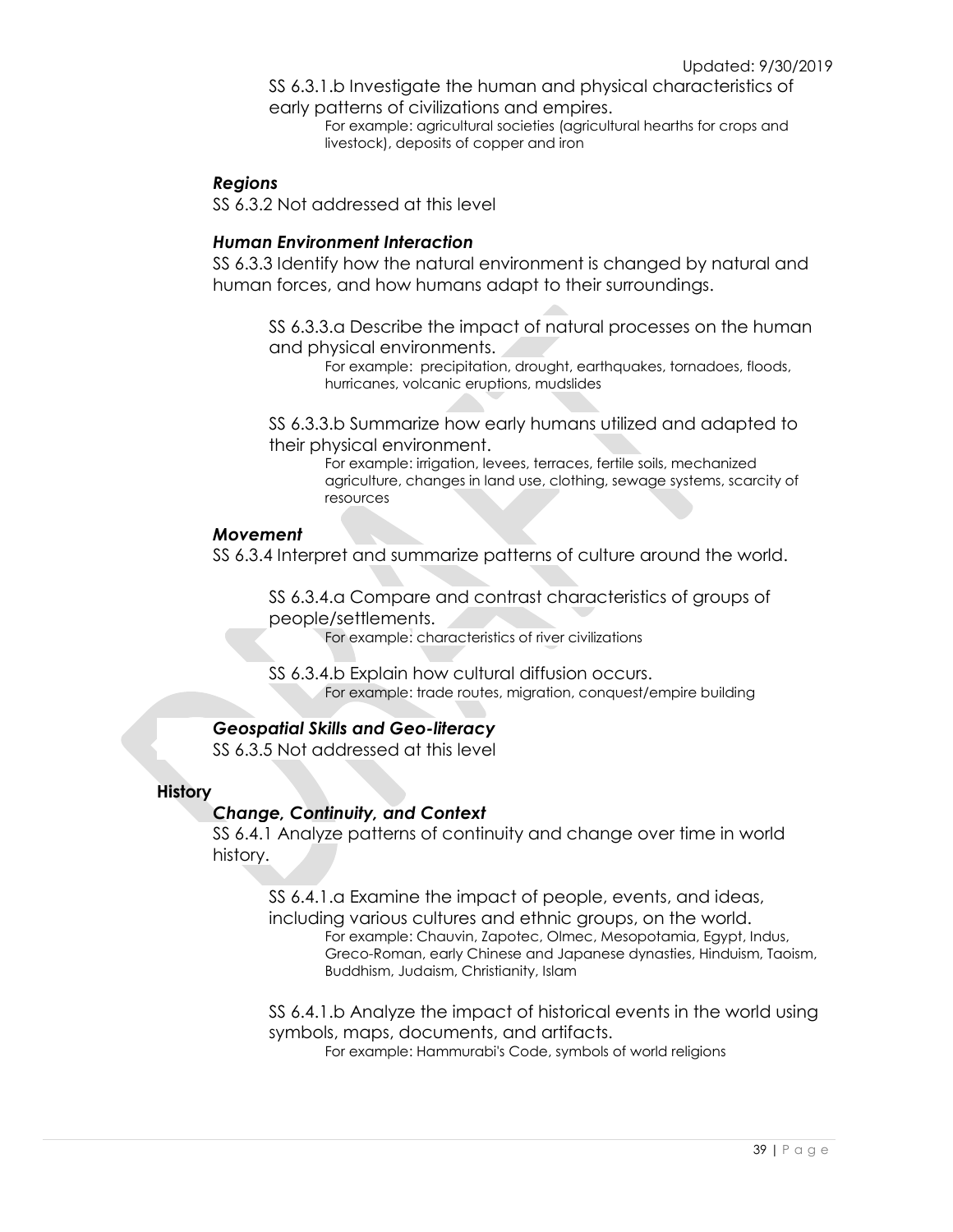SS 6.3.1.b Investigate the human and physical characteristics of early patterns of civilizations and empires.

For example: agricultural societies (agricultural hearths for crops and livestock), deposits of copper and iron

### *Regions*

SS 6.3.2 Not addressed at this level

### *Human Environment Interaction*

SS 6.3.3 Identify how the natural environment is changed by natural and human forces, and how humans adapt to their surroundings.

SS 6.3.3.a Describe the impact of natural processes on the human and physical environments.

For example: precipitation, drought, earthquakes, tornadoes, floods, hurricanes, volcanic eruptions, mudslides

SS 6.3.3.b Summarize how early humans utilized and adapted to their physical environment.

For example: irrigation, levees, terraces, fertile soils, mechanized agriculture, changes in land use, clothing, sewage systems, scarcity of resources

### *Movement*

SS 6.3.4 Interpret and summarize patterns of culture around the world.

SS 6.3.4.a Compare and contrast characteristics of groups of people/settlements.

For example: characteristics of river civilizations

SS 6.3.4.b Explain how cultural diffusion occurs.

For example: trade routes, migration, conquest/empire building

### *Geospatial Skills and Geo-literacy*

SS 6.3.5 Not addressed at this level

## **History**

### *Change, Continuity, and Context*

SS 6.4.1 Analyze patterns of continuity and change over time in world history.

SS 6.4.1.a Examine the impact of people, events, and ideas, including various cultures and ethnic groups, on the world.

For example: Chauvin, Zapotec, Olmec, Mesopotamia, Egypt, Indus, Greco-Roman, early Chinese and Japanese dynasties, Hinduism, Taoism, Buddhism, Judaism, Christianity, Islam

SS 6.4.1.b Analyze the impact of historical events in the world using symbols, maps, documents, and artifacts.

For example: Hammurabi's Code, symbols of world religions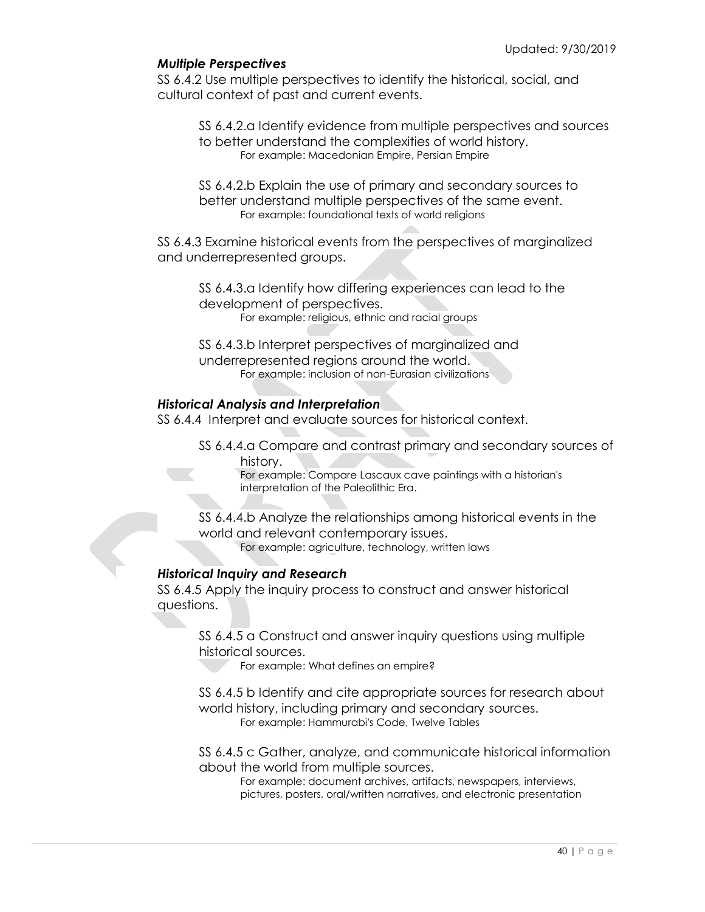### *Multiple Perspectives*

SS 6.4.2 Use multiple perspectives to identify the historical, social, and cultural context of past and current events.

> SS 6.4.2.a Identify evidence from multiple perspectives and sources to better understand the complexities of world history.
> > For example: Macedonian Empire, Persian Empire
>
> SS 6.4.2.b Explain the use of primary and secondary sources to better understand multiple perspectives of the same event.
> > For example: foundational texts of world religions

SS 6.4.3 Examine historical events from the perspectives of marginalized and underrepresented groups.

> SS 6.4.3.a Identify how differing experiences can lead to the development of perspectives.
> > For example: religious, ethnic and racial groups
>
> SS 6.4.3.b Interpret perspectives of marginalized and underrepresented regions around the world.
> > For example: inclusion of non-Eurasian civilizations

### *Historical Analysis and Interpretation*

SS 6.4.4 Interpret and evaluate sources for historical context.

> SS 6.4.4.a Compare and contrast primary and secondary sources of history.
> > For example: Compare Lascaux cave paintings with a historian's interpretation of the Paleolithic Era.
>
> SS 6.4.4.b Analyze the relationships among historical events in the world and relevant contemporary issues.
> > For example: agriculture, technology, written laws

### *Historical Inquiry and Research*

SS 6.4.5 Apply the inquiry process to construct and answer historical questions.

> SS 6.4.5 a Construct and answer inquiry questions using multiple historical sources.
> > For example: What defines an empire?
>
> SS 6.4.5 b Identify and cite appropriate sources for research about world history, including primary and secondary sources.
> > For example: Hammurabi's Code, Twelve Tables
>
> SS 6.4.5 c Gather, analyze, and communicate historical information about the world from multiple sources.
> > For example: document archives, artifacts, newspapers, interviews, pictures, posters, oral/written narratives, and electronic presentation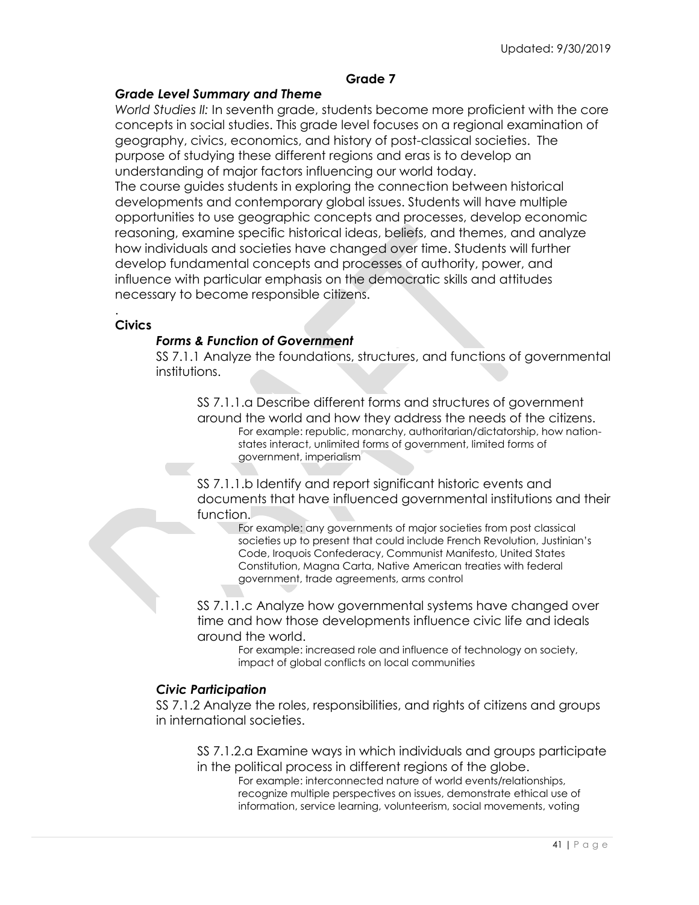## Grade 7

### *Grade Level Summary and Theme*

*World Studies II:* In seventh grade, students become more proficient with the core concepts in social studies. This grade level focuses on a regional examination of geography, civics, economics, and history of post-classical societies. The purpose of studying these different regions and eras is to develop an understanding of major factors influencing our world today.
The course guides students in exploring the connection between historical developments and contemporary global issues. Students will have multiple opportunities to use geographic concepts and processes, develop economic reasoning, examine specific historical ideas, beliefs, and themes, and analyze how individuals and societies have changed over time. Students will further develop fundamental concepts and processes of authority, power, and influence with particular emphasis on the democratic skills and attitudes necessary to become responsible citizens.

.

### Civics

#### *Forms & Function of Government*

SS 7.1.1 Analyze the foundations, structures, and functions of governmental institutions.

SS 7.1.1.a Describe different forms and structures of government around the world and how they address the needs of the citizens.
For example: republic, monarchy, authoritarian/dictatorship, how nation-states interact, unlimited forms of government, limited forms of government, imperialism

SS 7.1.1.b Identify and report significant historic events and documents that have influenced governmental institutions and their function.
For example: any governments of major societies from post classical societies up to present that could include French Revolution, Justinian's Code, Iroquois Confederacy, Communist Manifesto, United States Constitution, Magna Carta, Native American treaties with federal government, trade agreements, arms control

SS 7.1.1.c Analyze how governmental systems have changed over time and how those developments influence civic life and ideals around the world.
For example: increased role and influence of technology on society, impact of global conflicts on local communities

#### *Civic Participation*

SS 7.1.2 Analyze the roles, responsibilities, and rights of citizens and groups in international societies.

SS 7.1.2.a Examine ways in which individuals and groups participate in the political process in different regions of the globe.
For example: interconnected nature of world events/relationships, recognize multiple perspectives on issues, demonstrate ethical use of information, service learning, volunteerism, social movements, voting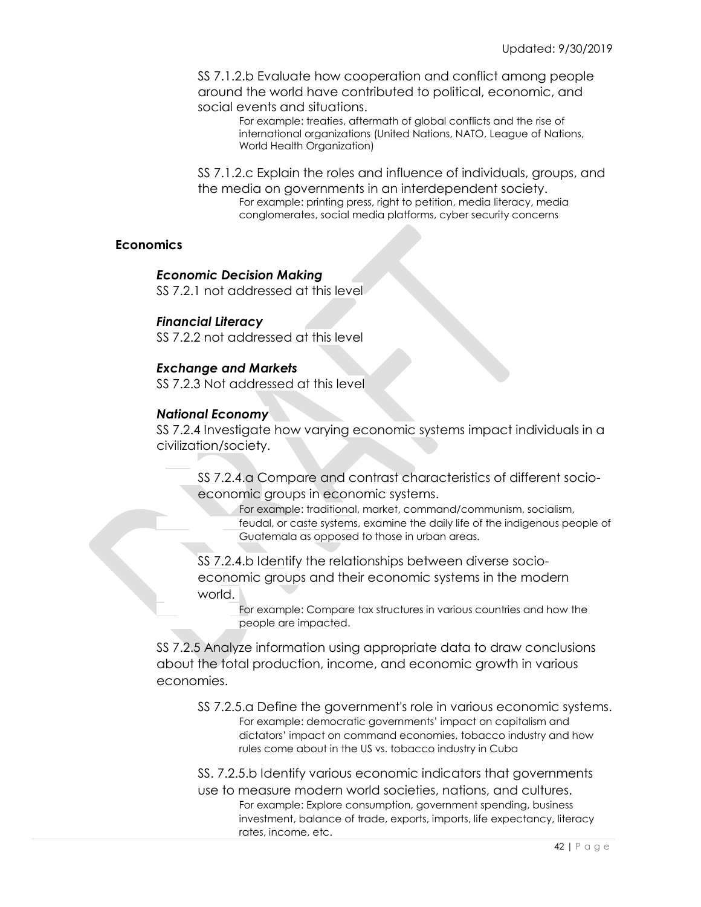SS 7.1.2.b Evaluate how cooperation and conflict among people around the world have contributed to political, economic, and social events and situations.

For example: treaties, aftermath of global conflicts and the rise of international organizations (United Nations, NATO, League of Nations, World Health Organization)

SS 7.1.2.c Explain the roles and influence of individuals, groups, and the media on governments in an interdependent society.

For example: printing press, right to petition, media literacy, media conglomerates, social media platforms, cyber security concerns

### Economics

#### *Economic Decision Making*

SS 7.2.1 not addressed at this level

#### *Financial Literacy*

SS 7.2.2 not addressed at this level

#### *Exchange and Markets*

SS 7.2.3 Not addressed at this level

#### *National Economy*

SS 7.2.4 Investigate how varying economic systems impact individuals in a civilization/society.

SS 7.2.4.a Compare and contrast characteristics of different socio-economic groups in economic systems.

For example: traditional, market, command/communism, socialism, feudal, or caste systems, examine the daily life of the indigenous people of Guatemala as opposed to those in urban areas.

SS 7.2.4.b Identify the relationships between diverse socio-economic groups and their economic systems in the modern world.

For example: Compare tax structures in various countries and how the people are impacted.

SS 7.2.5 Analyze information using appropriate data to draw conclusions about the total production, income, and economic growth in various economies.

SS 7.2.5.a Define the government's role in various economic systems.

For example: democratic governments' impact on capitalism and dictators' impact on command economies, tobacco industry and how rules come about in the US vs. tobacco industry in Cuba

SS. 7.2.5.b Identify various economic indicators that governments use to measure modern world societies, nations, and cultures.

For example: Explore consumption, government spending, business investment, balance of trade, exports, imports, life expectancy, literacy rates, income, etc.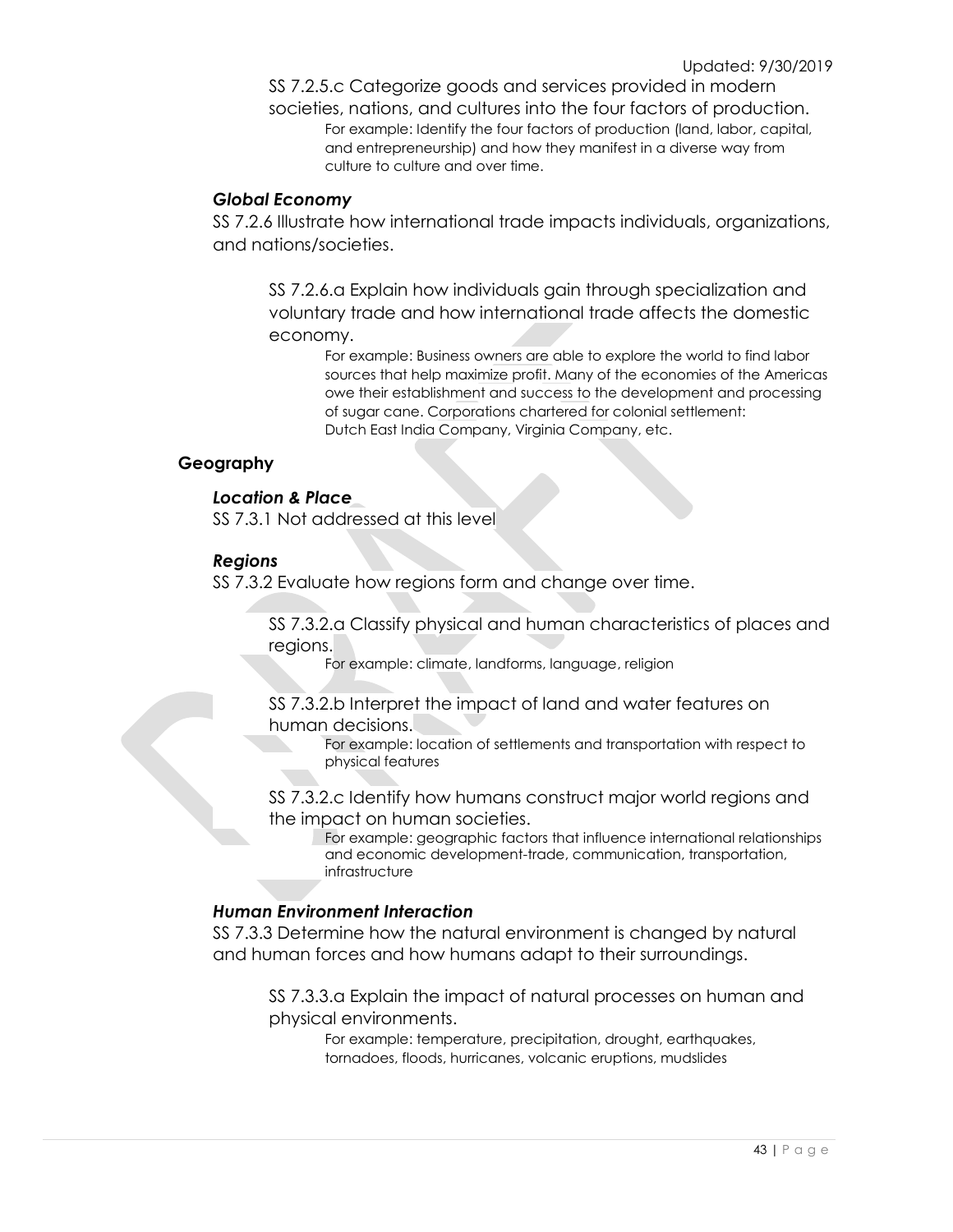SS 7.2.5.c Categorize goods and services provided in modern societies, nations, and cultures into the four factors of production.

For example: Identify the four factors of production (land, labor, capital, and entrepreneurship) and how they manifest in a diverse way from culture to culture and over time.

### *Global Economy*

SS 7.2.6 Illustrate how international trade impacts individuals, organizations, and nations/societies.

SS 7.2.6.a Explain how individuals gain through specialization and voluntary trade and how international trade affects the domestic economy.

For example: Business owners are able to explore the world to find labor sources that help maximize profit. Many of the economies of the Americas owe their establishment and success to the development and processing of sugar cane. Corporations chartered for colonial settlement: Dutch East India Company, Virginia Company, etc.

## Geography

### *Location & Place*

SS 7.3.1 Not addressed at this level

### *Regions*

SS 7.3.2 Evaluate how regions form and change over time.

SS 7.3.2.a Classify physical and human characteristics of places and regions.

For example: climate, landforms, language, religion

SS 7.3.2.b Interpret the impact of land and water features on human decisions.

For example: location of settlements and transportation with respect to physical features

SS 7.3.2.c Identify how humans construct major world regions and the impact on human societies.

For example: geographic factors that influence international relationships and economic development-trade, communication, transportation, infrastructure

### *Human Environment Interaction*

SS 7.3.3 Determine how the natural environment is changed by natural and human forces and how humans adapt to their surroundings.

SS 7.3.3.a Explain the impact of natural processes on human and physical environments.

For example: temperature, precipitation, drought, earthquakes, tornadoes, floods, hurricanes, volcanic eruptions, mudslides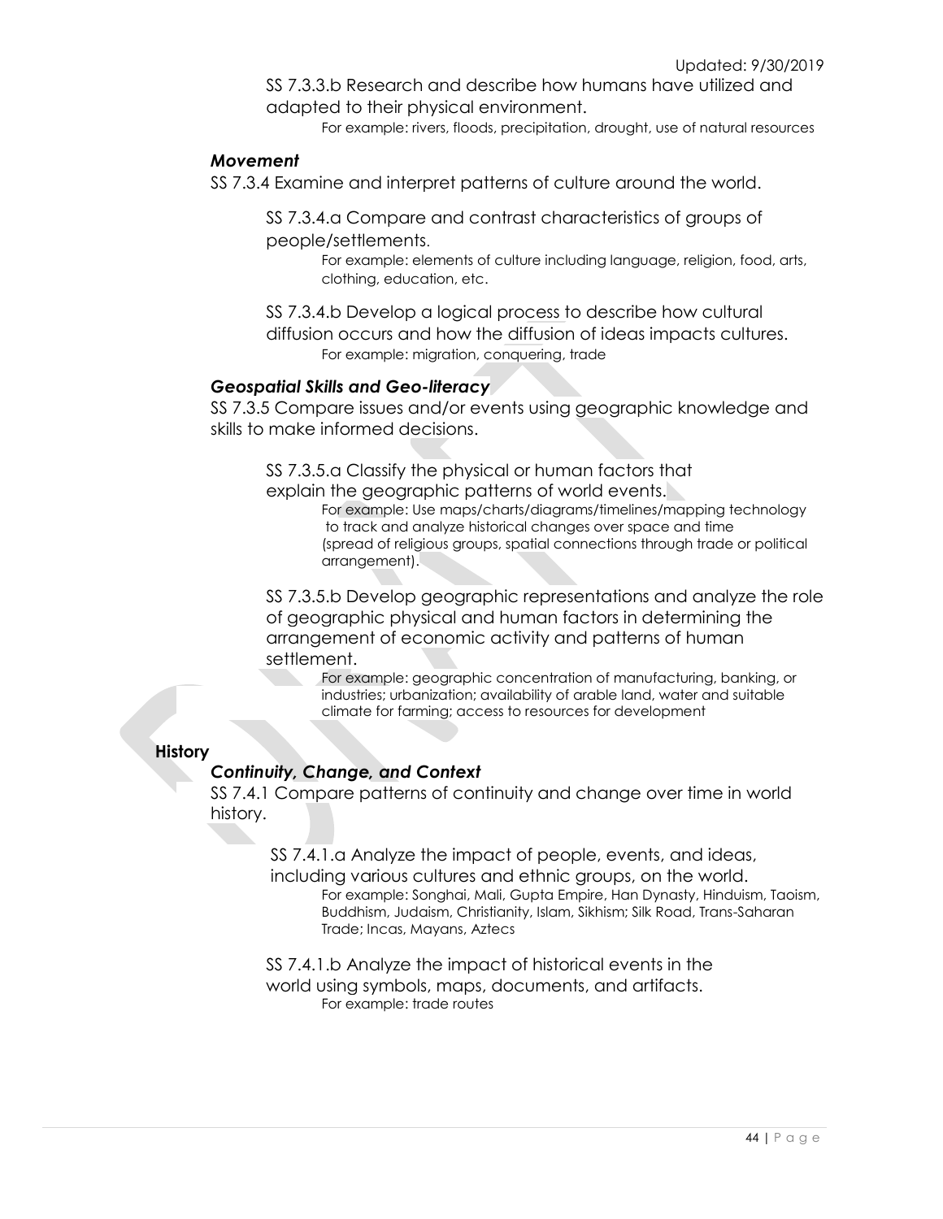SS 7.3.3.b Research and describe how humans have utilized and adapted to their physical environment.

For example: rivers, floods, precipitation, drought, use of natural resources

### *Movement*

SS 7.3.4 Examine and interpret patterns of culture around the world.

SS 7.3.4.a Compare and contrast characteristics of groups of people/settlements.

For example: elements of culture including language, religion, food, arts, clothing, education, etc.

SS 7.3.4.b Develop a logical process to describe how cultural diffusion occurs and how the diffusion of ideas impacts cultures.

For example: migration, conquering, trade

### *Geospatial Skills and Geo-literacy*

SS 7.3.5 Compare issues and/or events using geographic knowledge and skills to make informed decisions.

SS 7.3.5.a Classify the physical or human factors that explain the geographic patterns of world events.

For example: Use maps/charts/diagrams/timelines/mapping technology to track and analyze historical changes over space and time (spread of religious groups, spatial connections through trade or political arrangement).

SS 7.3.5.b Develop geographic representations and analyze the role of geographic physical and human factors in determining the arrangement of economic activity and patterns of human settlement.

For example: geographic concentration of manufacturing, banking, or industries; urbanization; availability of arable land, water and suitable climate for farming; access to resources for development

## History

### *Continuity, Change, and Context*

SS 7.4.1 Compare patterns of continuity and change over time in world history.

SS 7.4.1.a Analyze the impact of people, events, and ideas, including various cultures and ethnic groups, on the world.

For example: Songhai, Mali, Gupta Empire, Han Dynasty, Hinduism, Taoism, Buddhism, Judaism, Christianity, Islam, Sikhism; Silk Road, Trans-Saharan Trade; Incas, Mayans, Aztecs

SS 7.4.1.b Analyze the impact of historical events in the world using symbols, maps, documents, and artifacts.

For example: trade routes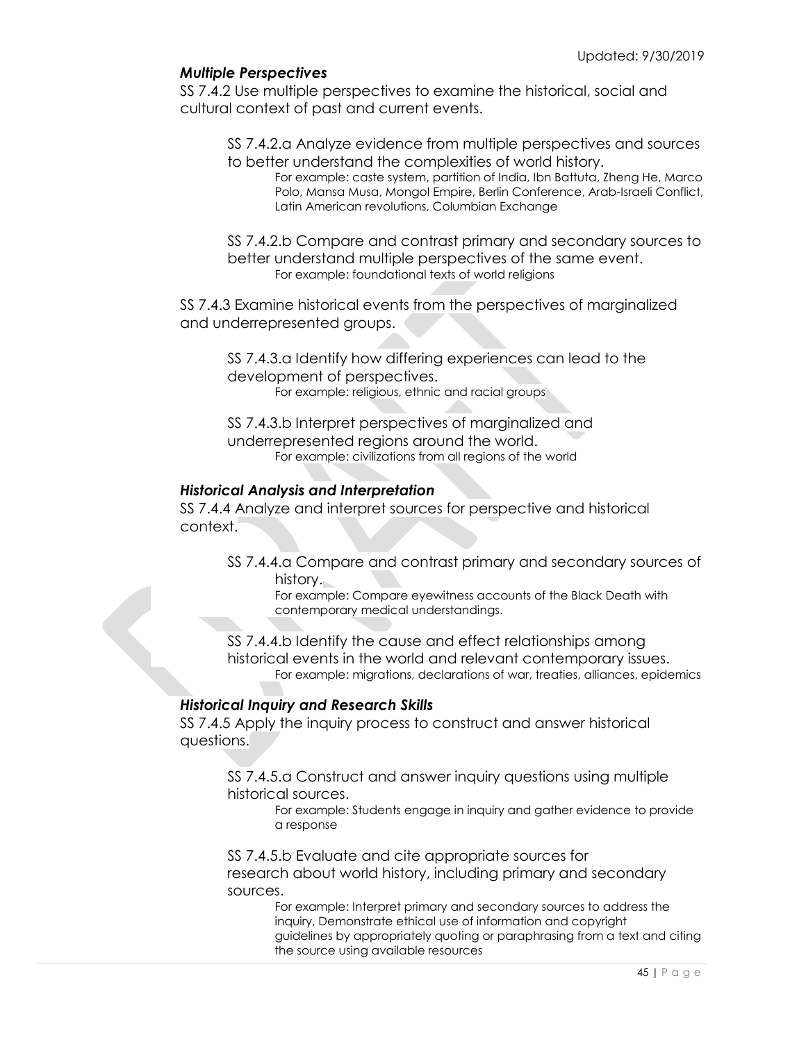### *Multiple Perspectives*

SS 7.4.2 Use multiple perspectives to examine the historical, social and cultural context of past and current events.

> SS 7.4.2.a Analyze evidence from multiple perspectives and sources to better understand the complexities of world history.
>
> > For example: caste system, partition of India, Ibn Battuta, Zheng He, Marco Polo, Mansa Musa, Mongol Empire, Berlin Conference, Arab-Israeli Conflict, Latin American revolutions, Columbian Exchange
>
> SS 7.4.2.b Compare and contrast primary and secondary sources to better understand multiple perspectives of the same event.
>
> > For example: foundational texts of world religions

SS 7.4.3 Examine historical events from the perspectives of marginalized and underrepresented groups.

> SS 7.4.3.a Identify how differing experiences can lead to the development of perspectives.
>
> > For example: religious, ethnic and racial groups
>
> SS 7.4.3.b Interpret perspectives of marginalized and underrepresented regions around the world.
>
> > For example: civilizations from all regions of the world

### *Historical Analysis and Interpretation*

SS 7.4.4 Analyze and interpret sources for perspective and historical context.

> SS 7.4.4.a Compare and contrast primary and secondary sources of history.
>
> > For example: Compare eyewitness accounts of the Black Death with contemporary medical understandings.
>
> SS 7.4.4.b Identify the cause and effect relationships among historical events in the world and relevant contemporary issues.
>
> > For example: migrations, declarations of war, treaties, alliances, epidemics

### *Historical Inquiry and Research Skills*

SS 7.4.5 Apply the inquiry process to construct and answer historical questions.

> SS 7.4.5.a Construct and answer inquiry questions using multiple historical sources.
>
> > For example: Students engage in inquiry and gather evidence to provide a response
>
> SS 7.4.5.b Evaluate and cite appropriate sources for research about world history, including primary and secondary sources.
>
> > For example: Interpret primary and secondary sources to address the inquiry, Demonstrate ethical use of information and copyright guidelines by appropriately quoting or paraphrasing from a text and citing the source using available resources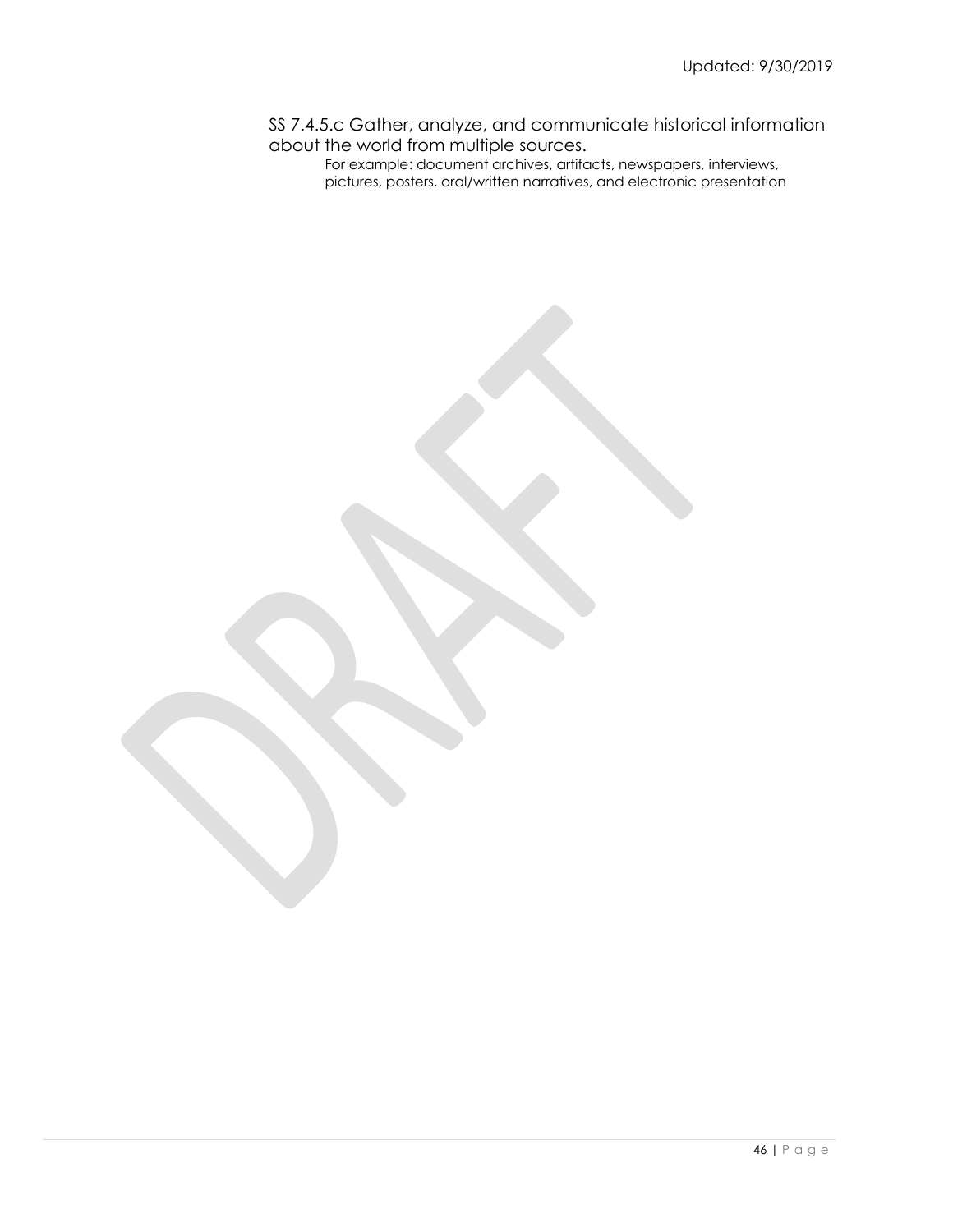SS 7.4.5.c Gather, analyze, and communicate historical information about the world from multiple sources.

For example: document archives, artifacts, newspapers, interviews, pictures, posters, oral/written narratives, and electronic presentation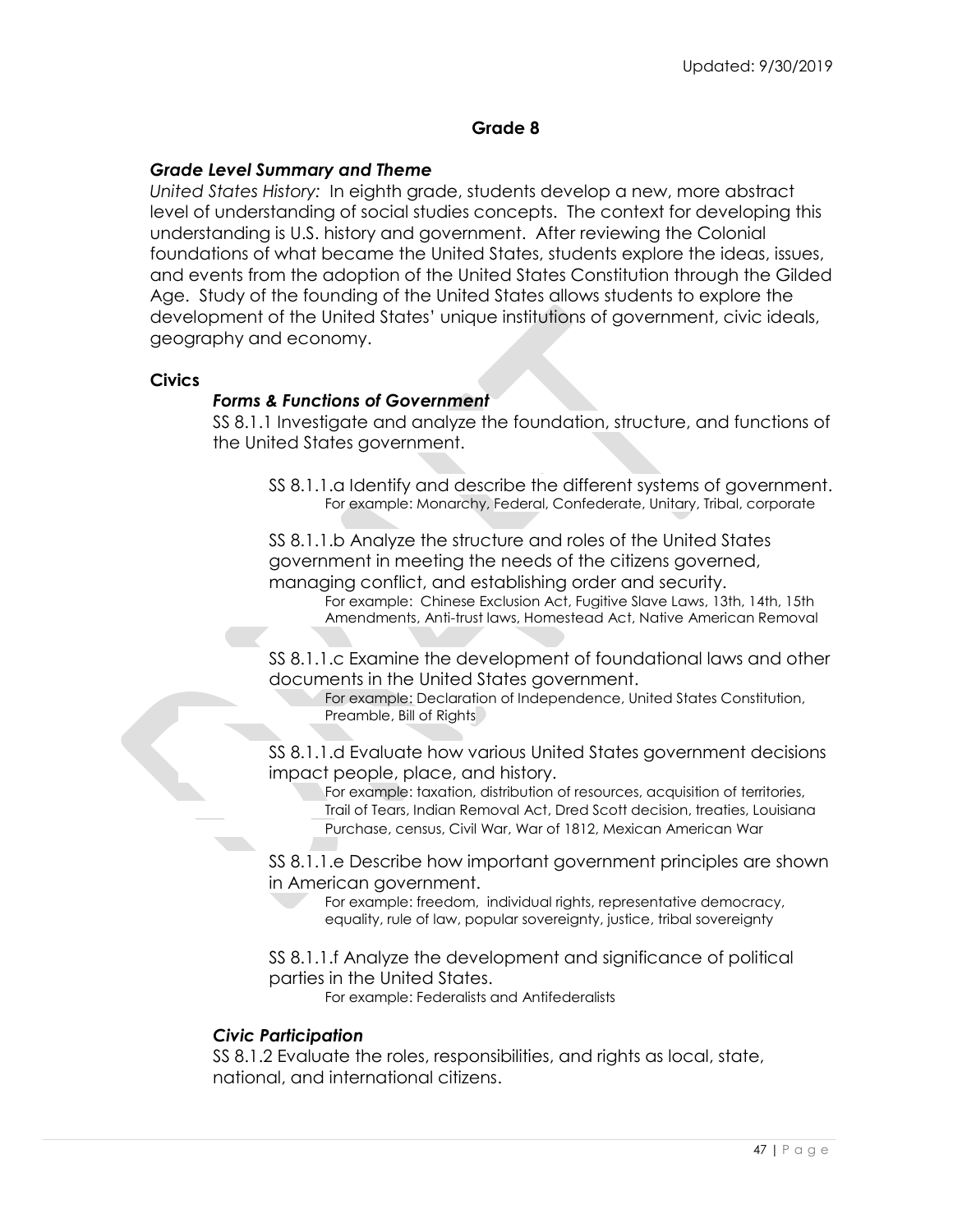## Grade 8

### *Grade Level Summary and Theme*

*United States History:* In eighth grade, students develop a new, more abstract level of understanding of social studies concepts. The context for developing this understanding is U.S. history and government. After reviewing the Colonial foundations of what became the United States, students explore the ideas, issues, and events from the adoption of the United States Constitution through the Gilded Age. Study of the founding of the United States allows students to explore the development of the United States' unique institutions of government, civic ideals, geography and economy.

### Civics

#### *Forms & Functions of Government*

SS 8.1.1 Investigate and analyze the foundation, structure, and functions of the United States government.

SS 8.1.1.a Identify and describe the different systems of government.
For example: Monarchy, Federal, Confederate, Unitary, Tribal, corporate

SS 8.1.1.b Analyze the structure and roles of the United States government in meeting the needs of the citizens governed, managing conflict, and establishing order and security.
For example: Chinese Exclusion Act, Fugitive Slave Laws, 13th, 14th, 15th Amendments, Anti-trust laws, Homestead Act, Native American Removal

SS 8.1.1.c Examine the development of foundational laws and other documents in the United States government.
For example: Declaration of Independence, United States Constitution, Preamble, Bill of Rights

SS 8.1.1.d Evaluate how various United States government decisions impact people, place, and history.
For example: taxation, distribution of resources, acquisition of territories, Trail of Tears, Indian Removal Act, Dred Scott decision, treaties, Louisiana Purchase, census, Civil War, War of 1812, Mexican American War

SS 8.1.1.e Describe how important government principles are shown in American government.
For example: freedom, individual rights, representative democracy, equality, rule of law, popular sovereignty, justice, tribal sovereignty

SS 8.1.1.f Analyze the development and significance of political parties in the United States.
For example: Federalists and Antifederalists

#### *Civic Participation*

SS 8.1.2 Evaluate the roles, responsibilities, and rights as local, state, national, and international citizens.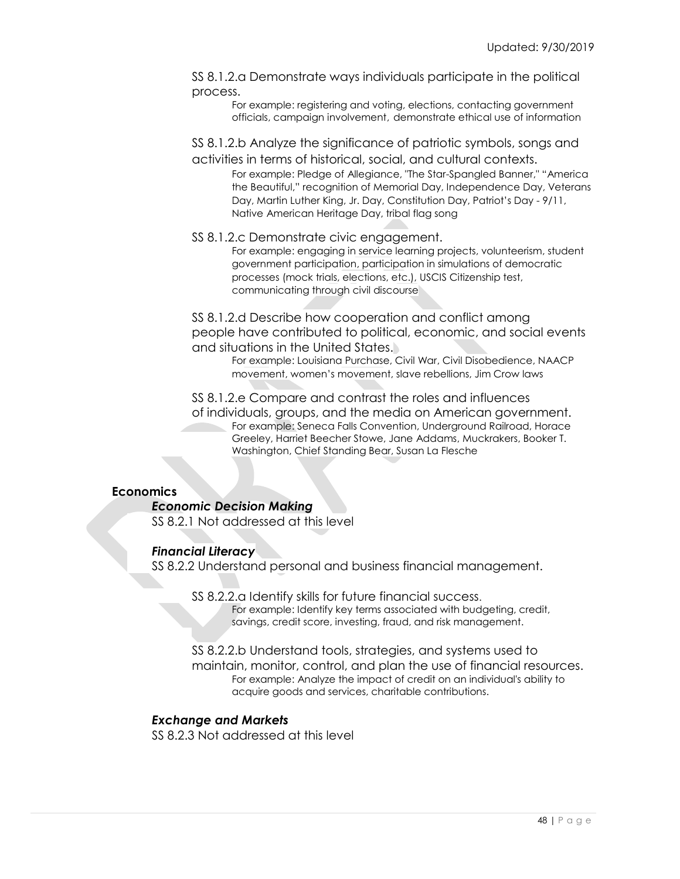SS 8.1.2.a Demonstrate ways individuals participate in the political process.

For example: registering and voting, elections, contacting government officials, campaign involvement, demonstrate ethical use of information

SS 8.1.2.b Analyze the significance of patriotic symbols, songs and activities in terms of historical, social, and cultural contexts.

For example: Pledge of Allegiance, "The Star-Spangled Banner," "America the Beautiful," recognition of Memorial Day, Independence Day, Veterans Day, Martin Luther King, Jr. Day, Constitution Day, Patriot's Day - 9/11, Native American Heritage Day, tribal flag song

SS 8.1.2.c Demonstrate civic engagement.

For example: engaging in service learning projects, volunteerism, student government participation, participation in simulations of democratic processes (mock trials, elections, etc.), USCIS Citizenship test, communicating through civil discourse

SS 8.1.2.d Describe how cooperation and conflict among people have contributed to political, economic, and social events and situations in the United States.

For example: Louisiana Purchase, Civil War, Civil Disobedience, NAACP movement, women's movement, slave rebellions, Jim Crow laws

SS 8.1.2.e Compare and contrast the roles and influences of individuals, groups, and the media on American government.

For example: Seneca Falls Convention, Underground Railroad, Horace Greeley, Harriet Beecher Stowe, Jane Addams, Muckrakers, Booker T. Washington, Chief Standing Bear, Susan La Flesche

**Economics**

***Economic Decision Making***

SS 8.2.1 Not addressed at this level

***Financial Literacy***

SS 8.2.2 Understand personal and business financial management.

SS 8.2.2.a Identify skills for future financial success.

For example: Identify key terms associated with budgeting, credit, savings, credit score, investing, fraud, and risk management.

SS 8.2.2.b Understand tools, strategies, and systems used to maintain, monitor, control, and plan the use of financial resources.

For example: Analyze the impact of credit on an individual's ability to acquire goods and services, charitable contributions.

***Exchange and Markets***

SS 8.2.3 Not addressed at this level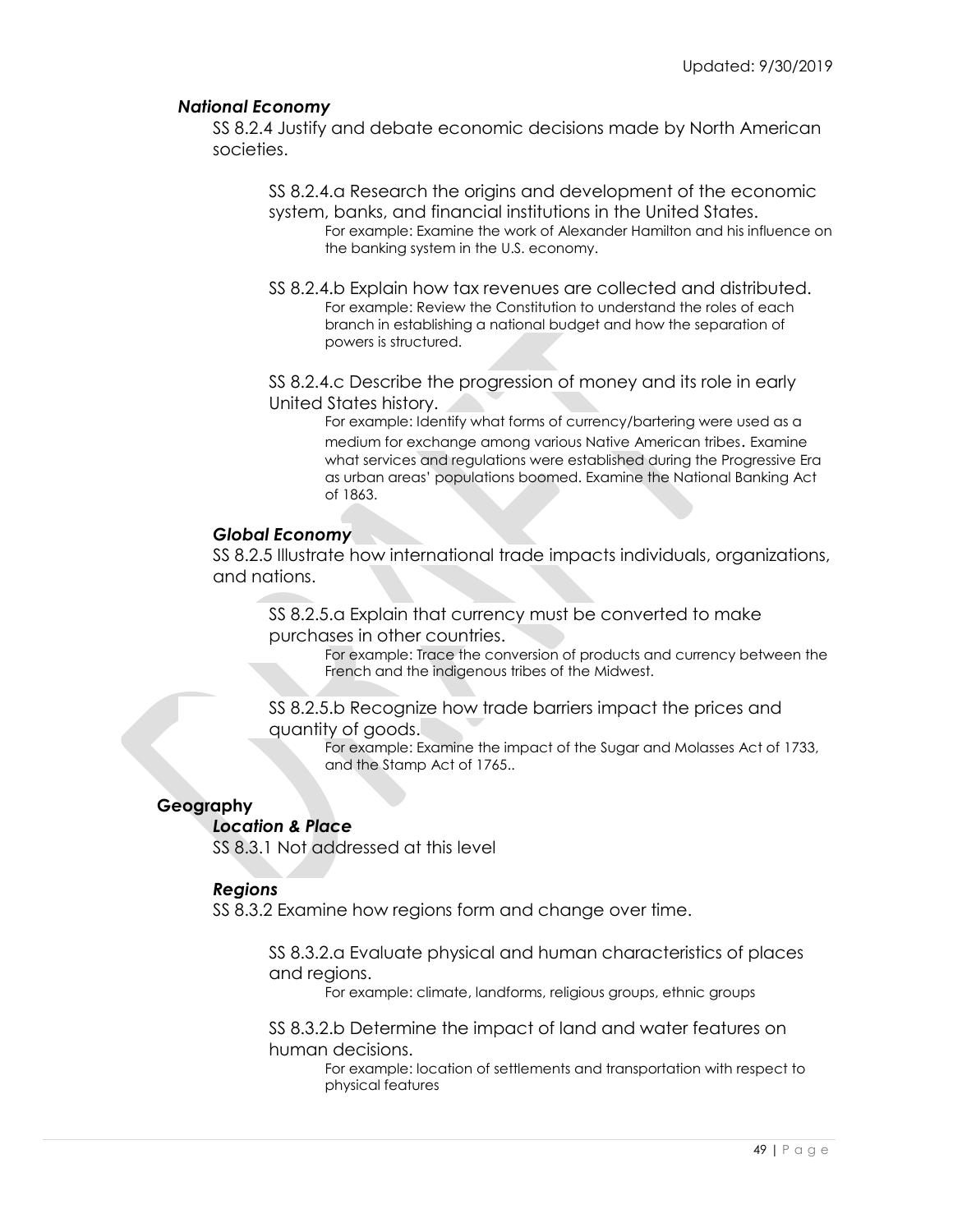### *National Economy*

SS 8.2.4 Justify and debate economic decisions made by North American societies.

SS 8.2.4.a Research the origins and development of the economic system, banks, and financial institutions in the United States.
For example: Examine the work of Alexander Hamilton and his influence on the banking system in the U.S. economy.

SS 8.2.4.b Explain how tax revenues are collected and distributed.
For example: Review the Constitution to understand the roles of each branch in establishing a national budget and how the separation of powers is structured.

SS 8.2.4.c Describe the progression of money and its role in early United States history.
For example: Identify what forms of currency/bartering were used as a medium for exchange among various Native American tribes. Examine what services and regulations were established during the Progressive Era as urban areas' populations boomed. Examine the National Banking Act of 1863.

### *Global Economy*

SS 8.2.5 Illustrate how international trade impacts individuals, organizations, and nations.

SS 8.2.5.a Explain that currency must be converted to make purchases in other countries.
For example: Trace the conversion of products and currency between the French and the indigenous tribes of the Midwest.

SS 8.2.5.b Recognize how trade barriers impact the prices and quantity of goods.
For example: Examine the impact of the Sugar and Molasses Act of 1733, and the Stamp Act of 1765..

## Geography

### *Location & Place*

SS 8.3.1 Not addressed at this level

### *Regions*

SS 8.3.2 Examine how regions form and change over time.

SS 8.3.2.a Evaluate physical and human characteristics of places and regions.
For example: climate, landforms, religious groups, ethnic groups

SS 8.3.2.b Determine the impact of land and water features on human decisions.
For example: location of settlements and transportation with respect to physical features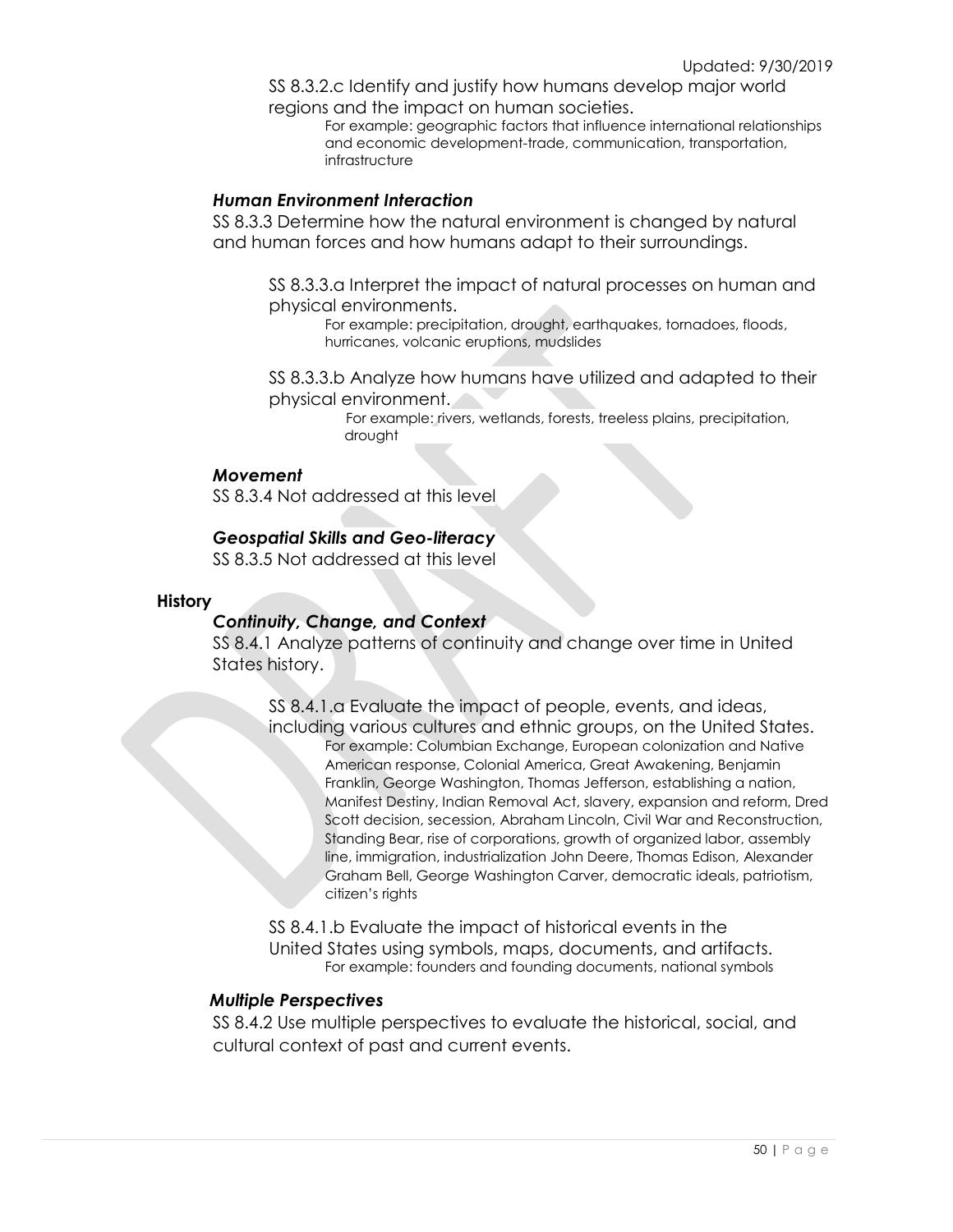SS 8.3.2.c Identify and justify how humans develop major world regions and the impact on human societies.

For example: geographic factors that influence international relationships and economic development-trade, communication, transportation, infrastructure

### *Human Environment Interaction*

SS 8.3.3 Determine how the natural environment is changed by natural and human forces and how humans adapt to their surroundings.

SS 8.3.3.a Interpret the impact of natural processes on human and physical environments.

For example: precipitation, drought, earthquakes, tornadoes, floods, hurricanes, volcanic eruptions, mudslides

SS 8.3.3.b Analyze how humans have utilized and adapted to their physical environment.

For example: rivers, wetlands, forests, treeless plains, precipitation, drought

### *Movement*

SS 8.3.4 Not addressed at this level

### *Geospatial Skills and Geo-literacy*

SS 8.3.5 Not addressed at this level

## History

### *Continuity, Change, and Context*

SS 8.4.1 Analyze patterns of continuity and change over time in United States history.

SS 8.4.1.a Evaluate the impact of people, events, and ideas, including various cultures and ethnic groups, on the United States.

For example: Columbian Exchange, European colonization and Native American response, Colonial America, Great Awakening, Benjamin Franklin, George Washington, Thomas Jefferson, establishing a nation, Manifest Destiny, Indian Removal Act, slavery, expansion and reform, Dred Scott decision, secession, Abraham Lincoln, Civil War and Reconstruction, Standing Bear, rise of corporations, growth of organized labor, assembly line, immigration, industrialization John Deere, Thomas Edison, Alexander Graham Bell, George Washington Carver, democratic ideals, patriotism, citizen's rights

SS 8.4.1.b Evaluate the impact of historical events in the United States using symbols, maps, documents, and artifacts.

For example: founders and founding documents, national symbols

### *Multiple Perspectives*

SS 8.4.2 Use multiple perspectives to evaluate the historical, social, and cultural context of past and current events.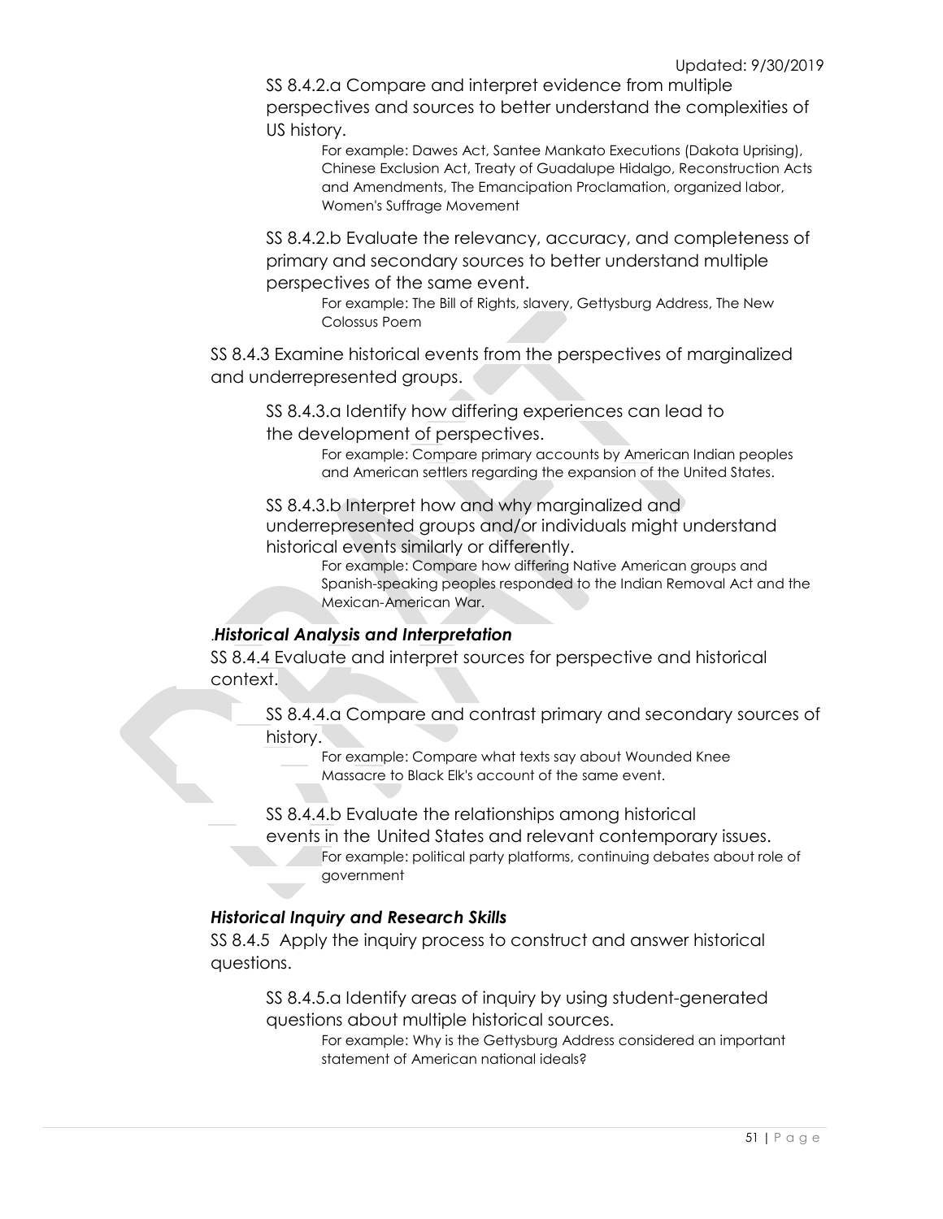SS 8.4.2.a Compare and interpret evidence from multiple perspectives and sources to better understand the complexities of US history.

For example: Dawes Act, Santee Mankato Executions (Dakota Uprising), Chinese Exclusion Act, Treaty of Guadalupe Hidalgo, Reconstruction Acts and Amendments, The Emancipation Proclamation, organized labor, Women's Suffrage Movement

SS 8.4.2.b Evaluate the relevancy, accuracy, and completeness of primary and secondary sources to better understand multiple perspectives of the same event.

For example: The Bill of Rights, slavery, Gettysburg Address, The New Colossus Poem

SS 8.4.3 Examine historical events from the perspectives of marginalized and underrepresented groups.

SS 8.4.3.a Identify how differing experiences can lead to the development of perspectives.

For example: Compare primary accounts by American Indian peoples and American settlers regarding the expansion of the United States.

SS 8.4.3.b Interpret how and why marginalized and underrepresented groups and/or individuals might understand historical events similarly or differently.

For example: Compare how differing Native American groups and Spanish-speaking peoples responded to the Indian Removal Act and the Mexican-American War.

.***Historical Analysis and Interpretation***

SS 8.4.4 Evaluate and interpret sources for perspective and historical context.

SS 8.4.4.a Compare and contrast primary and secondary sources of history.

For example: Compare what texts say about Wounded Knee Massacre to Black Elk's account of the same event.

SS 8.4.4.b Evaluate the relationships among historical events in the United States and relevant contemporary issues.

For example: political party platforms, continuing debates about role of government

***Historical Inquiry and Research Skills***

SS 8.4.5 Apply the inquiry process to construct and answer historical questions.

SS 8.4.5.a Identify areas of inquiry by using student-generated questions about multiple historical sources.

For example: Why is the Gettysburg Address considered an important statement of American national ideals?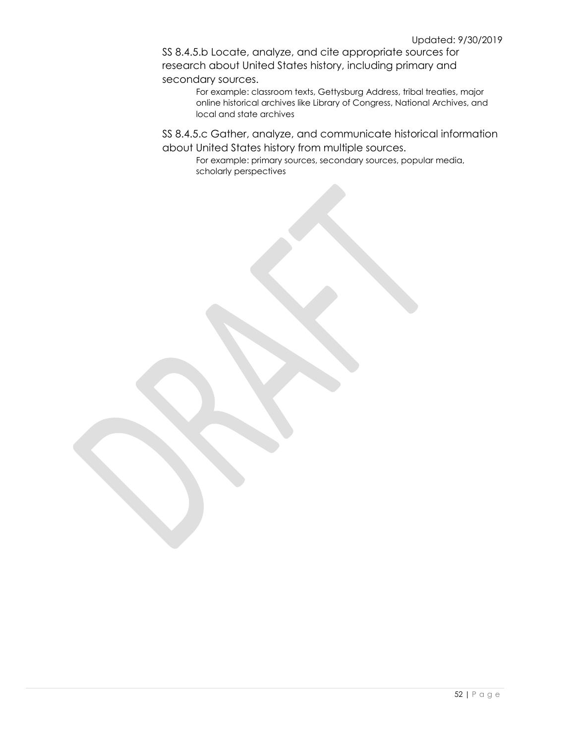SS 8.4.5.b Locate, analyze, and cite appropriate sources for research about United States history, including primary and secondary sources.

For example: classroom texts, Gettysburg Address, tribal treaties, major online historical archives like Library of Congress, National Archives, and local and state archives

SS 8.4.5.c Gather, analyze, and communicate historical information about United States history from multiple sources.

For example: primary sources, secondary sources, popular media, scholarly perspectives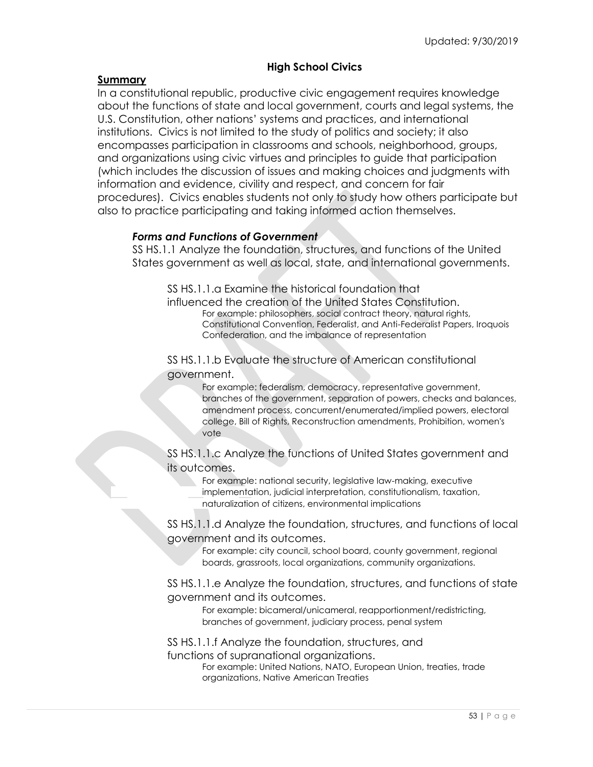# High School Civics

**Summary**

In a constitutional republic, productive civic engagement requires knowledge about the functions of state and local government, courts and legal systems, the U.S. Constitution, other nations' systems and practices, and international institutions. Civics is not limited to the study of politics and society; it also encompasses participation in classrooms and schools, neighborhood, groups, and organizations using civic virtues and principles to guide that participation (which includes the discussion of issues and making choices and judgments with information and evidence, civility and respect, and concern for fair procedures). Civics enables students not only to study how others participate but also to practice participating and taking informed action themselves.

***Forms and Functions of Government***

SS HS.1.1 Analyze the foundation, structures, and functions of the United States government as well as local, state, and international governments.

SS HS.1.1.a Examine the historical foundation that influenced the creation of the United States Constitution.

For example: philosophers, social contract theory, natural rights, Constitutional Convention, Federalist, and Anti-Federalist Papers, Iroquois Confederation, and the imbalance of representation

SS HS.1.1.b Evaluate the structure of American constitutional government.

For example: federalism, democracy, representative government, branches of the government, separation of powers, checks and balances, amendment process, concurrent/enumerated/implied powers, electoral college, Bill of Rights, Reconstruction amendments, Prohibition, women's vote

SS HS.1.1.c Analyze the functions of United States government and its outcomes.

For example: national security, legislative law-making, executive implementation, judicial interpretation, constitutionalism, taxation, naturalization of citizens, environmental implications

SS HS.1.1.d Analyze the foundation, structures, and functions of local government and its outcomes.

For example: city council, school board, county government, regional boards, grassroots, local organizations, community organizations.

SS HS.1.1.e Analyze the foundation, structures, and functions of state government and its outcomes.

For example: bicameral/unicameral, reapportionment/redistricting, branches of government, judiciary process, penal system

SS HS.1.1.f Analyze the foundation, structures, and functions of supranational organizations.

For example: United Nations, NATO, European Union, treaties, trade organizations, Native American Treaties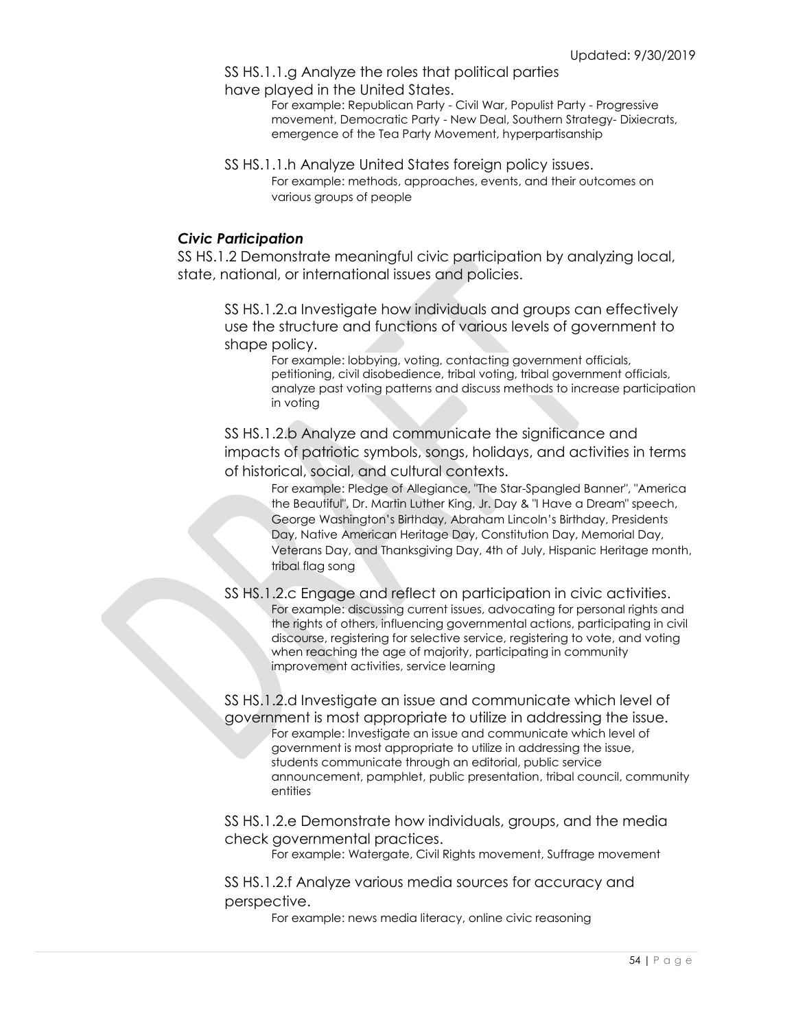SS HS.1.1.g Analyze the roles that political parties have played in the United States.

For example: Republican Party - Civil War, Populist Party - Progressive movement, Democratic Party - New Deal, Southern Strategy- Dixiecrats, emergence of the Tea Party Movement, hyperpartisanship

SS HS.1.1.h Analyze United States foreign policy issues.

For example: methods, approaches, events, and their outcomes on various groups of people

### *Civic Participation*

SS HS.1.2 Demonstrate meaningful civic participation by analyzing local, state, national, or international issues and policies.

SS HS.1.2.a Investigate how individuals and groups can effectively use the structure and functions of various levels of government to shape policy.

For example: lobbying, voting, contacting government officials, petitioning, civil disobedience, tribal voting, tribal government officials, analyze past voting patterns and discuss methods to increase participation in voting

SS HS.1.2.b Analyze and communicate the significance and impacts of patriotic symbols, songs, holidays, and activities in terms of historical, social, and cultural contexts.

For example: Pledge of Allegiance, "The Star-Spangled Banner", "America the Beautiful", Dr. Martin Luther King, Jr. Day & "I Have a Dream" speech, George Washington's Birthday, Abraham Lincoln's Birthday, Presidents Day, Native American Heritage Day, Constitution Day, Memorial Day, Veterans Day, and Thanksgiving Day, 4th of July, Hispanic Heritage month, tribal flag song

SS HS.1.2.c Engage and reflect on participation in civic activities.

For example: discussing current issues, advocating for personal rights and the rights of others, influencing governmental actions, participating in civil discourse, registering for selective service, registering to vote, and voting when reaching the age of majority, participating in community improvement activities, service learning

SS HS.1.2.d Investigate an issue and communicate which level of government is most appropriate to utilize in addressing the issue.

For example: Investigate an issue and communicate which level of government is most appropriate to utilize in addressing the issue, students communicate through an editorial, public service announcement, pamphlet, public presentation, tribal council, community entities

SS HS.1.2.e Demonstrate how individuals, groups, and the media check governmental practices.

For example: Watergate, Civil Rights movement, Suffrage movement

SS HS.1.2.f Analyze various media sources for accuracy and perspective.

For example: news media literacy, online civic reasoning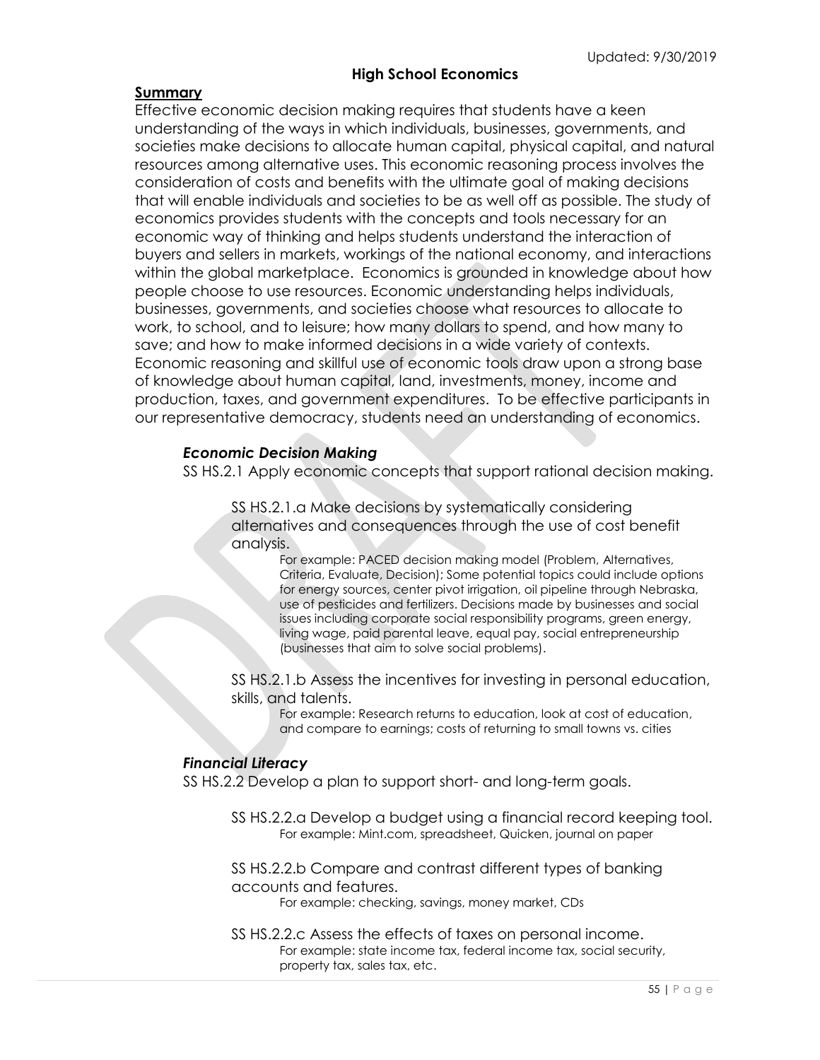Updated: 9/30/2019

## High School Economics

**Summary**

Effective economic decision making requires that students have a keen understanding of the ways in which individuals, businesses, governments, and societies make decisions to allocate human capital, physical capital, and natural resources among alternative uses. This economic reasoning process involves the consideration of costs and benefits with the ultimate goal of making decisions that will enable individuals and societies to be as well off as possible. The study of economics provides students with the concepts and tools necessary for an economic way of thinking and helps students understand the interaction of buyers and sellers in markets, workings of the national economy, and interactions within the global marketplace. Economics is grounded in knowledge about how people choose to use resources. Economic understanding helps individuals, businesses, governments, and societies choose what resources to allocate to work, to school, and to leisure; how many dollars to spend, and how many to save; and how to make informed decisions in a wide variety of contexts. Economic reasoning and skillful use of economic tools draw upon a strong base of knowledge about human capital, land, investments, money, income and production, taxes, and government expenditures. To be effective participants in our representative democracy, students need an understanding of economics.

### *Economic Decision Making*

SS HS.2.1 Apply economic concepts that support rational decision making.

SS HS.2.1.a Make decisions by systematically considering alternatives and consequences through the use of cost benefit analysis.

For example: PACED decision making model (Problem, Alternatives, Criteria, Evaluate, Decision); Some potential topics could include options for energy sources, center pivot irrigation, oil pipeline through Nebraska, use of pesticides and fertilizers. Decisions made by businesses and social issues including corporate social responsibility programs, green energy, living wage, paid parental leave, equal pay, social entrepreneurship (businesses that aim to solve social problems).

SS HS.2.1.b Assess the incentives for investing in personal education, skills, and talents.

For example: Research returns to education, look at cost of education, and compare to earnings; costs of returning to small towns vs. cities

### *Financial Literacy*

SS HS.2.2 Develop a plan to support short- and long-term goals.

SS HS.2.2.a Develop a budget using a financial record keeping tool.

For example: Mint.com, spreadsheet, Quicken, journal on paper

SS HS.2.2.b Compare and contrast different types of banking accounts and features.

For example: checking, savings, money market, CDs

SS HS.2.2.c Assess the effects of taxes on personal income.

For example: state income tax, federal income tax, social security, property tax, sales tax, etc.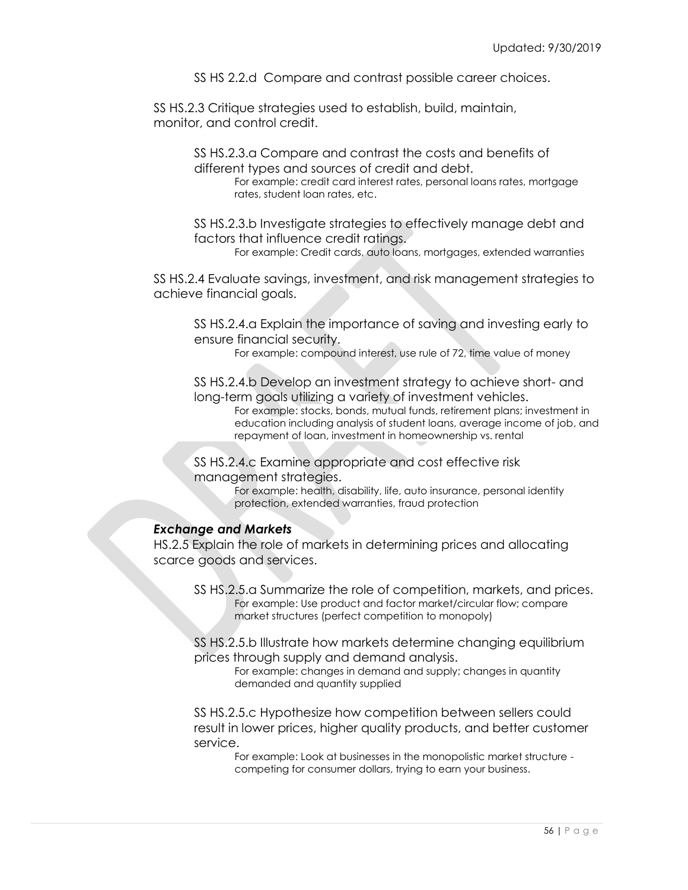SS HS 2.2.d Compare and contrast possible career choices.

SS HS.2.3 Critique strategies used to establish, build, maintain, monitor, and control credit.

SS HS.2.3.a Compare and contrast the costs and benefits of different types and sources of credit and debt.
For example: credit card interest rates, personal loans rates, mortgage rates, student loan rates, etc.

SS HS.2.3.b Investigate strategies to effectively manage debt and factors that influence credit ratings.
For example: Credit cards, auto loans, mortgages, extended warranties

SS HS.2.4 Evaluate savings, investment, and risk management strategies to achieve financial goals.

SS HS.2.4.a Explain the importance of saving and investing early to ensure financial security.
For example: compound interest, use rule of 72, time value of money

SS HS.2.4.b Develop an investment strategy to achieve short- and long-term goals utilizing a variety of investment vehicles.
For example: stocks, bonds, mutual funds, retirement plans; investment in education including analysis of student loans, average income of job, and repayment of loan, investment in homeownership vs. rental

SS HS.2.4.c Examine appropriate and cost effective risk management strategies.
For example: health, disability, life, auto insurance, personal identity protection, extended warranties, fraud protection

***Exchange and Markets***

HS.2.5 Explain the role of markets in determining prices and allocating scarce goods and services.

SS HS.2.5.a Summarize the role of competition, markets, and prices.
For example: Use product and factor market/circular flow; compare market structures (perfect competition to monopoly)

SS HS.2.5.b Illustrate how markets determine changing equilibrium prices through supply and demand analysis.
For example: changes in demand and supply; changes in quantity demanded and quantity supplied

SS HS.2.5.c Hypothesize how competition between sellers could result in lower prices, higher quality products, and better customer service.
For example: Look at businesses in the monopolistic market structure - competing for consumer dollars, trying to earn your business.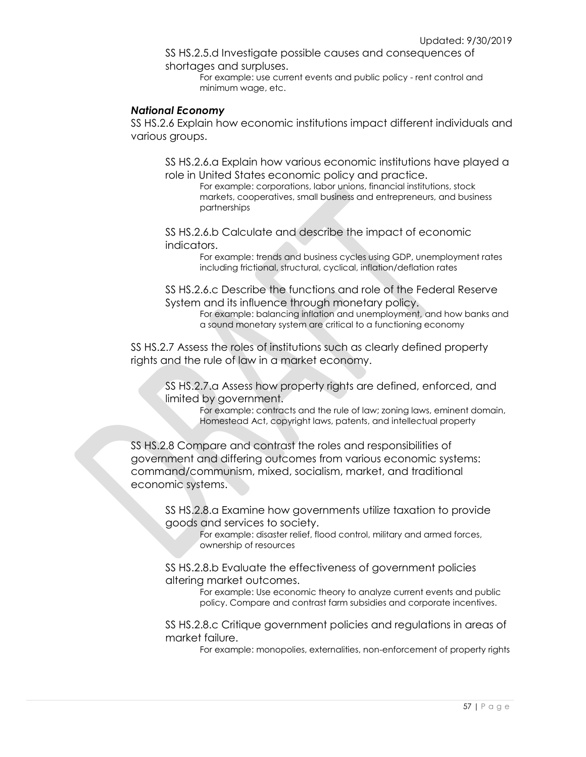SS HS.2.5.d Investigate possible causes and consequences of shortages and surpluses.

For example: use current events and public policy - rent control and minimum wage, etc.

***National Economy***

SS HS.2.6 Explain how economic institutions impact different individuals and various groups.

SS HS.2.6.a Explain how various economic institutions have played a role in United States economic policy and practice.

For example: corporations, labor unions, financial institutions, stock markets, cooperatives, small business and entrepreneurs, and business partnerships

SS HS.2.6.b Calculate and describe the impact of economic indicators.

For example: trends and business cycles using GDP, unemployment rates including frictional, structural, cyclical, inflation/deflation rates

SS HS.2.6.c Describe the functions and role of the Federal Reserve System and its influence through monetary policy.

For example: balancing inflation and unemployment, and how banks and a sound monetary system are critical to a functioning economy

SS HS.2.7 Assess the roles of institutions such as clearly defined property rights and the rule of law in a market economy.

SS HS.2.7.a Assess how property rights are defined, enforced, and limited by government.

For example: contracts and the rule of law; zoning laws, eminent domain, Homestead Act, copyright laws, patents, and intellectual property

SS HS.2.8 Compare and contrast the roles and responsibilities of government and differing outcomes from various economic systems: command/communism, mixed, socialism, market, and traditional economic systems.

SS HS.2.8.a Examine how governments utilize taxation to provide goods and services to society.

For example: disaster relief, flood control, military and armed forces, ownership of resources

SS HS.2.8.b Evaluate the effectiveness of government policies altering market outcomes.

For example: Use economic theory to analyze current events and public policy. Compare and contrast farm subsidies and corporate incentives.

SS HS.2.8.c Critique government policies and regulations in areas of market failure.

For example: monopolies, externalities, non-enforcement of property rights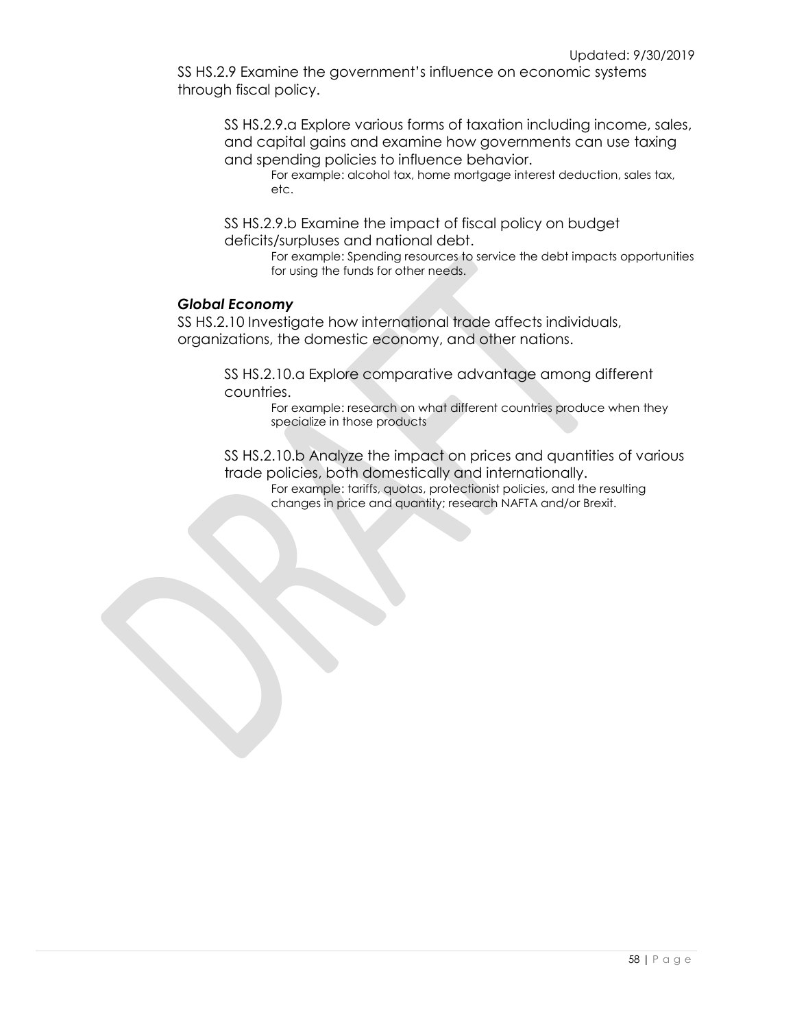SS HS.2.9 Examine the government's influence on economic systems through fiscal policy.

SS HS.2.9.a Explore various forms of taxation including income, sales, and capital gains and examine how governments can use taxing and spending policies to influence behavior.

For example: alcohol tax, home mortgage interest deduction, sales tax, etc.

SS HS.2.9.b Examine the impact of fiscal policy on budget deficits/surpluses and national debt.

For example: Spending resources to service the debt impacts opportunities for using the funds for other needs.

***Global Economy***

SS HS.2.10 Investigate how international trade affects individuals, organizations, the domestic economy, and other nations.

SS HS.2.10.a Explore comparative advantage among different countries.

For example: research on what different countries produce when they specialize in those products

SS HS.2.10.b Analyze the impact on prices and quantities of various trade policies, both domestically and internationally.

For example: tariffs, quotas, protectionist policies, and the resulting changes in price and quantity; research NAFTA and/or Brexit.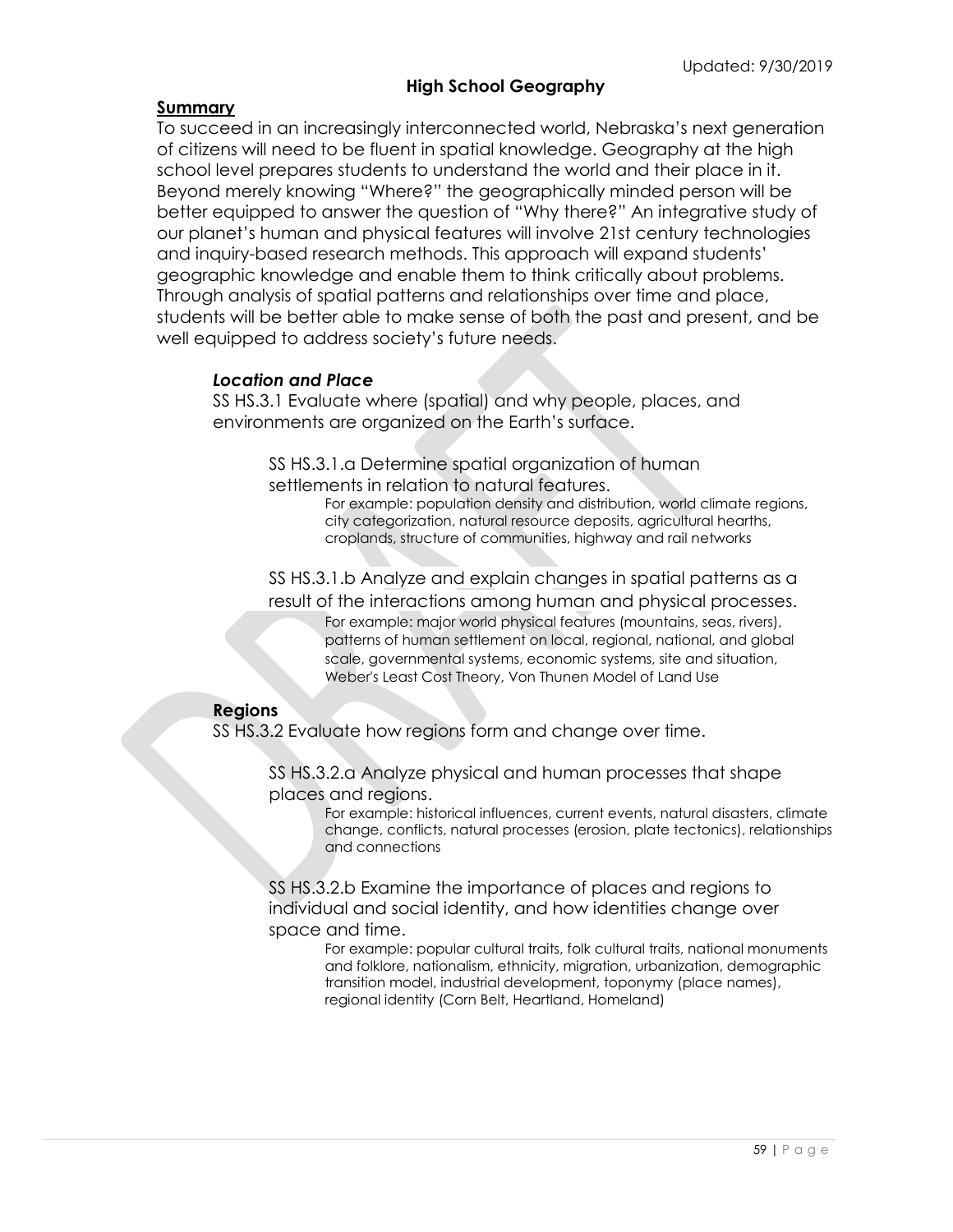Updated: 9/30/2019

## High School Geography

**Summary**

To succeed in an increasingly interconnected world, Nebraska's next generation of citizens will need to be fluent in spatial knowledge. Geography at the high school level prepares students to understand the world and their place in it. Beyond merely knowing "Where?" the geographically minded person will be better equipped to answer the question of "Why there?" An integrative study of our planet's human and physical features will involve 21st century technologies and inquiry-based research methods. This approach will expand students' geographic knowledge and enable them to think critically about problems. Through analysis of spatial patterns and relationships over time and place, students will be better able to make sense of both the past and present, and be well equipped to address society's future needs.

### *Location and Place*

SS HS.3.1 Evaluate where (spatial) and why people, places, and environments are organized on the Earth's surface.

SS HS.3.1.a Determine spatial organization of human settlements in relation to natural features.

For example: population density and distribution, world climate regions, city categorization, natural resource deposits, agricultural hearths, croplands, structure of communities, highway and rail networks

SS HS.3.1.b Analyze and explain changes in spatial patterns as a result of the interactions among human and physical processes.

For example: major world physical features (mountains, seas, rivers), patterns of human settlement on local, regional, national, and global scale, governmental systems, economic systems, site and situation, Weber's Least Cost Theory, Von Thunen Model of Land Use

### Regions

SS HS.3.2 Evaluate how regions form and change over time.

SS HS.3.2.a Analyze physical and human processes that shape places and regions.

For example: historical influences, current events, natural disasters, climate change, conflicts, natural processes (erosion, plate tectonics), relationships and connections

SS HS.3.2.b Examine the importance of places and regions to individual and social identity, and how identities change over space and time.

For example: popular cultural traits, folk cultural traits, national monuments and folklore, nationalism, ethnicity, migration, urbanization, demographic transition model, industrial development, toponymy (place names), regional identity (Corn Belt, Heartland, Homeland)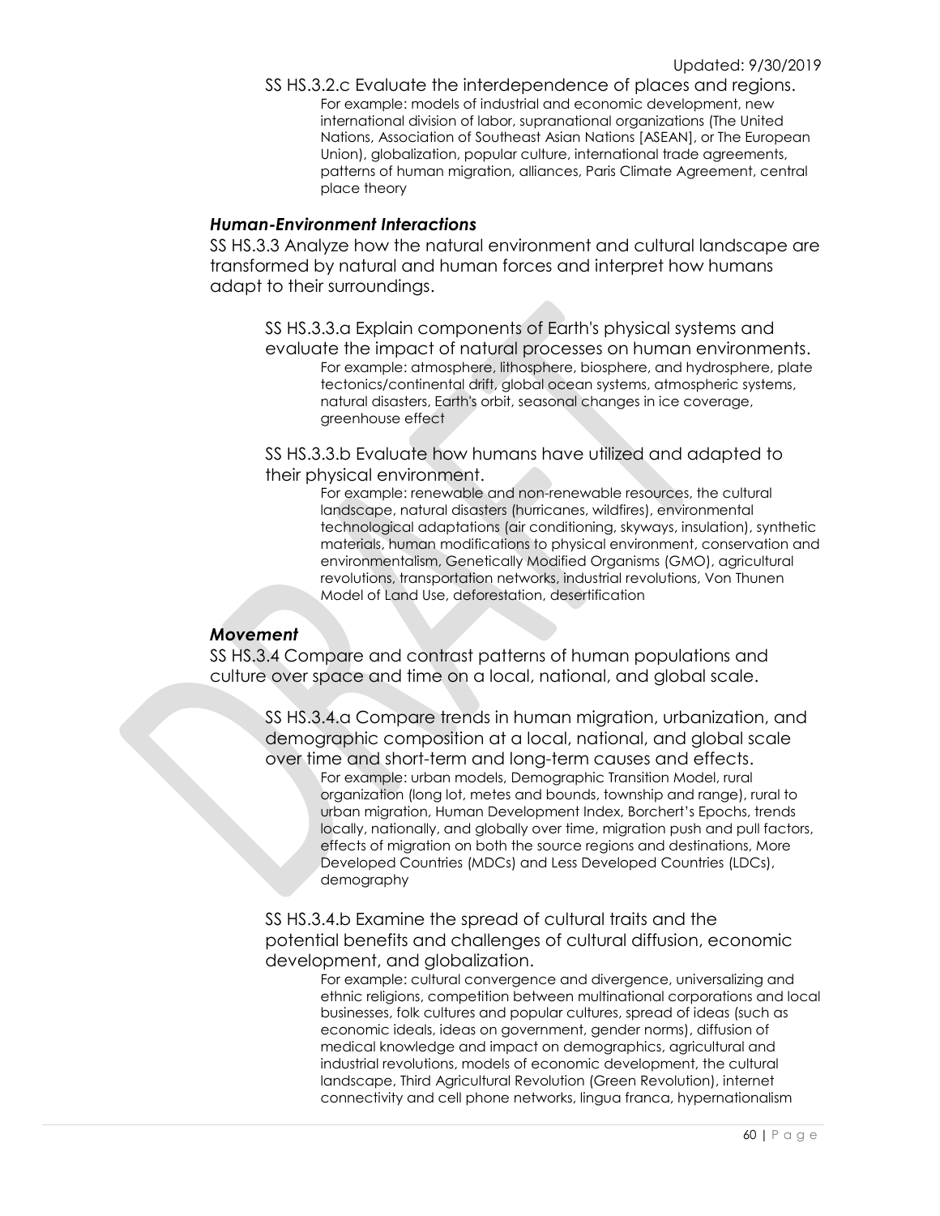SS HS.3.2.c Evaluate the interdependence of places and regions.

For example: models of industrial and economic development, new international division of labor, supranational organizations (The United Nations, Association of Southeast Asian Nations [ASEAN], or The European Union), globalization, popular culture, international trade agreements, patterns of human migration, alliances, Paris Climate Agreement, central place theory

### *Human-Environment Interactions*

SS HS.3.3 Analyze how the natural environment and cultural landscape are transformed by natural and human forces and interpret how humans adapt to their surroundings.

SS HS.3.3.a Explain components of Earth's physical systems and evaluate the impact of natural processes on human environments.

For example: atmosphere, lithosphere, biosphere, and hydrosphere, plate tectonics/continental drift, global ocean systems, atmospheric systems, natural disasters, Earth's orbit, seasonal changes in ice coverage, greenhouse effect

SS HS.3.3.b Evaluate how humans have utilized and adapted to their physical environment.

For example: renewable and non-renewable resources, the cultural landscape, natural disasters (hurricanes, wildfires), environmental technological adaptations (air conditioning, skyways, insulation), synthetic materials, human modifications to physical environment, conservation and environmentalism, Genetically Modified Organisms (GMO), agricultural revolutions, transportation networks, industrial revolutions, Von Thunen Model of Land Use, deforestation, desertification

### *Movement*

SS HS.3.4 Compare and contrast patterns of human populations and culture over space and time on a local, national, and global scale.

SS HS.3.4.a Compare trends in human migration, urbanization, and demographic composition at a local, national, and global scale over time and short-term and long-term causes and effects.

For example: urban models, Demographic Transition Model, rural organization (long lot, metes and bounds, township and range), rural to urban migration, Human Development Index, Borchert's Epochs, trends locally, nationally, and globally over time, migration push and pull factors, effects of migration on both the source regions and destinations, More Developed Countries (MDCs) and Less Developed Countries (LDCs), demography

SS HS.3.4.b Examine the spread of cultural traits and the potential benefits and challenges of cultural diffusion, economic development, and globalization.

For example: cultural convergence and divergence, universalizing and ethnic religions, competition between multinational corporations and local businesses, folk cultures and popular cultures, spread of ideas (such as economic ideals, ideas on government, gender norms), diffusion of medical knowledge and impact on demographics, agricultural and industrial revolutions, models of economic development, the cultural landscape, Third Agricultural Revolution (Green Revolution), internet connectivity and cell phone networks, lingua franca, hypernationalism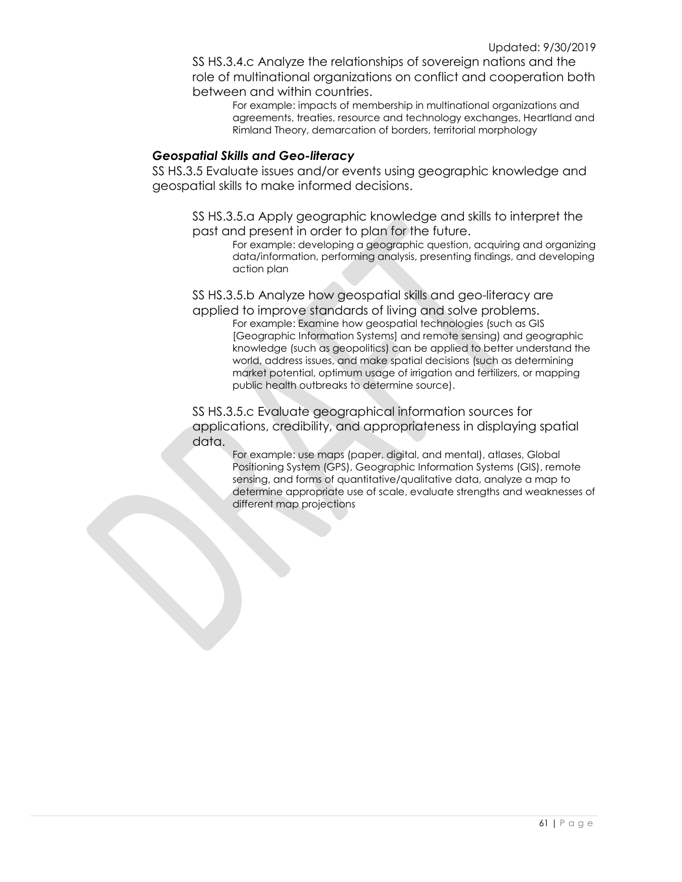SS HS.3.4.c Analyze the relationships of sovereign nations and the role of multinational organizations on conflict and cooperation both between and within countries.

For example: impacts of membership in multinational organizations and agreements, treaties, resource and technology exchanges, Heartland and Rimland Theory, demarcation of borders, territorial morphology

### *Geospatial Skills and Geo-literacy*

SS HS.3.5 Evaluate issues and/or events using geographic knowledge and geospatial skills to make informed decisions.

SS HS.3.5.a Apply geographic knowledge and skills to interpret the past and present in order to plan for the future.

For example: developing a geographic question, acquiring and organizing data/information, performing analysis, presenting findings, and developing action plan

SS HS.3.5.b Analyze how geospatial skills and geo-literacy are applied to improve standards of living and solve problems.

For example: Examine how geospatial technologies (such as GIS [Geographic Information Systems] and remote sensing) and geographic knowledge (such as geopolitics) can be applied to better understand the world, address issues, and make spatial decisions (such as determining market potential, optimum usage of irrigation and fertilizers, or mapping public health outbreaks to determine source).

SS HS.3.5.c Evaluate geographical information sources for applications, credibility, and appropriateness in displaying spatial data.

For example: use maps (paper, digital, and mental), atlases, Global Positioning System (GPS), Geographic Information Systems (GIS), remote sensing, and forms of quantitative/qualitative data, analyze a map to determine appropriate use of scale, evaluate strengths and weaknesses of different map projections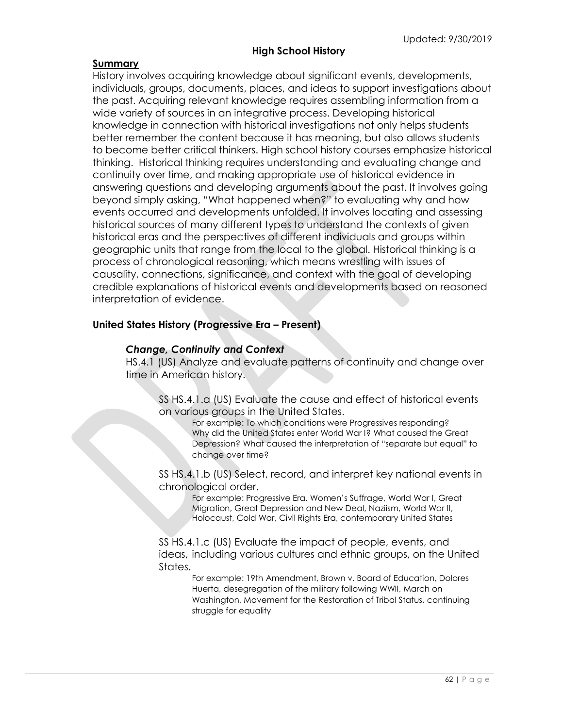## High School History

### Summary

History involves acquiring knowledge about significant events, developments, individuals, groups, documents, places, and ideas to support investigations about the past. Acquiring relevant knowledge requires assembling information from a wide variety of sources in an integrative process. Developing historical knowledge in connection with historical investigations not only helps students better remember the content because it has meaning, but also allows students to become better critical thinkers. High school history courses emphasize historical thinking. Historical thinking requires understanding and evaluating change and continuity over time, and making appropriate use of historical evidence in answering questions and developing arguments about the past. It involves going beyond simply asking, "What happened when?" to evaluating why and how events occurred and developments unfolded. It involves locating and assessing historical sources of many different types to understand the contexts of given historical eras and the perspectives of different individuals and groups within geographic units that range from the local to the global. Historical thinking is a process of chronological reasoning, which means wrestling with issues of causality, connections, significance, and context with the goal of developing credible explanations of historical events and developments based on reasoned interpretation of evidence.

### United States History (Progressive Era – Present)

#### *Change, Continuity and Context*

HS.4.1 (US) Analyze and evaluate patterns of continuity and change over time in American history.

SS HS.4.1.a (US) Evaluate the cause and effect of historical events on various groups in the United States.

For example: To which conditions were Progressives responding? Why did the United States enter World War I? What caused the Great Depression? What caused the interpretation of "separate but equal" to change over time?

SS HS.4.1.b (US) Select, record, and interpret key national events in chronological order.

For example: Progressive Era, Women's Suffrage, World War I, Great Migration, Great Depression and New Deal, Naziism, World War II, Holocaust, Cold War, Civil Rights Era, contemporary United States

SS HS.4.1.c (US) Evaluate the impact of people, events, and ideas, including various cultures and ethnic groups, on the United States.

For example: 19th Amendment, Brown v. Board of Education, Dolores Huerta, desegregation of the military following WWII, March on Washington, Movement for the Restoration of Tribal Status, continuing struggle for equality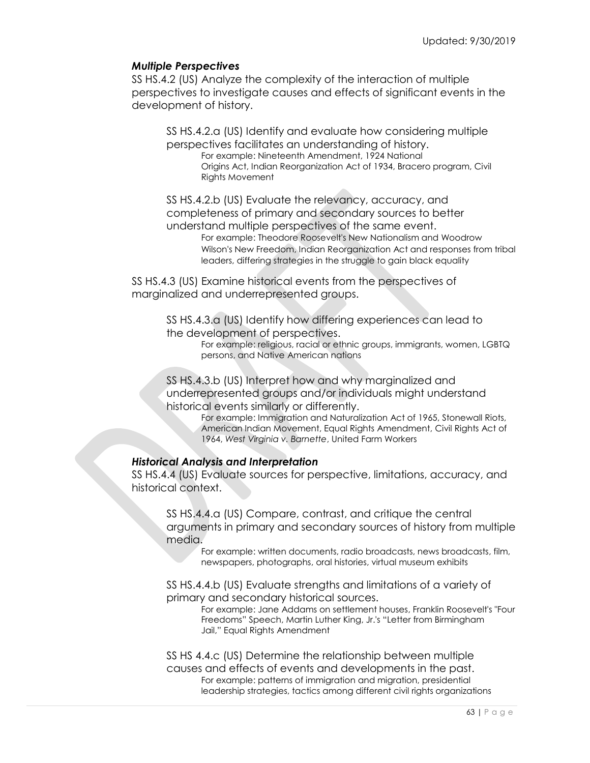### *Multiple Perspectives*

SS HS.4.2 (US) Analyze the complexity of the interaction of multiple perspectives to investigate causes and effects of significant events in the development of history.

SS HS.4.2.a (US) Identify and evaluate how considering multiple perspectives facilitates an understanding of history.
For example: Nineteenth Amendment, 1924 National Origins Act, Indian Reorganization Act of 1934, Bracero program, Civil Rights Movement

SS HS.4.2.b (US) Evaluate the relevancy, accuracy, and completeness of primary and secondary sources to better understand multiple perspectives of the same event.
For example: Theodore Roosevelt's New Nationalism and Woodrow Wilson's New Freedom, Indian Reorganization Act and responses from tribal leaders, differing strategies in the struggle to gain black equality

SS HS.4.3 (US) Examine historical events from the perspectives of marginalized and underrepresented groups.

SS HS.4.3.a (US) Identify how differing experiences can lead to the development of perspectives.
For example: religious, racial or ethnic groups, immigrants, women, LGBTQ persons, and Native American nations

SS HS.4.3.b (US) Interpret how and why marginalized and underrepresented groups and/or individuals might understand historical events similarly or differently.
For example: Immigration and Naturalization Act of 1965, Stonewall Riots, American Indian Movement, Equal Rights Amendment, Civil Rights Act of 1964, *West Virginia v. Barnette*, United Farm Workers

### *Historical Analysis and Interpretation*

SS HS.4.4 (US) Evaluate sources for perspective, limitations, accuracy, and historical context.

SS HS.4.4.a (US) Compare, contrast, and critique the central arguments in primary and secondary sources of history from multiple media.
For example: written documents, radio broadcasts, news broadcasts, film, newspapers, photographs, oral histories, virtual museum exhibits

SS HS.4.4.b (US) Evaluate strengths and limitations of a variety of primary and secondary historical sources.
For example: Jane Addams on settlement houses, Franklin Roosevelt's "Four Freedoms" Speech, Martin Luther King, Jr.'s "Letter from Birmingham Jail," Equal Rights Amendment

SS HS 4.4.c (US) Determine the relationship between multiple causes and effects of events and developments in the past.
For example: patterns of immigration and migration, presidential leadership strategies, tactics among different civil rights organizations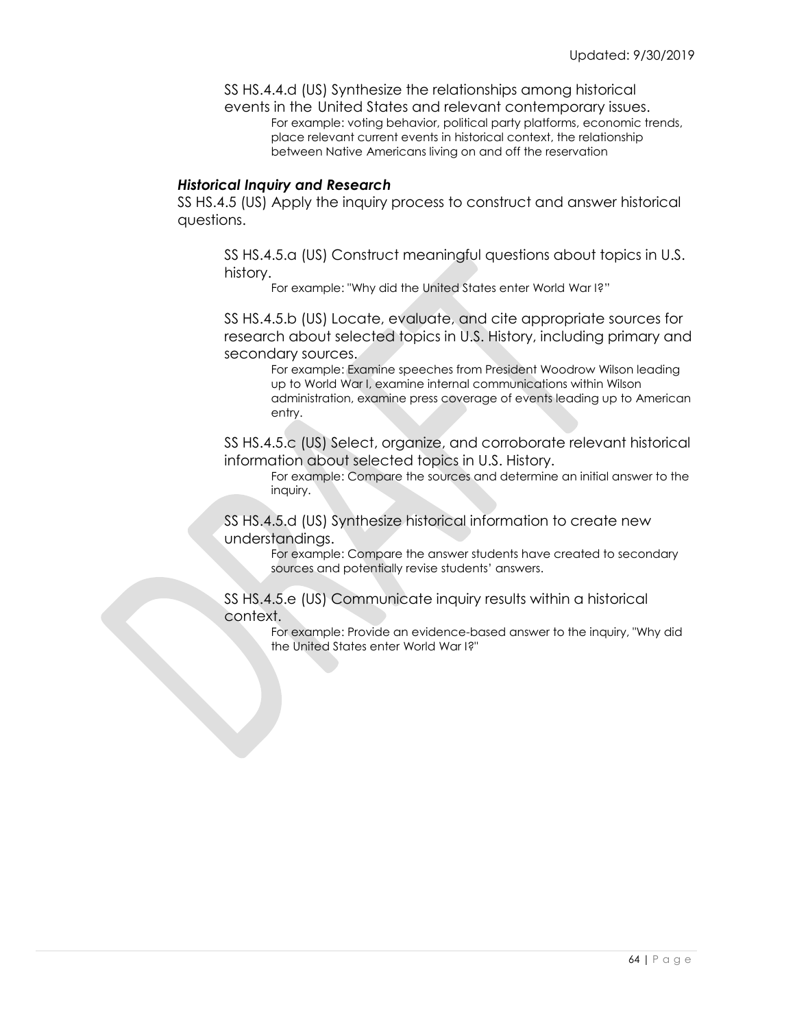SS HS.4.4.d (US) Synthesize the relationships among historical events in the United States and relevant contemporary issues.

For example: voting behavior, political party platforms, economic trends, place relevant current events in historical context, the relationship between Native Americans living on and off the reservation

***Historical Inquiry and Research***

SS HS.4.5 (US) Apply the inquiry process to construct and answer historical questions.

SS HS.4.5.a (US) Construct meaningful questions about topics in U.S. history.

For example: "Why did the United States enter World War I?"

SS HS.4.5.b (US) Locate, evaluate, and cite appropriate sources for research about selected topics in U.S. History, including primary and secondary sources.

For example: Examine speeches from President Woodrow Wilson leading up to World War I, examine internal communications within Wilson administration, examine press coverage of events leading up to American entry.

SS HS.4.5.c (US) Select, organize, and corroborate relevant historical information about selected topics in U.S. History.

For example: Compare the sources and determine an initial answer to the inquiry.

SS HS.4.5.d (US) Synthesize historical information to create new understandings.

For example: Compare the answer students have created to secondary sources and potentially revise students' answers.

SS HS.4.5.e (US) Communicate inquiry results within a historical context.

For example: Provide an evidence-based answer to the inquiry, "Why did the United States enter World War I?"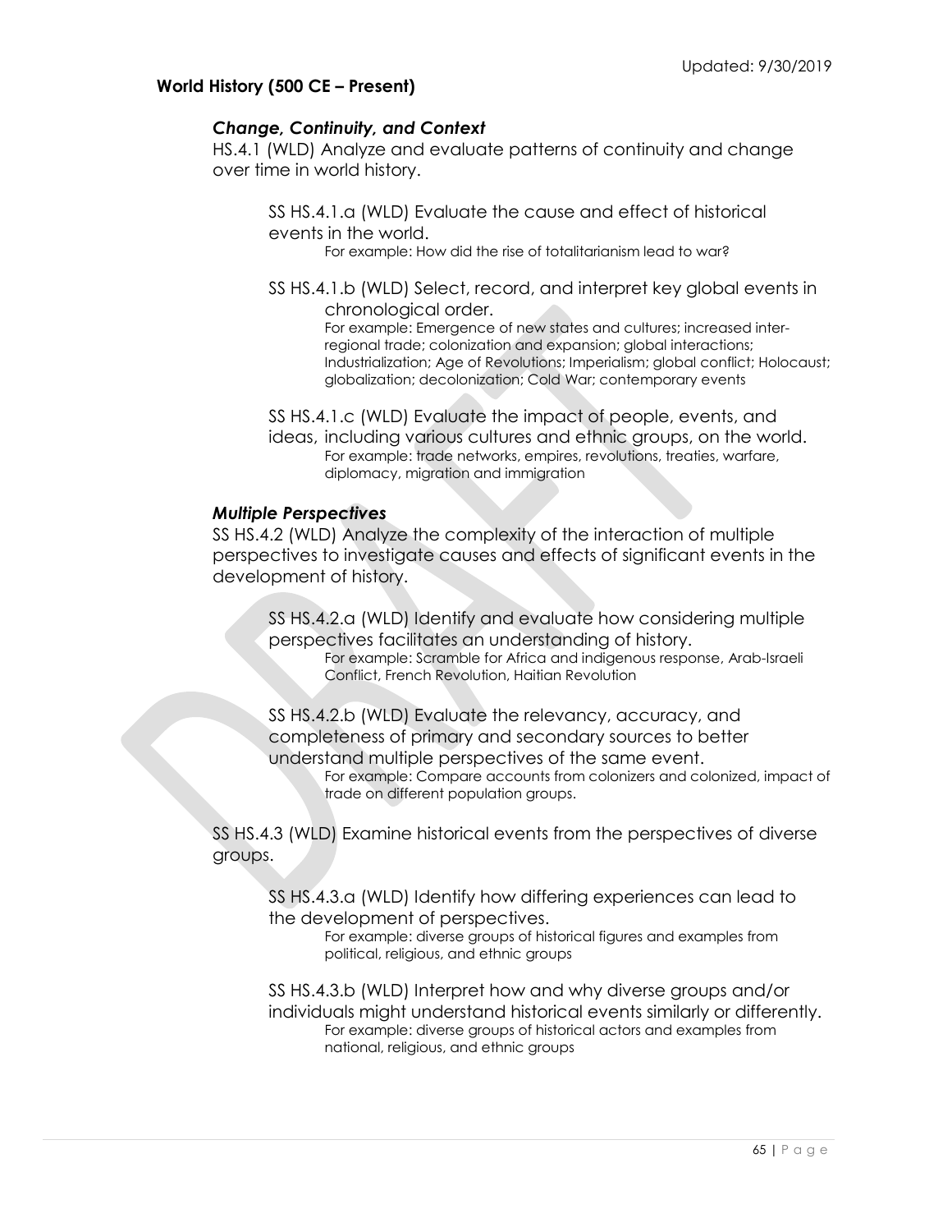## World History (500 CE – Present)

### *Change, Continuity, and Context*

HS.4.1 (WLD) Analyze and evaluate patterns of continuity and change over time in world history.

> SS HS.4.1.a (WLD) Evaluate the cause and effect of historical events in the world.
>
> For example: How did the rise of totalitarianism lead to war?
>
> SS HS.4.1.b (WLD) Select, record, and interpret key global events in chronological order.
>
> For example: Emergence of new states and cultures; increased inter-regional trade; colonization and expansion; global interactions; Industrialization; Age of Revolutions; Imperialism; global conflict; Holocaust; globalization; decolonization; Cold War; contemporary events
>
> SS HS.4.1.c (WLD) Evaluate the impact of people, events, and ideas, including various cultures and ethnic groups, on the world.
>
> For example: trade networks, empires, revolutions, treaties, warfare, diplomacy, migration and immigration

### *Multiple Perspectives*

SS HS.4.2 (WLD) Analyze the complexity of the interaction of multiple perspectives to investigate causes and effects of significant events in the development of history.

> SS HS.4.2.a (WLD) Identify and evaluate how considering multiple perspectives facilitates an understanding of history.
>
> For example: Scramble for Africa and indigenous response, Arab-Israeli Conflict, French Revolution, Haitian Revolution
>
> SS HS.4.2.b (WLD) Evaluate the relevancy, accuracy, and completeness of primary and secondary sources to better understand multiple perspectives of the same event.
>
> For example: Compare accounts from colonizers and colonized, impact of trade on different population groups.

SS HS.4.3 (WLD) Examine historical events from the perspectives of diverse groups.

> SS HS.4.3.a (WLD) Identify how differing experiences can lead to the development of perspectives.
>
> For example: diverse groups of historical figures and examples from political, religious, and ethnic groups
>
> SS HS.4.3.b (WLD) Interpret how and why diverse groups and/or individuals might understand historical events similarly or differently.
>
> For example: diverse groups of historical actors and examples from national, religious, and ethnic groups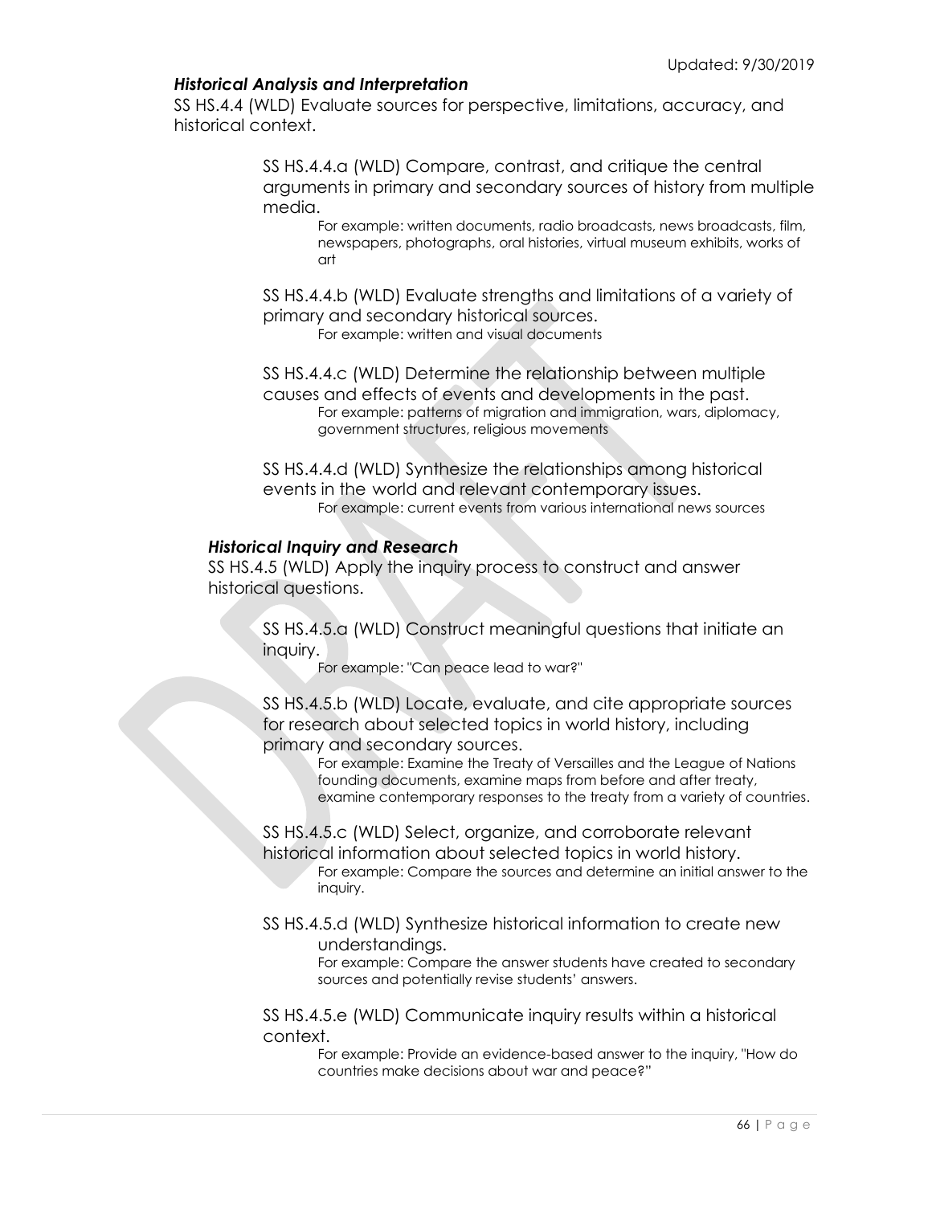### *Historical Analysis and Interpretation*

SS HS.4.4 (WLD) Evaluate sources for perspective, limitations, accuracy, and historical context.

SS HS.4.4.a (WLD) Compare, contrast, and critique the central arguments in primary and secondary sources of history from multiple media.

For example: written documents, radio broadcasts, news broadcasts, film, newspapers, photographs, oral histories, virtual museum exhibits, works of art

SS HS.4.4.b (WLD) Evaluate strengths and limitations of a variety of primary and secondary historical sources.

For example: written and visual documents

SS HS.4.4.c (WLD) Determine the relationship between multiple causes and effects of events and developments in the past.

For example: patterns of migration and immigration, wars, diplomacy, government structures, religious movements

SS HS.4.4.d (WLD) Synthesize the relationships among historical events in the world and relevant contemporary issues.

For example: current events from various international news sources

### *Historical Inquiry and Research*

SS HS.4.5 (WLD) Apply the inquiry process to construct and answer historical questions.

SS HS.4.5.a (WLD) Construct meaningful questions that initiate an inquiry.

For example: "Can peace lead to war?"

SS HS.4.5.b (WLD) Locate, evaluate, and cite appropriate sources for research about selected topics in world history, including primary and secondary sources.

For example: Examine the Treaty of Versailles and the League of Nations founding documents, examine maps from before and after treaty, examine contemporary responses to the treaty from a variety of countries.

SS HS.4.5.c (WLD) Select, organize, and corroborate relevant historical information about selected topics in world history.

For example: Compare the sources and determine an initial answer to the inquiry.

SS HS.4.5.d (WLD) Synthesize historical information to create new understandings.

For example: Compare the answer students have created to secondary sources and potentially revise students' answers.

SS HS.4.5.e (WLD) Communicate inquiry results within a historical context.

For example: Provide an evidence-based answer to the inquiry, "How do countries make decisions about war and peace?"